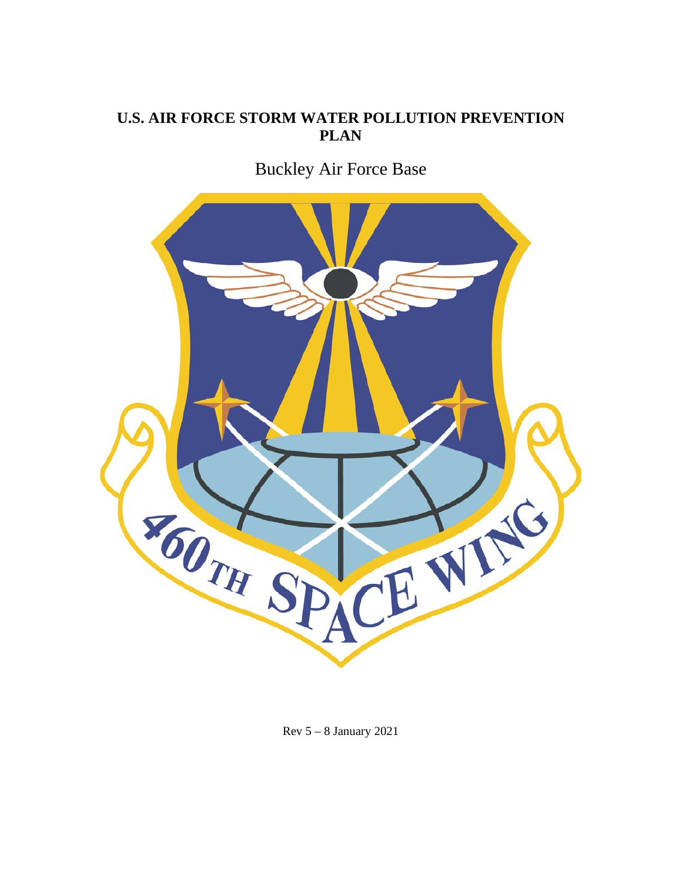# U.S. AIR FORCE STORM WATER POLLUTION PREVENTION PLAN

Buckley Air Force Base

Rev 5 – 8 January 2021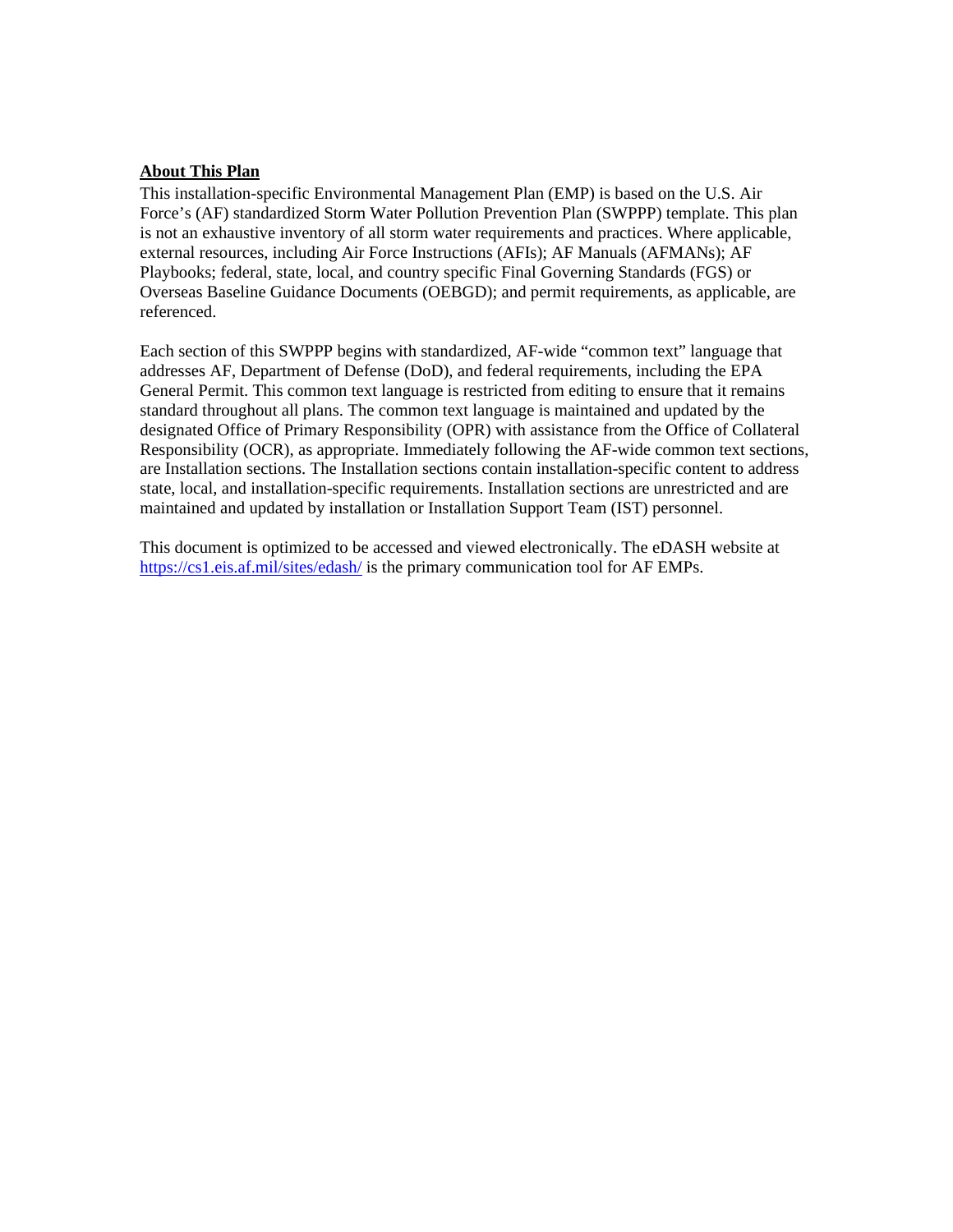**About This Plan**

This installation-specific Environmental Management Plan (EMP) is based on the U.S. Air Force's (AF) standardized Storm Water Pollution Prevention Plan (SWPPP) template. This plan is not an exhaustive inventory of all storm water requirements and practices. Where applicable, external resources, including Air Force Instructions (AFIs); AF Manuals (AFMANs); AF Playbooks; federal, state, local, and country specific Final Governing Standards (FGS) or Overseas Baseline Guidance Documents (OEBGD); and permit requirements, as applicable, are referenced.

Each section of this SWPPP begins with standardized, AF-wide "common text" language that addresses AF, Department of Defense (DoD), and federal requirements, including the EPA General Permit. This common text language is restricted from editing to ensure that it remains standard throughout all plans. The common text language is maintained and updated by the designated Office of Primary Responsibility (OPR) with assistance from the Office of Collateral Responsibility (OCR), as appropriate. Immediately following the AF-wide common text sections, are Installation sections. The Installation sections contain installation-specific content to address state, local, and installation-specific requirements. Installation sections are unrestricted and are maintained and updated by installation or Installation Support Team (IST) personnel.

This document is optimized to be accessed and viewed electronically. The eDASH website at [https://cs1.eis.af.mil/sites/edash/](https://cs1.eis.af.mil/sites/edash/) is the primary communication tool for AF EMPs.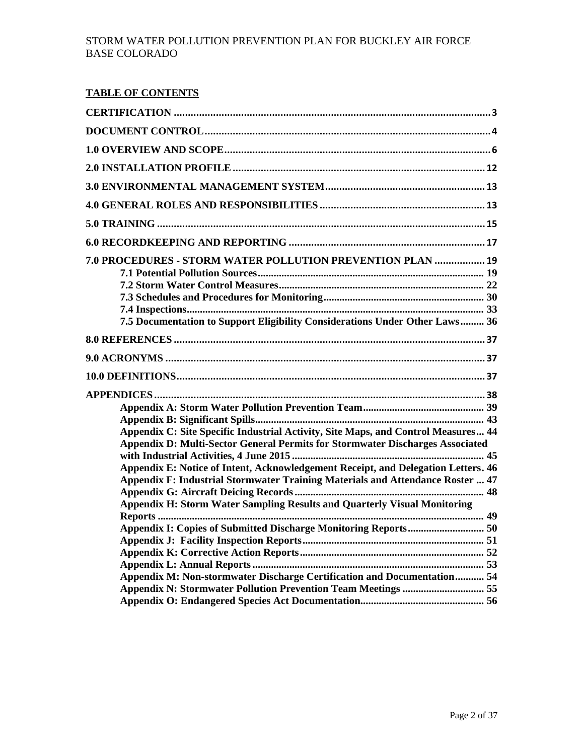**TABLE OF CONTENTS**

| | |
|---|---|
| **CERTIFICATION** | **3** |
| **DOCUMENT CONTROL** | **4** |
| **1.0 OVERVIEW AND SCOPE** | **6** |
| **2.0 INSTALLATION PROFILE** | **12** |
| **3.0 ENVIRONMENTAL MANAGEMENT SYSTEM** | **13** |
| **4.0 GENERAL ROLES AND RESPONSIBILITIES** | **13** |
| **5.0 TRAINING** | **15** |
| **6.0 RECORDKEEPING AND REPORTING** | **17** |
| **7.0 PROCEDURES - STORM WATER POLLUTION PREVENTION PLAN** | **19** |
| **7.1 Potential Pollution Sources** | **19** |
| **7.2 Storm Water Control Measures** | **22** |
| **7.3 Schedules and Procedures for Monitoring** | **30** |
| **7.4 Inspections** | **33** |
| **7.5 Documentation to Support Eligibility Considerations Under Other Laws** | **36** |
| **8.0 REFERENCES** | **37** |
| **9.0 ACRONYMS** | **37** |
| **10.0 DEFINITIONS** | **37** |
| **APPENDICES** | **38** |
| **Appendix A: Storm Water Pollution Prevention Team** | **39** |
| **Appendix B: Significant Spills** | **43** |
| **Appendix C: Site Specific Industrial Activity, Site Maps, and Control Measures** | **44** |
| **Appendix D: Multi-Sector General Permits for Stormwater Discharges Associated with Industrial Activities, 4 June 2015** | **45** |
| **Appendix E: Notice of Intent, Acknowledgement Receipt, and Delegation Letters** | **46** |
| **Appendix F: Industrial Stormwater Training Materials and Attendance Roster** | **47** |
| **Appendix G: Aircraft Deicing Records** | **48** |
| **Appendix H: Storm Water Sampling Results and Quarterly Visual Monitoring Reports** | **49** |
| **Appendix I: Copies of Submitted Discharge Monitoring Reports** | **50** |
| **Appendix J: Facility Inspection Reports** | **51** |
| **Appendix K: Corrective Action Reports** | **52** |
| **Appendix L: Annual Reports** | **53** |
| **Appendix M: Non-stormwater Discharge Certification and Documentation** | **54** |
| **Appendix N: Stormwater Pollution Prevention Team Meetings** | **55** |
| **Appendix O: Endangered Species Act Documentation** | **56** |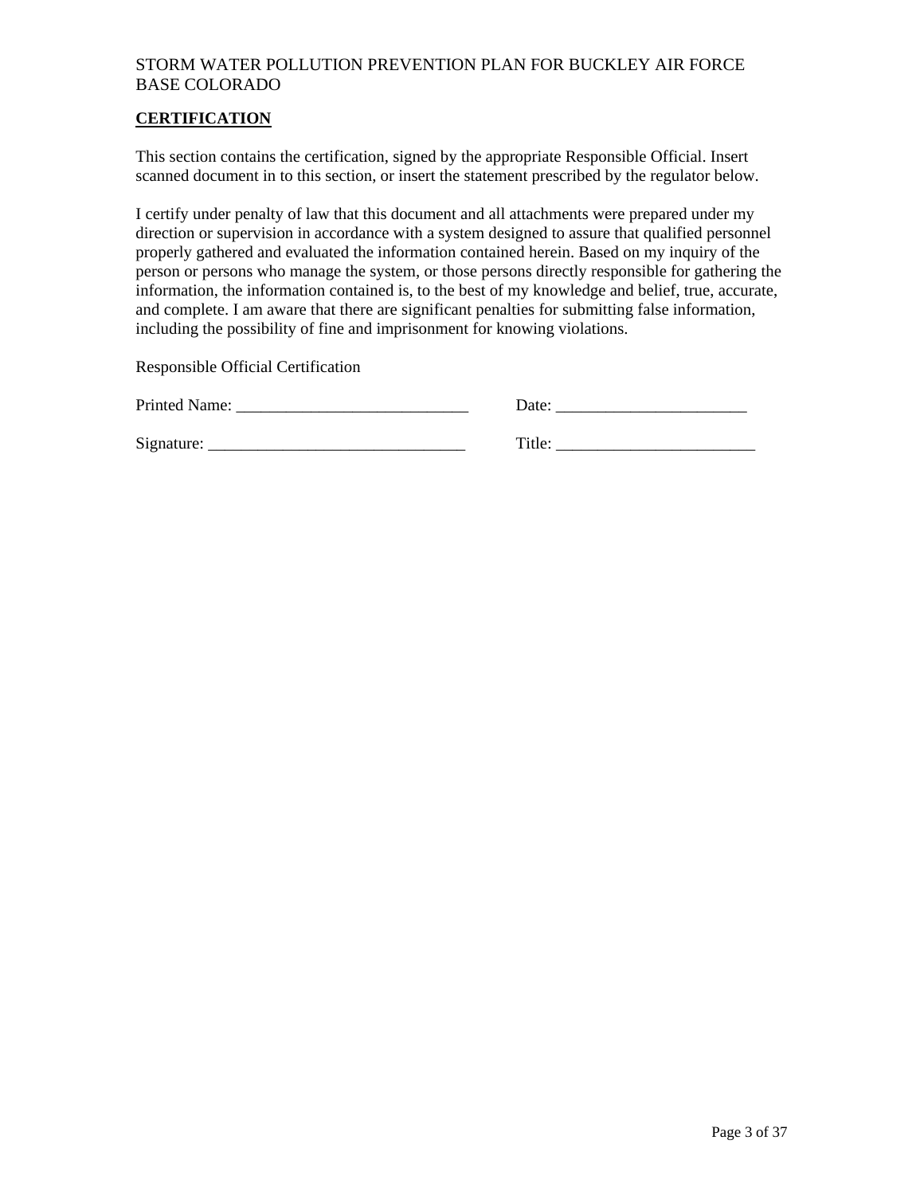## CERTIFICATION

This section contains the certification, signed by the appropriate Responsible Official. Insert scanned document in to this section, or insert the statement prescribed by the regulator below.

I certify under penalty of law that this document and all attachments were prepared under my direction or supervision in accordance with a system designed to assure that qualified personnel properly gathered and evaluated the information contained herein. Based on my inquiry of the person or persons who manage the system, or those persons directly responsible for gathering the information, the information contained is, to the best of my knowledge and belief, true, accurate, and complete. I am aware that there are significant penalties for submitting false information, including the possibility of fine and imprisonment for knowing violations.

Responsible Official Certification

Printed Name: ____________________________ Date: _______________________

Signature: _______________________________ Title: ________________________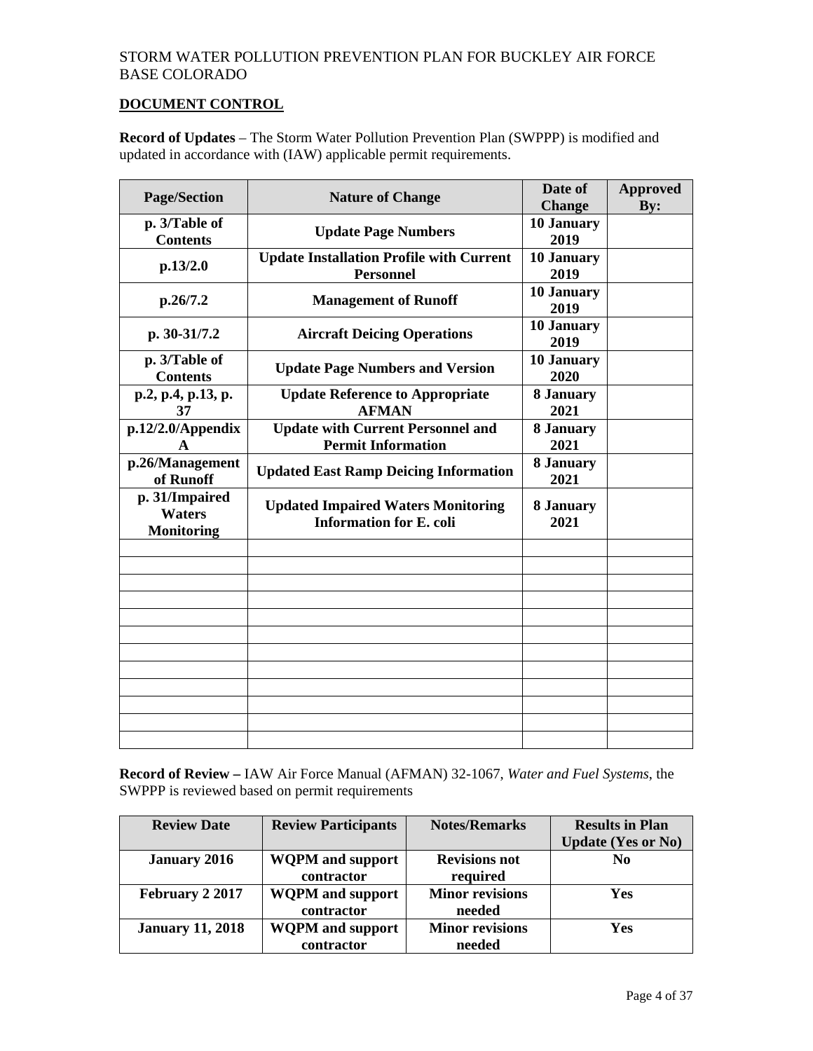STORM WATER POLLUTION PREVENTION PLAN FOR BUCKLEY AIR FORCE BASE COLORADO

**DOCUMENT CONTROL**

**Record of Updates** – The Storm Water Pollution Prevention Plan (SWPPP) is modified and updated in accordance with (IAW) applicable permit requirements.

| Page/Section | Nature of Change | Date of Change | Approved By: |
|---|---|---|---|
| **p. 3/Table of Contents** | **Update Page Numbers** | **10 January 2019** | |
| **p.13/2.0** | **Update Installation Profile with Current Personnel** | **10 January 2019** | |
| **p.26/7.2** | **Management of Runoff** | **10 January 2019** | |
| **p. 30-31/7.2** | **Aircraft Deicing Operations** | **10 January 2019** | |
| **p. 3/Table of Contents** | **Update Page Numbers and Version** | **10 January 2020** | |
| **p.2, p.4, p.13, p. 37** | **Update Reference to Appropriate AFMAN** | **8 January 2021** | |
| **p.12/2.0/Appendix A** | **Update with Current Personnel and Permit Information** | **8 January 2021** | |
| **p.26/Management of Runoff** | **Updated East Ramp Deicing Information** | **8 January 2021** | |
| **p. 31/Impaired Waters Monitoring** | **Updated Impaired Waters Monitoring Information for E. coli** | **8 January 2021** | |
| | | | |
| | | | |
| | | | |
| | | | |
| | | | |
| | | | |
| | | | |
| | | | |
| | | | |
| | | | |
| | | | |
| | | | |

**Record of Review –** IAW Air Force Manual (AFMAN) 32-1067, *Water and Fuel Systems*, the SWPPP is reviewed based on permit requirements

| Review Date | Review Participants | Notes/Remarks | Results in Plan Update (Yes or No) |
|---|---|---|---|
| **January 2016** | **WQPM and support contractor** | **Revisions not required** | **No** |
| **February 2 2017** | **WQPM and support contractor** | **Minor revisions needed** | **Yes** |
| **January 11, 2018** | **WQPM and support contractor** | **Minor revisions needed** | **Yes** |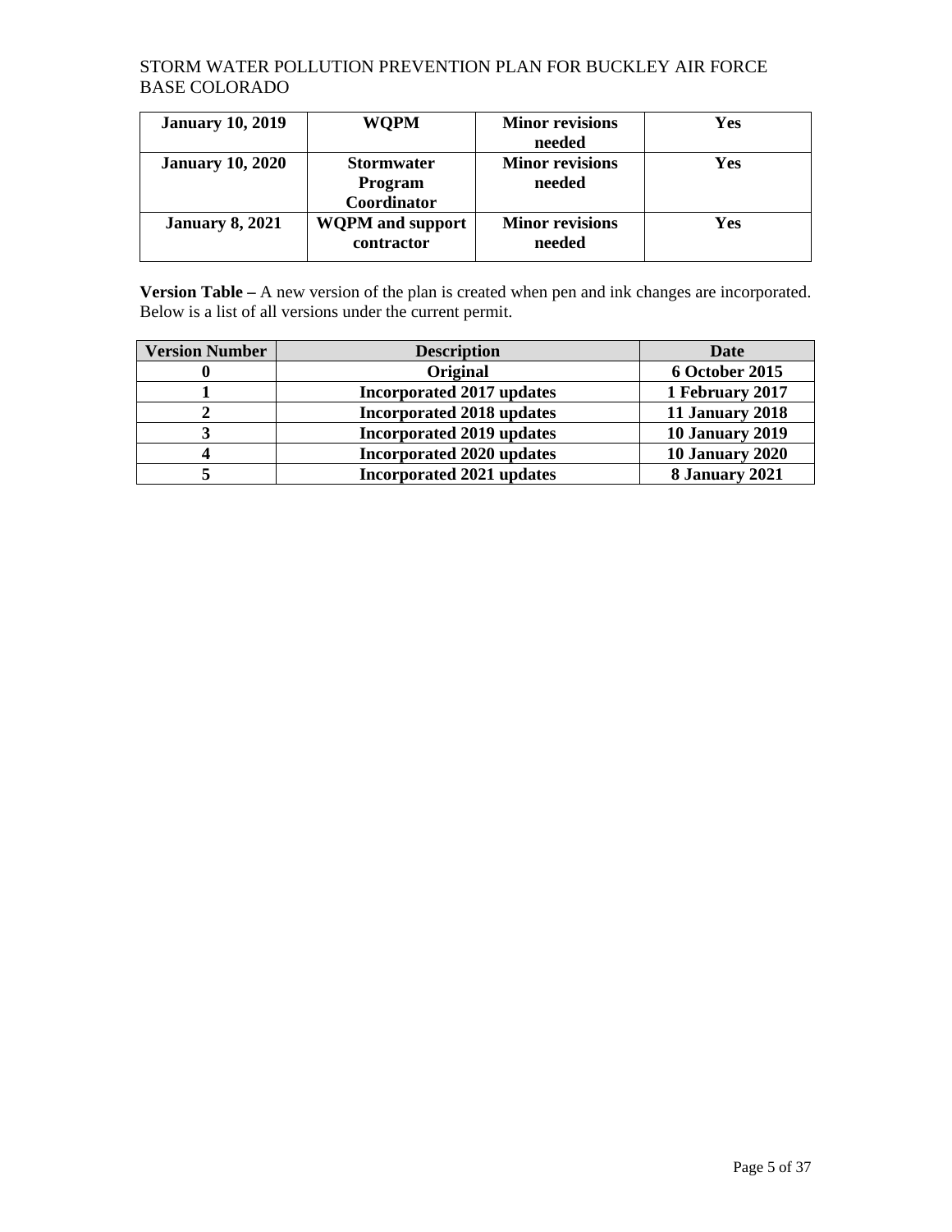| **January 10, 2019** | **WQPM** | **Minor revisions needed** | **Yes** |
|---|---|---|---|
| **January 10, 2020** | **Stormwater Program Coordinator** | **Minor revisions needed** | **Yes** |
| **January 8, 2021** | **WQPM and support contractor** | **Minor revisions needed** | **Yes** |

**Version Table –** A new version of the plan is created when pen and ink changes are incorporated. Below is a list of all versions under the current permit.

| Version Number | Description | Date |
|---|---|---|
| **0** | **Original** | **6 October 2015** |
| **1** | **Incorporated 2017 updates** | **1 February 2017** |
| **2** | **Incorporated 2018 updates** | **11 January 2018** |
| **3** | **Incorporated 2019 updates** | **10 January 2019** |
| **4** | **Incorporated 2020 updates** | **10 January 2020** |
| **5** | **Incorporated 2021 updates** | **8 January 2021** |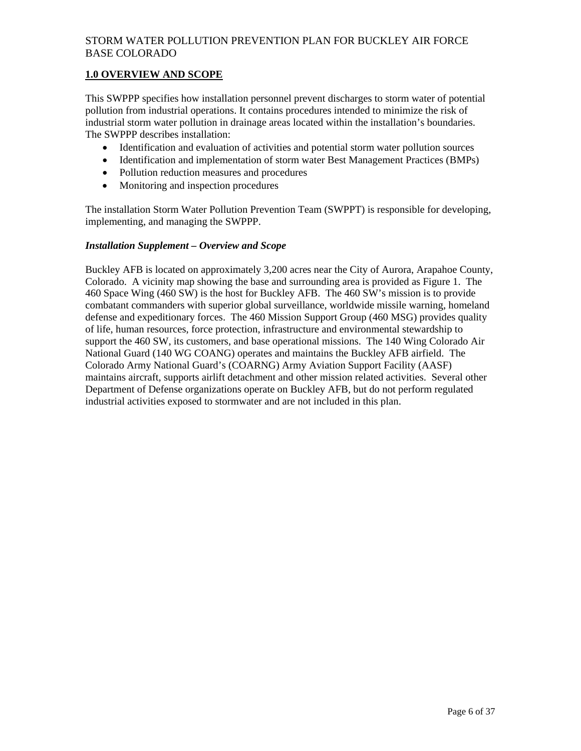## 1.0 OVERVIEW AND SCOPE

This SWPPP specifies how installation personnel prevent discharges to storm water of potential pollution from industrial operations. It contains procedures intended to minimize the risk of industrial storm water pollution in drainage areas located within the installation's boundaries. The SWPPP describes installation:

- Identification and evaluation of activities and potential storm water pollution sources
- Identification and implementation of storm water Best Management Practices (BMPs)
- Pollution reduction measures and procedures
- Monitoring and inspection procedures

The installation Storm Water Pollution Prevention Team (SWPPT) is responsible for developing, implementing, and managing the SWPPP.

***Installation Supplement – Overview and Scope***

Buckley AFB is located on approximately 3,200 acres near the City of Aurora, Arapahoe County, Colorado. A vicinity map showing the base and surrounding area is provided as Figure 1. The 460 Space Wing (460 SW) is the host for Buckley AFB. The 460 SW's mission is to provide combatant commanders with superior global surveillance, worldwide missile warning, homeland defense and expeditionary forces. The 460 Mission Support Group (460 MSG) provides quality of life, human resources, force protection, infrastructure and environmental stewardship to support the 460 SW, its customers, and base operational missions. The 140 Wing Colorado Air National Guard (140 WG COANG) operates and maintains the Buckley AFB airfield. The Colorado Army National Guard's (COARNG) Army Aviation Support Facility (AASF) maintains aircraft, supports airlift detachment and other mission related activities. Several other Department of Defense organizations operate on Buckley AFB, but do not perform regulated industrial activities exposed to stormwater and are not included in this plan.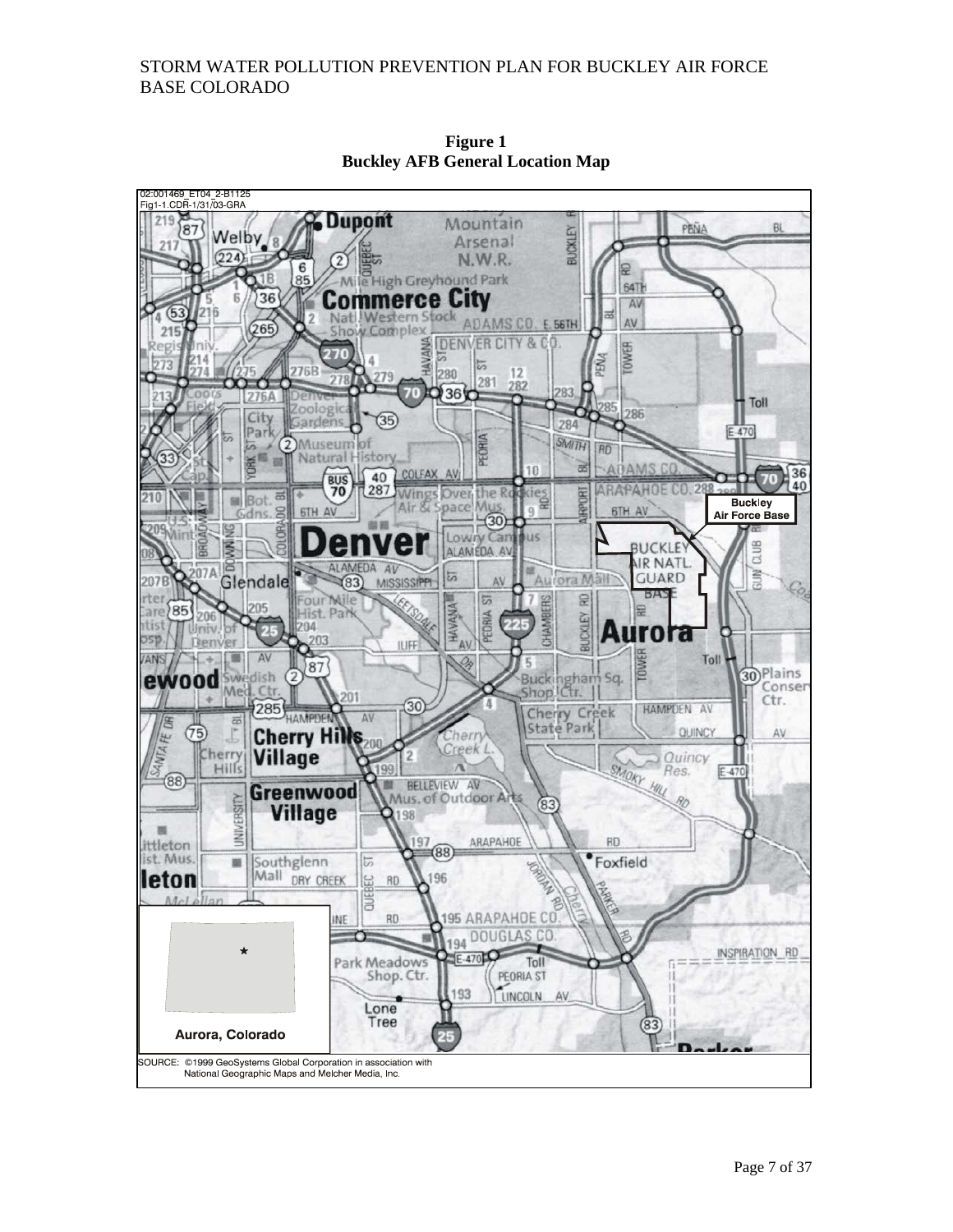**Figure 1**
**Buckley AFB General Location Map**

02:001469_ET04_2-B1125
Fig1-1.CDR-1/31/03-GRA

SOURCE: ©1999 GeoSystems Global Corporation in association with National Geographic Maps and Melcher Media, Inc.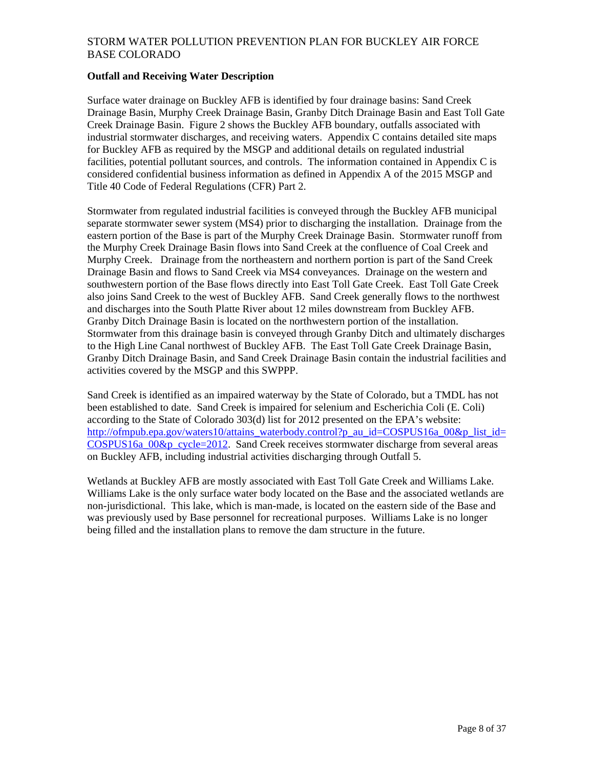### Outfall and Receiving Water Description

Surface water drainage on Buckley AFB is identified by four drainage basins: Sand Creek Drainage Basin, Murphy Creek Drainage Basin, Granby Ditch Drainage Basin and East Toll Gate Creek Drainage Basin. Figure 2 shows the Buckley AFB boundary, outfalls associated with industrial stormwater discharges, and receiving waters. Appendix C contains detailed site maps for Buckley AFB as required by the MSGP and additional details on regulated industrial facilities, potential pollutant sources, and controls. The information contained in Appendix C is considered confidential business information as defined in Appendix A of the 2015 MSGP and Title 40 Code of Federal Regulations (CFR) Part 2.

Stormwater from regulated industrial facilities is conveyed through the Buckley AFB municipal separate stormwater sewer system (MS4) prior to discharging the installation. Drainage from the eastern portion of the Base is part of the Murphy Creek Drainage Basin. Stormwater runoff from the Murphy Creek Drainage Basin flows into Sand Creek at the confluence of Coal Creek and Murphy Creek. Drainage from the northeastern and northern portion is part of the Sand Creek Drainage Basin and flows to Sand Creek via MS4 conveyances. Drainage on the western and southwestern portion of the Base flows directly into East Toll Gate Creek. East Toll Gate Creek also joins Sand Creek to the west of Buckley AFB. Sand Creek generally flows to the northwest and discharges into the South Platte River about 12 miles downstream from Buckley AFB. Granby Ditch Drainage Basin is located on the northwestern portion of the installation. Stormwater from this drainage basin is conveyed through Granby Ditch and ultimately discharges to the High Line Canal northwest of Buckley AFB. The East Toll Gate Creek Drainage Basin, Granby Ditch Drainage Basin, and Sand Creek Drainage Basin contain the industrial facilities and activities covered by the MSGP and this SWPPP.

Sand Creek is identified as an impaired waterway by the State of Colorado, but a TMDL has not been established to date. Sand Creek is impaired for selenium and Escherichia Coli (E. Coli) according to the State of Colorado 303(d) list for 2012 presented on the EPA's website: [http://ofmpub.epa.gov/waters10/attains_waterbody.control?p_au_id=COSPUS16a_00&p_list_id=COSPUS16a_00&p_cycle=2012](http://ofmpub.epa.gov/waters10/attains_waterbody.control?p_au_id=COSPUS16a_00&p_list_id=COSPUS16a_00&p_cycle=2012). Sand Creek receives stormwater discharge from several areas on Buckley AFB, including industrial activities discharging through Outfall 5.

Wetlands at Buckley AFB are mostly associated with East Toll Gate Creek and Williams Lake. Williams Lake is the only surface water body located on the Base and the associated wetlands are non-jurisdictional. This lake, which is man-made, is located on the eastern side of the Base and was previously used by Base personnel for recreational purposes. Williams Lake is no longer being filled and the installation plans to remove the dam structure in the future.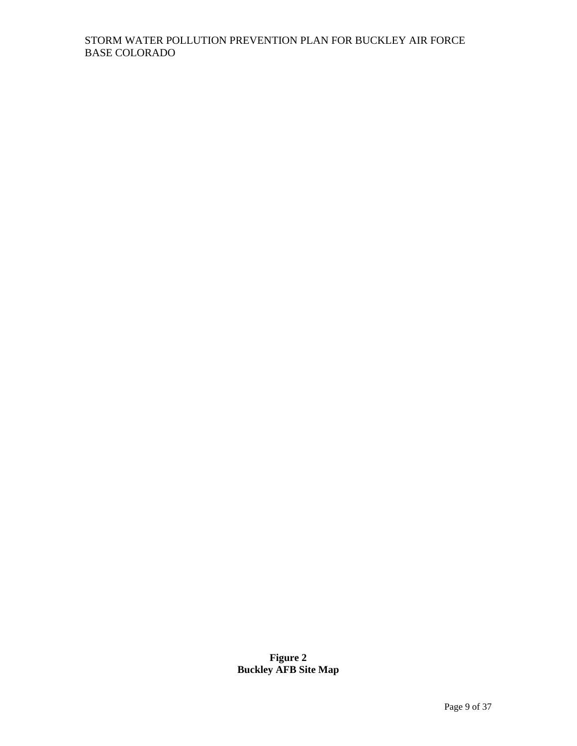**Figure 2**
**Buckley AFB Site Map**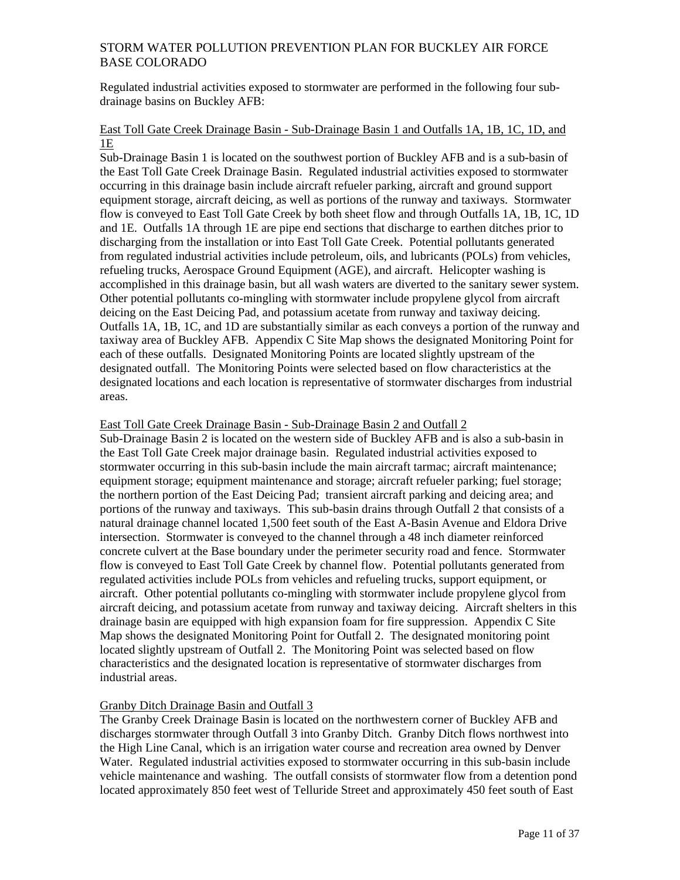Regulated industrial activities exposed to stormwater are performed in the following four sub-drainage basins on Buckley AFB:

East Toll Gate Creek Drainage Basin - Sub-Drainage Basin 1 and Outfalls 1A, 1B, 1C, 1D, and 1E

Sub-Drainage Basin 1 is located on the southwest portion of Buckley AFB and is a sub-basin of the East Toll Gate Creek Drainage Basin. Regulated industrial activities exposed to stormwater occurring in this drainage basin include aircraft refueler parking, aircraft and ground support equipment storage, aircraft deicing, as well as portions of the runway and taxiways. Stormwater flow is conveyed to East Toll Gate Creek by both sheet flow and through Outfalls 1A, 1B, 1C, 1D and 1E. Outfalls 1A through 1E are pipe end sections that discharge to earthen ditches prior to discharging from the installation or into East Toll Gate Creek. Potential pollutants generated from regulated industrial activities include petroleum, oils, and lubricants (POLs) from vehicles, refueling trucks, Aerospace Ground Equipment (AGE), and aircraft. Helicopter washing is accomplished in this drainage basin, but all wash waters are diverted to the sanitary sewer system. Other potential pollutants co-mingling with stormwater include propylene glycol from aircraft deicing on the East Deicing Pad, and potassium acetate from runway and taxiway deicing. Outfalls 1A, 1B, 1C, and 1D are substantially similar as each conveys a portion of the runway and taxiway area of Buckley AFB. Appendix C Site Map shows the designated Monitoring Point for each of these outfalls. Designated Monitoring Points are located slightly upstream of the designated outfall. The Monitoring Points were selected based on flow characteristics at the designated locations and each location is representative of stormwater discharges from industrial areas.

East Toll Gate Creek Drainage Basin - Sub-Drainage Basin 2 and Outfall 2

Sub-Drainage Basin 2 is located on the western side of Buckley AFB and is also a sub-basin in the East Toll Gate Creek major drainage basin. Regulated industrial activities exposed to stormwater occurring in this sub-basin include the main aircraft tarmac; aircraft maintenance; equipment storage; equipment maintenance and storage; aircraft refueler parking; fuel storage; the northern portion of the East Deicing Pad; transient aircraft parking and deicing area; and portions of the runway and taxiways. This sub-basin drains through Outfall 2 that consists of a natural drainage channel located 1,500 feet south of the East A-Basin Avenue and Eldora Drive intersection. Stormwater is conveyed to the channel through a 48 inch diameter reinforced concrete culvert at the Base boundary under the perimeter security road and fence. Stormwater flow is conveyed to East Toll Gate Creek by channel flow. Potential pollutants generated from regulated activities include POLs from vehicles and refueling trucks, support equipment, or aircraft. Other potential pollutants co-mingling with stormwater include propylene glycol from aircraft deicing, and potassium acetate from runway and taxiway deicing. Aircraft shelters in this drainage basin are equipped with high expansion foam for fire suppression. Appendix C Site Map shows the designated Monitoring Point for Outfall 2. The designated monitoring point located slightly upstream of Outfall 2. The Monitoring Point was selected based on flow characteristics and the designated location is representative of stormwater discharges from industrial areas.

Granby Ditch Drainage Basin and Outfall 3

The Granby Creek Drainage Basin is located on the northwestern corner of Buckley AFB and discharges stormwater through Outfall 3 into Granby Ditch. Granby Ditch flows northwest into the High Line Canal, which is an irrigation water course and recreation area owned by Denver Water. Regulated industrial activities exposed to stormwater occurring in this sub-basin include vehicle maintenance and washing. The outfall consists of stormwater flow from a detention pond located approximately 850 feet west of Telluride Street and approximately 450 feet south of East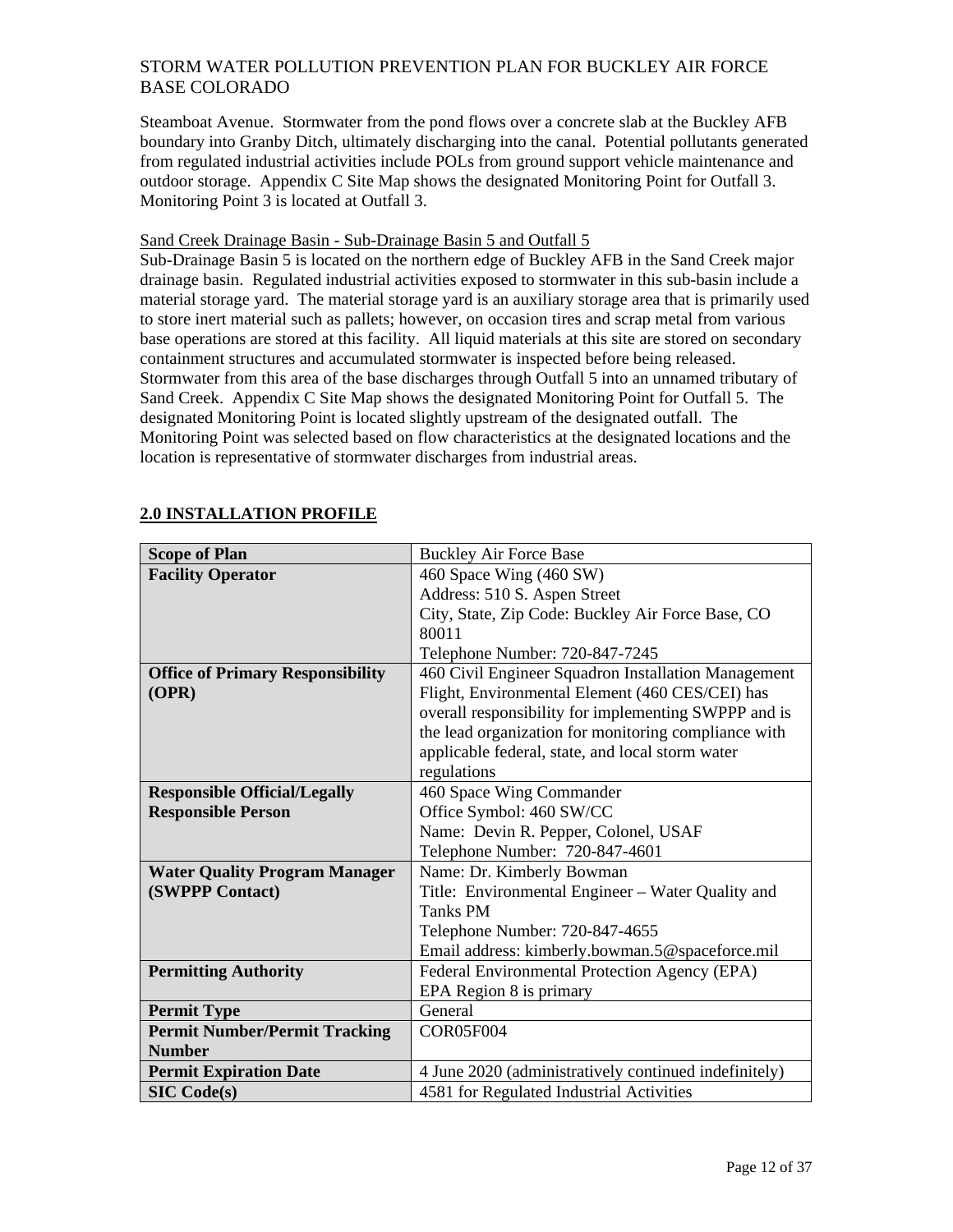Steamboat Avenue. Stormwater from the pond flows over a concrete slab at the Buckley AFB boundary into Granby Ditch, ultimately discharging into the canal. Potential pollutants generated from regulated industrial activities include POLs from ground support vehicle maintenance and outdoor storage. Appendix C Site Map shows the designated Monitoring Point for Outfall 3. Monitoring Point 3 is located at Outfall 3.

Sand Creek Drainage Basin - Sub-Drainage Basin 5 and Outfall 5

Sub-Drainage Basin 5 is located on the northern edge of Buckley AFB in the Sand Creek major drainage basin. Regulated industrial activities exposed to stormwater in this sub-basin include a material storage yard. The material storage yard is an auxiliary storage area that is primarily used to store inert material such as pallets; however, on occasion tires and scrap metal from various base operations are stored at this facility. All liquid materials at this site are stored on secondary containment structures and accumulated stormwater is inspected before being released. Stormwater from this area of the base discharges through Outfall 5 into an unnamed tributary of Sand Creek. Appendix C Site Map shows the designated Monitoring Point for Outfall 5. The designated Monitoring Point is located slightly upstream of the designated outfall. The Monitoring Point was selected based on flow characteristics at the designated locations and the location is representative of stormwater discharges from industrial areas.

## 2.0 INSTALLATION PROFILE

| **Scope of Plan** | Buckley Air Force Base |
|---|---|
| **Facility Operator** | 460 Space Wing (460 SW)<br>Address: 510 S. Aspen Street<br>City, State, Zip Code: Buckley Air Force Base, CO 80011<br>Telephone Number: 720-847-7245 |
| **Office of Primary Responsibility (OPR)** | 460 Civil Engineer Squadron Installation Management Flight, Environmental Element (460 CES/CEI) has overall responsibility for implementing SWPPP and is the lead organization for monitoring compliance with applicable federal, state, and local storm water regulations |
| **Responsible Official/Legally Responsible Person** | 460 Space Wing Commander<br>Office Symbol: 460 SW/CC<br>Name: Devin R. Pepper, Colonel, USAF<br>Telephone Number: 720-847-4601 |
| **Water Quality Program Manager (SWPPP Contact)** | Name: Dr. Kimberly Bowman<br>Title: Environmental Engineer – Water Quality and Tanks PM<br>Telephone Number: 720-847-4655<br>Email address: kimberly.bowman.5@spaceforce.mil |
| **Permitting Authority** | Federal Environmental Protection Agency (EPA)<br>EPA Region 8 is primary |
| **Permit Type** | General |
| **Permit Number/Permit Tracking Number** | COR05F004 |
| **Permit Expiration Date** | 4 June 2020 (administratively continued indefinitely) |
| **SIC Code(s)** | 4581 for Regulated Industrial Activities |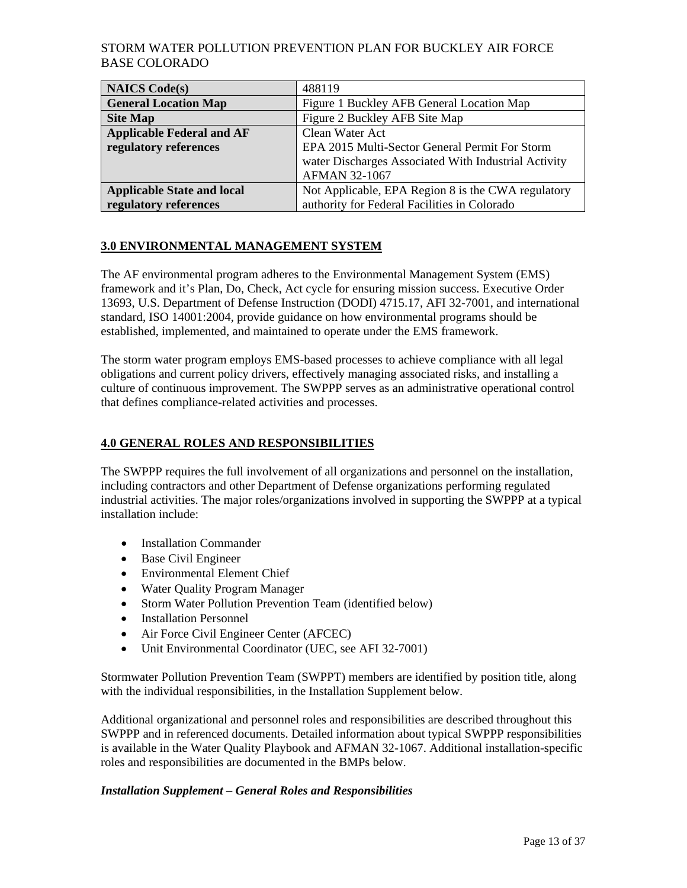| NAICS Code(s) | 488119 |
|---|---|
| **General Location Map** | Figure 1 Buckley AFB General Location Map |
| **Site Map** | Figure 2 Buckley AFB Site Map |
| **Applicable Federal and AF regulatory references** | Clean Water Act<br>EPA 2015 Multi-Sector General Permit For Storm water Discharges Associated With Industrial Activity<br>AFMAN 32-1067 |
| **Applicable State and local regulatory references** | Not Applicable, EPA Region 8 is the CWA regulatory authority for Federal Facilities in Colorado |

## 3.0 ENVIRONMENTAL MANAGEMENT SYSTEM

The AF environmental program adheres to the Environmental Management System (EMS) framework and it's Plan, Do, Check, Act cycle for ensuring mission success. Executive Order 13693, U.S. Department of Defense Instruction (DODI) 4715.17, AFI 32-7001, and international standard, ISO 14001:2004, provide guidance on how environmental programs should be established, implemented, and maintained to operate under the EMS framework.

The storm water program employs EMS-based processes to achieve compliance with all legal obligations and current policy drivers, effectively managing associated risks, and installing a culture of continuous improvement. The SWPPP serves as an administrative operational control that defines compliance-related activities and processes.

## 4.0 GENERAL ROLES AND RESPONSIBILITIES

The SWPPP requires the full involvement of all organizations and personnel on the installation, including contractors and other Department of Defense organizations performing regulated industrial activities. The major roles/organizations involved in supporting the SWPPP at a typical installation include:

- Installation Commander
- Base Civil Engineer
- Environmental Element Chief
- Water Quality Program Manager
- Storm Water Pollution Prevention Team (identified below)
- Installation Personnel
- Air Force Civil Engineer Center (AFCEC)
- Unit Environmental Coordinator (UEC, see AFI 32-7001)

Stormwater Pollution Prevention Team (SWPPT) members are identified by position title, along with the individual responsibilities, in the Installation Supplement below.

Additional organizational and personnel roles and responsibilities are described throughout this SWPPP and in referenced documents. Detailed information about typical SWPPP responsibilities is available in the Water Quality Playbook and AFMAN 32-1067. Additional installation-specific roles and responsibilities are documented in the BMPs below.

***Installation Supplement – General Roles and Responsibilities***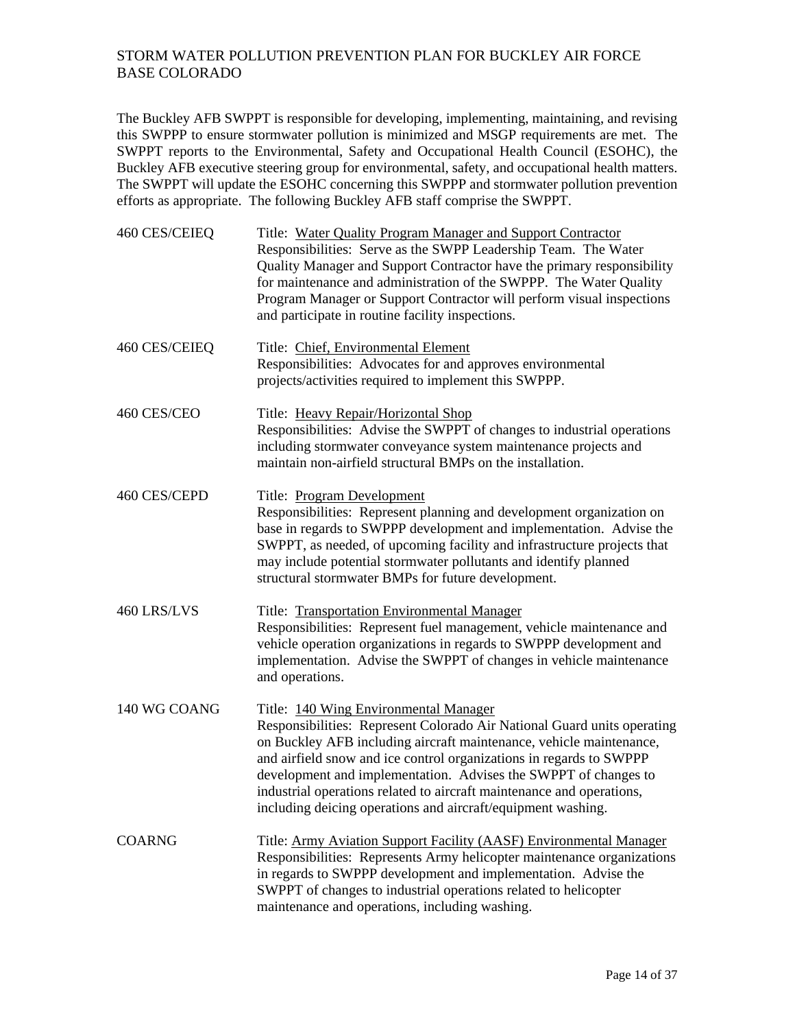The Buckley AFB SWPPT is responsible for developing, implementing, maintaining, and revising this SWPPP to ensure stormwater pollution is minimized and MSGP requirements are met. The SWPPT reports to the Environmental, Safety and Occupational Health Council (ESOHC), the Buckley AFB executive steering group for environmental, safety, and occupational health matters. The SWPPT will update the ESOHC concerning this SWPPP and stormwater pollution prevention efforts as appropriate. The following Buckley AFB staff comprise the SWPPT.

| | |
|---|---|
| 460 CES/CEIEQ | Title: Water Quality Program Manager and Support Contractor<br>Responsibilities: Serve as the SWPP Leadership Team. The Water Quality Manager and Support Contractor have the primary responsibility for maintenance and administration of the SWPPP. The Water Quality Program Manager or Support Contractor will perform visual inspections and participate in routine facility inspections. |
| 460 CES/CEIEQ | Title: Chief, Environmental Element<br>Responsibilities: Advocates for and approves environmental projects/activities required to implement this SWPPP. |
| 460 CES/CEO | Title: Heavy Repair/Horizontal Shop<br>Responsibilities: Advise the SWPPT of changes to industrial operations including stormwater conveyance system maintenance projects and maintain non-airfield structural BMPs on the installation. |
| 460 CES/CEPD | Title: Program Development<br>Responsibilities: Represent planning and development organization on base in regards to SWPPP development and implementation. Advise the SWPPT, as needed, of upcoming facility and infrastructure projects that may include potential stormwater pollutants and identify planned structural stormwater BMPs for future development. |
| 460 LRS/LVS | Title: Transportation Environmental Manager<br>Responsibilities: Represent fuel management, vehicle maintenance and vehicle operation organizations in regards to SWPPP development and implementation. Advise the SWPPT of changes in vehicle maintenance and operations. |
| 140 WG COANG | Title: 140 Wing Environmental Manager<br>Responsibilities: Represent Colorado Air National Guard units operating on Buckley AFB including aircraft maintenance, vehicle maintenance, and airfield snow and ice control organizations in regards to SWPPP development and implementation. Advises the SWPPT of changes to industrial operations related to aircraft maintenance and operations, including deicing operations and aircraft/equipment washing. |
| COARNG | Title: Army Aviation Support Facility (AASF) Environmental Manager<br>Responsibilities: Represents Army helicopter maintenance organizations in regards to SWPPP development and implementation. Advise the SWPPT of changes to industrial operations related to helicopter maintenance and operations, including washing. |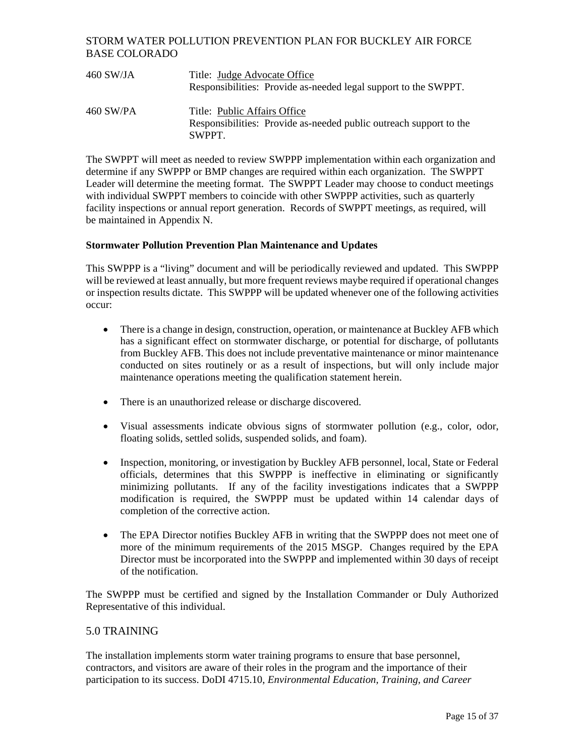460 SW/JA Title: <u>Judge Advocate Office</u>
Responsibilities: Provide as-needed legal support to the SWPPT.

460 SW/PA Title: <u>Public Affairs Office</u>
Responsibilities: Provide as-needed public outreach support to the SWPPT.

The SWPPT will meet as needed to review SWPPP implementation within each organization and determine if any SWPPP or BMP changes are required within each organization. The SWPPT Leader will determine the meeting format. The SWPPT Leader may choose to conduct meetings with individual SWPPT members to coincide with other SWPPP activities, such as quarterly facility inspections or annual report generation. Records of SWPPT meetings, as required, will be maintained in Appendix N.

**Stormwater Pollution Prevention Plan Maintenance and Updates**

This SWPPP is a "living" document and will be periodically reviewed and updated. This SWPPP will be reviewed at least annually, but more frequent reviews maybe required if operational changes or inspection results dictate. This SWPPP will be updated whenever one of the following activities occur:

- There is a change in design, construction, operation, or maintenance at Buckley AFB which has a significant effect on stormwater discharge, or potential for discharge, of pollutants from Buckley AFB. This does not include preventative maintenance or minor maintenance conducted on sites routinely or as a result of inspections, but will only include major maintenance operations meeting the qualification statement herein.

- There is an unauthorized release or discharge discovered.

- Visual assessments indicate obvious signs of stormwater pollution (e.g., color, odor, floating solids, settled solids, suspended solids, and foam).

- Inspection, monitoring, or investigation by Buckley AFB personnel, local, State or Federal officials, determines that this SWPPP is ineffective in eliminating or significantly minimizing pollutants. If any of the facility investigations indicates that a SWPPP modification is required, the SWPPP must be updated within 14 calendar days of completion of the corrective action.

- The EPA Director notifies Buckley AFB in writing that the SWPPP does not meet one of more of the minimum requirements of the 2015 MSGP. Changes required by the EPA Director must be incorporated into the SWPPP and implemented within 30 days of receipt of the notification.

The SWPPP must be certified and signed by the Installation Commander or Duly Authorized Representative of this individual.

## 5.0 TRAINING

The installation implements storm water training programs to ensure that base personnel, contractors, and visitors are aware of their roles in the program and the importance of their participation to its success. DoDI 4715.10, *Environmental Education, Training, and Career*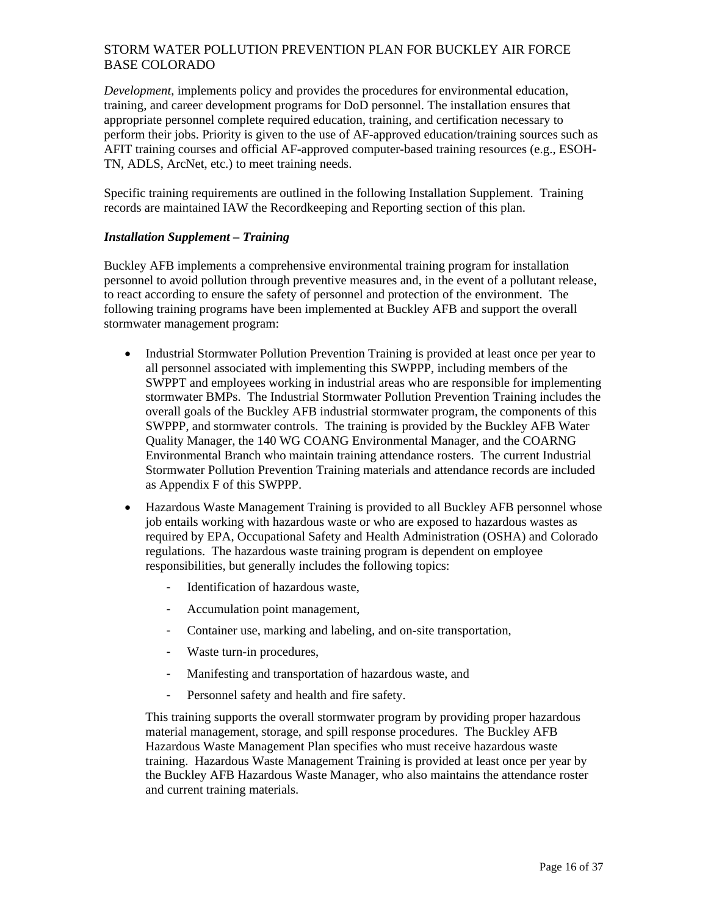*Development*, implements policy and provides the procedures for environmental education, training, and career development programs for DoD personnel. The installation ensures that appropriate personnel complete required education, training, and certification necessary to perform their jobs. Priority is given to the use of AF-approved education/training sources such as AFIT training courses and official AF-approved computer-based training resources (e.g., ESOH-TN, ADLS, ArcNet, etc.) to meet training needs.

Specific training requirements are outlined in the following Installation Supplement. Training records are maintained IAW the Recordkeeping and Reporting section of this plan.

***Installation Supplement – Training***

Buckley AFB implements a comprehensive environmental training program for installation personnel to avoid pollution through preventive measures and, in the event of a pollutant release, to react according to ensure the safety of personnel and protection of the environment. The following training programs have been implemented at Buckley AFB and support the overall stormwater management program:

- Industrial Stormwater Pollution Prevention Training is provided at least once per year to all personnel associated with implementing this SWPPP, including members of the SWPPT and employees working in industrial areas who are responsible for implementing stormwater BMPs. The Industrial Stormwater Pollution Prevention Training includes the overall goals of the Buckley AFB industrial stormwater program, the components of this SWPPP, and stormwater controls. The training is provided by the Buckley AFB Water Quality Manager, the 140 WG COANG Environmental Manager, and the COARNG Environmental Branch who maintain training attendance rosters. The current Industrial Stormwater Pollution Prevention Training materials and attendance records are included as Appendix F of this SWPPP.

- Hazardous Waste Management Training is provided to all Buckley AFB personnel whose job entails working with hazardous waste or who are exposed to hazardous wastes as required by EPA, Occupational Safety and Health Administration (OSHA) and Colorado regulations. The hazardous waste training program is dependent on employee responsibilities, but generally includes the following topics:

  - Identification of hazardous waste,
  - Accumulation point management,
  - Container use, marking and labeling, and on-site transportation,
  - Waste turn-in procedures,
  - Manifesting and transportation of hazardous waste, and
  - Personnel safety and health and fire safety.

  This training supports the overall stormwater program by providing proper hazardous material management, storage, and spill response procedures. The Buckley AFB Hazardous Waste Management Plan specifies who must receive hazardous waste training. Hazardous Waste Management Training is provided at least once per year by the Buckley AFB Hazardous Waste Manager, who also maintains the attendance roster and current training materials.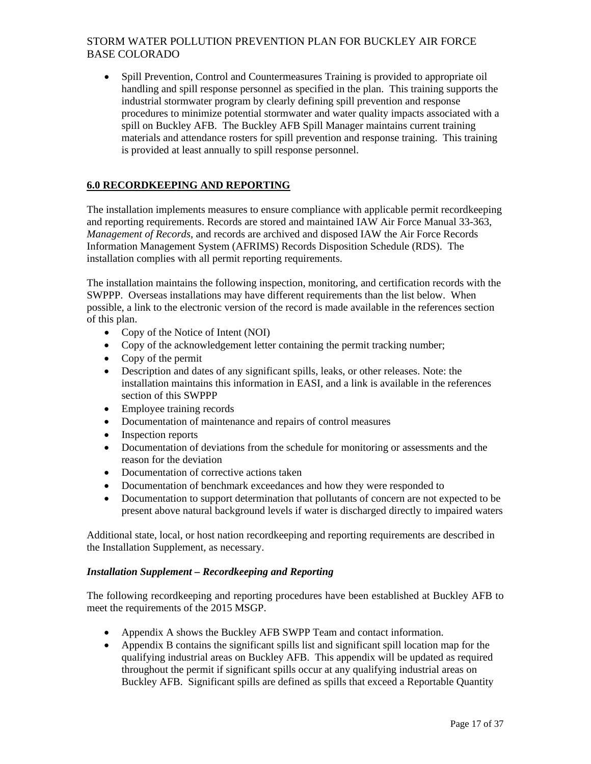- Spill Prevention, Control and Countermeasures Training is provided to appropriate oil handling and spill response personnel as specified in the plan. This training supports the industrial stormwater program by clearly defining spill prevention and response procedures to minimize potential stormwater and water quality impacts associated with a spill on Buckley AFB. The Buckley AFB Spill Manager maintains current training materials and attendance rosters for spill prevention and response training. This training is provided at least annually to spill response personnel.

## 6.0 RECORDKEEPING AND REPORTING

The installation implements measures to ensure compliance with applicable permit recordkeeping and reporting requirements. Records are stored and maintained IAW Air Force Manual 33-363, *Management of Records*, and records are archived and disposed IAW the Air Force Records Information Management System (AFRIMS) Records Disposition Schedule (RDS). The installation complies with all permit reporting requirements.

The installation maintains the following inspection, monitoring, and certification records with the SWPPP. Overseas installations may have different requirements than the list below. When possible, a link to the electronic version of the record is made available in the references section of this plan.

- Copy of the Notice of Intent (NOI)
- Copy of the acknowledgement letter containing the permit tracking number;
- Copy of the permit
- Description and dates of any significant spills, leaks, or other releases. Note: the installation maintains this information in EASI, and a link is available in the references section of this SWPPP
- Employee training records
- Documentation of maintenance and repairs of control measures
- Inspection reports
- Documentation of deviations from the schedule for monitoring or assessments and the reason for the deviation
- Documentation of corrective actions taken
- Documentation of benchmark exceedances and how they were responded to
- Documentation to support determination that pollutants of concern are not expected to be present above natural background levels if water is discharged directly to impaired waters

Additional state, local, or host nation recordkeeping and reporting requirements are described in the Installation Supplement, as necessary.

***Installation Supplement – Recordkeeping and Reporting***

The following recordkeeping and reporting procedures have been established at Buckley AFB to meet the requirements of the 2015 MSGP.

- Appendix A shows the Buckley AFB SWPP Team and contact information.
- Appendix B contains the significant spills list and significant spill location map for the qualifying industrial areas on Buckley AFB. This appendix will be updated as required throughout the permit if significant spills occur at any qualifying industrial areas on Buckley AFB. Significant spills are defined as spills that exceed a Reportable Quantity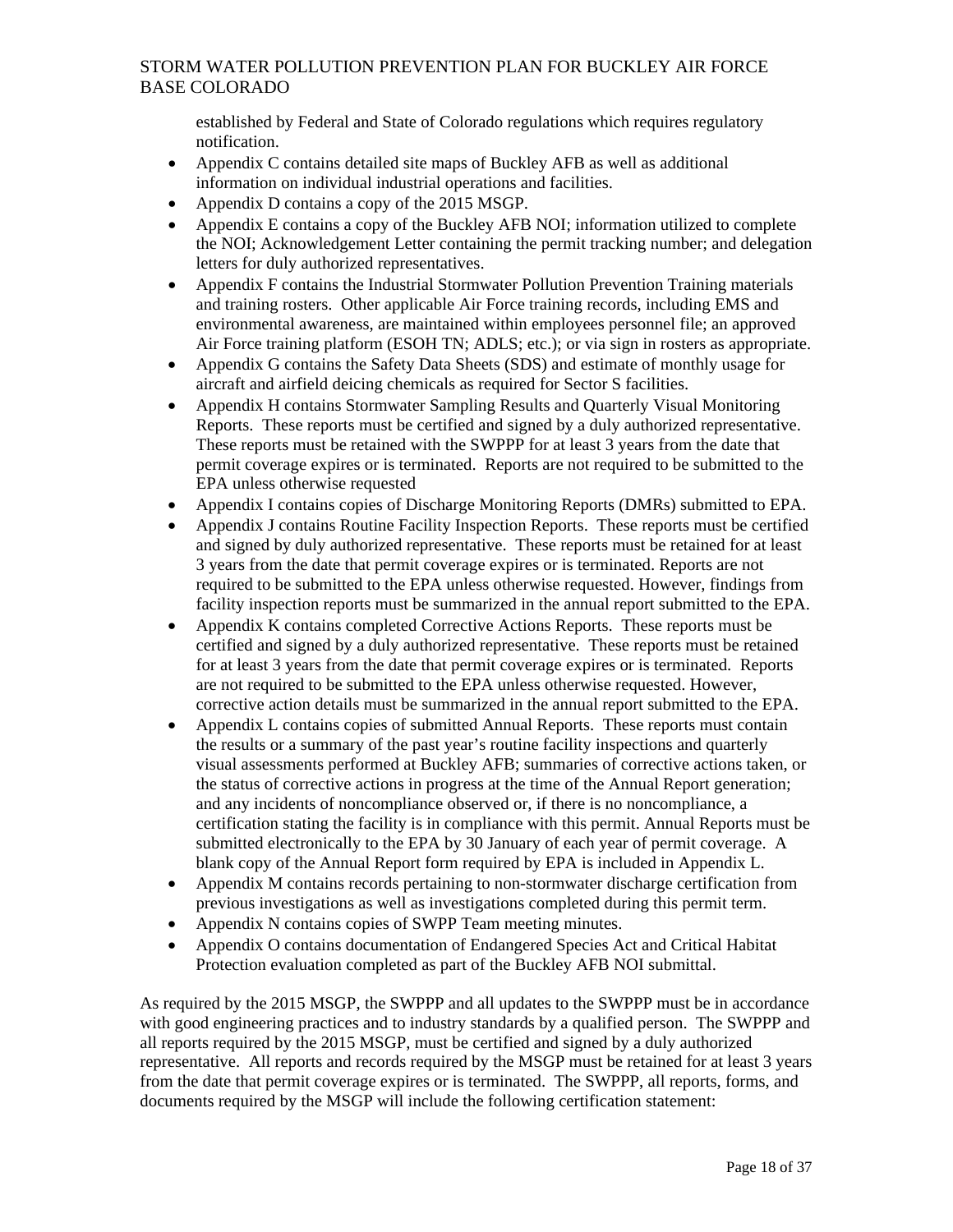established by Federal and State of Colorado regulations which requires regulatory notification.

- Appendix C contains detailed site maps of Buckley AFB as well as additional information on individual industrial operations and facilities.
- Appendix D contains a copy of the 2015 MSGP.
- Appendix E contains a copy of the Buckley AFB NOI; information utilized to complete the NOI; Acknowledgement Letter containing the permit tracking number; and delegation letters for duly authorized representatives.
- Appendix F contains the Industrial Stormwater Pollution Prevention Training materials and training rosters. Other applicable Air Force training records, including EMS and environmental awareness, are maintained within employees personnel file; an approved Air Force training platform (ESOH TN; ADLS; etc.); or via sign in rosters as appropriate.
- Appendix G contains the Safety Data Sheets (SDS) and estimate of monthly usage for aircraft and airfield deicing chemicals as required for Sector S facilities.
- Appendix H contains Stormwater Sampling Results and Quarterly Visual Monitoring Reports. These reports must be certified and signed by a duly authorized representative. These reports must be retained with the SWPPP for at least 3 years from the date that permit coverage expires or is terminated. Reports are not required to be submitted to the EPA unless otherwise requested
- Appendix I contains copies of Discharge Monitoring Reports (DMRs) submitted to EPA.
- Appendix J contains Routine Facility Inspection Reports. These reports must be certified and signed by duly authorized representative. These reports must be retained for at least 3 years from the date that permit coverage expires or is terminated. Reports are not required to be submitted to the EPA unless otherwise requested. However, findings from facility inspection reports must be summarized in the annual report submitted to the EPA.
- Appendix K contains completed Corrective Actions Reports. These reports must be certified and signed by a duly authorized representative. These reports must be retained for at least 3 years from the date that permit coverage expires or is terminated. Reports are not required to be submitted to the EPA unless otherwise requested. However, corrective action details must be summarized in the annual report submitted to the EPA.
- Appendix L contains copies of submitted Annual Reports. These reports must contain the results or a summary of the past year's routine facility inspections and quarterly visual assessments performed at Buckley AFB; summaries of corrective actions taken, or the status of corrective actions in progress at the time of the Annual Report generation; and any incidents of noncompliance observed or, if there is no noncompliance, a certification stating the facility is in compliance with this permit. Annual Reports must be submitted electronically to the EPA by 30 January of each year of permit coverage. A blank copy of the Annual Report form required by EPA is included in Appendix L.
- Appendix M contains records pertaining to non-stormwater discharge certification from previous investigations as well as investigations completed during this permit term.
- Appendix N contains copies of SWPP Team meeting minutes.
- Appendix O contains documentation of Endangered Species Act and Critical Habitat Protection evaluation completed as part of the Buckley AFB NOI submittal.

As required by the 2015 MSGP, the SWPPP and all updates to the SWPPP must be in accordance with good engineering practices and to industry standards by a qualified person. The SWPPP and all reports required by the 2015 MSGP, must be certified and signed by a duly authorized representative. All reports and records required by the MSGP must be retained for at least 3 years from the date that permit coverage expires or is terminated. The SWPPP, all reports, forms, and documents required by the MSGP will include the following certification statement: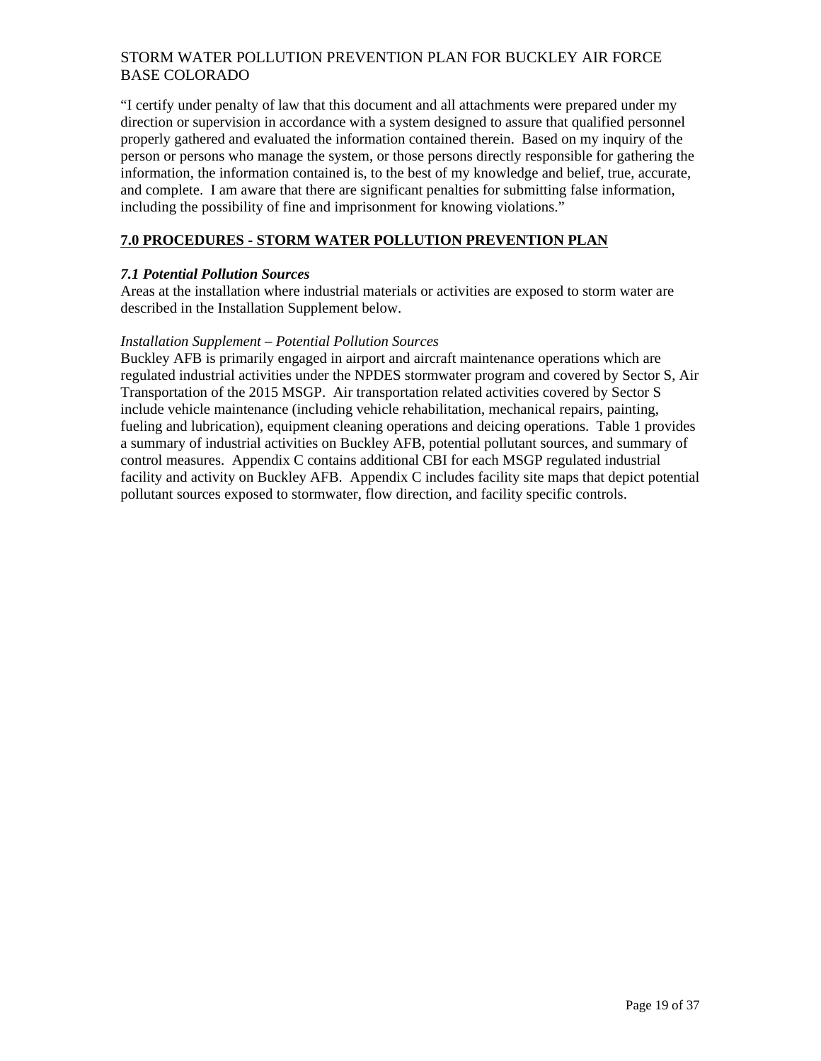“I certify under penalty of law that this document and all attachments were prepared under my direction or supervision in accordance with a system designed to assure that qualified personnel properly gathered and evaluated the information contained therein. Based on my inquiry of the person or persons who manage the system, or those persons directly responsible for gathering the information, the information contained is, to the best of my knowledge and belief, true, accurate, and complete. I am aware that there are significant penalties for submitting false information, including the possibility of fine and imprisonment for knowing violations.”

## 7.0 PROCEDURES - STORM WATER POLLUTION PREVENTION PLAN

### *7.1 Potential Pollution Sources*

Areas at the installation where industrial materials or activities are exposed to storm water are described in the Installation Supplement below.

*Installation Supplement – Potential Pollution Sources*

Buckley AFB is primarily engaged in airport and aircraft maintenance operations which are regulated industrial activities under the NPDES stormwater program and covered by Sector S, Air Transportation of the 2015 MSGP. Air transportation related activities covered by Sector S include vehicle maintenance (including vehicle rehabilitation, mechanical repairs, painting, fueling and lubrication), equipment cleaning operations and deicing operations. Table 1 provides a summary of industrial activities on Buckley AFB, potential pollutant sources, and summary of control measures. Appendix C contains additional CBI for each MSGP regulated industrial facility and activity on Buckley AFB. Appendix C includes facility site maps that depict potential pollutant sources exposed to stormwater, flow direction, and facility specific controls.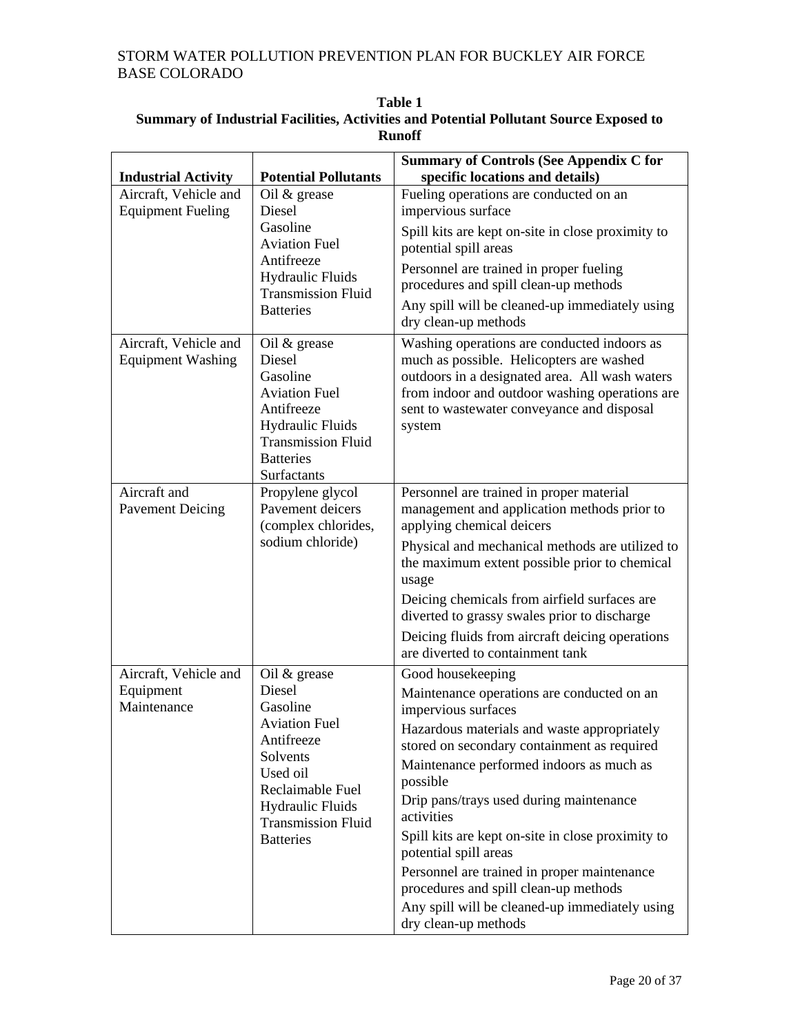**Table 1**
**Summary of Industrial Facilities, Activities and Potential Pollutant Source Exposed to Runoff**

| Industrial Activity | Potential Pollutants | Summary of Controls (See Appendix C for specific locations and details) |
|---|---|---|
| Aircraft, Vehicle and Equipment Fueling | Oil & grease<br>Diesel<br>Gasoline<br>Aviation Fuel<br>Antifreeze<br>Hydraulic Fluids<br>Transmission Fluid<br>Batteries | Fueling operations are conducted on an impervious surface<br>Spill kits are kept on-site in close proximity to potential spill areas<br>Personnel are trained in proper fueling procedures and spill clean-up methods<br>Any spill will be cleaned-up immediately using dry clean-up methods |
| Aircraft, Vehicle and Equipment Washing | Oil & grease<br>Diesel<br>Gasoline<br>Aviation Fuel<br>Antifreeze<br>Hydraulic Fluids<br>Transmission Fluid<br>Batteries<br>Surfactants | Washing operations are conducted indoors as much as possible. Helicopters are washed outdoors in a designated area. All wash waters from indoor and outdoor washing operations are sent to wastewater conveyance and disposal system |
| Aircraft and Pavement Deicing | Propylene glycol<br>Pavement deicers (complex chlorides, sodium chloride) | Personnel are trained in proper material management and application methods prior to applying chemical deicers<br>Physical and mechanical methods are utilized to the maximum extent possible prior to chemical usage<br>Deicing chemicals from airfield surfaces are diverted to grassy swales prior to discharge<br>Deicing fluids from aircraft deicing operations are diverted to containment tank |
| Aircraft, Vehicle and Equipment Maintenance | Oil & grease<br>Diesel<br>Gasoline<br>Aviation Fuel<br>Antifreeze<br>Solvents<br>Used oil<br>Reclaimable Fuel<br>Hydraulic Fluids<br>Transmission Fluid<br>Batteries | Good housekeeping<br>Maintenance operations are conducted on an impervious surfaces<br>Hazardous materials and waste appropriately stored on secondary containment as required<br>Maintenance performed indoors as much as possible<br>Drip pans/trays used during maintenance activities<br>Spill kits are kept on-site in close proximity to potential spill areas<br>Personnel are trained in proper maintenance procedures and spill clean-up methods<br>Any spill will be cleaned-up immediately using dry clean-up methods |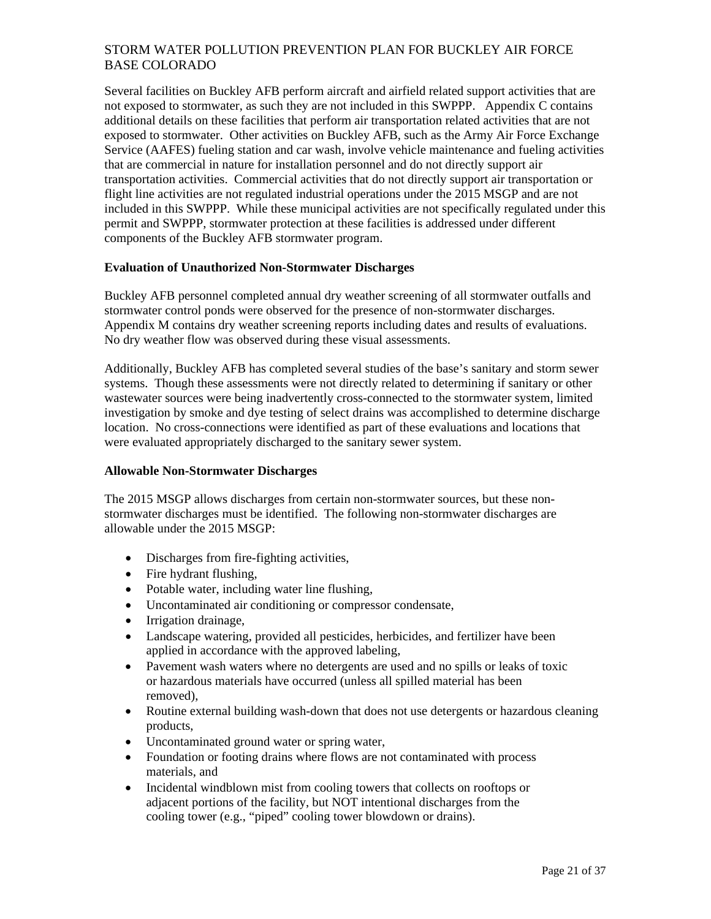Several facilities on Buckley AFB perform aircraft and airfield related support activities that are not exposed to stormwater, as such they are not included in this SWPPP. Appendix C contains additional details on these facilities that perform air transportation related activities that are not exposed to stormwater. Other activities on Buckley AFB, such as the Army Air Force Exchange Service (AAFES) fueling station and car wash, involve vehicle maintenance and fueling activities that are commercial in nature for installation personnel and do not directly support air transportation activities. Commercial activities that do not directly support air transportation or flight line activities are not regulated industrial operations under the 2015 MSGP and are not included in this SWPPP. While these municipal activities are not specifically regulated under this permit and SWPPP, stormwater protection at these facilities is addressed under different components of the Buckley AFB stormwater program.

**Evaluation of Unauthorized Non-Stormwater Discharges**

Buckley AFB personnel completed annual dry weather screening of all stormwater outfalls and stormwater control ponds were observed for the presence of non-stormwater discharges. Appendix M contains dry weather screening reports including dates and results of evaluations. No dry weather flow was observed during these visual assessments.

Additionally, Buckley AFB has completed several studies of the base's sanitary and storm sewer systems. Though these assessments were not directly related to determining if sanitary or other wastewater sources were being inadvertently cross-connected to the stormwater system, limited investigation by smoke and dye testing of select drains was accomplished to determine discharge location. No cross-connections were identified as part of these evaluations and locations that were evaluated appropriately discharged to the sanitary sewer system.

**Allowable Non-Stormwater Discharges**

The 2015 MSGP allows discharges from certain non-stormwater sources, but these non-stormwater discharges must be identified. The following non-stormwater discharges are allowable under the 2015 MSGP:

- Discharges from fire-fighting activities,
- Fire hydrant flushing,
- Potable water, including water line flushing,
- Uncontaminated air conditioning or compressor condensate,
- Irrigation drainage,
- Landscape watering, provided all pesticides, herbicides, and fertilizer have been applied in accordance with the approved labeling,
- Pavement wash waters where no detergents are used and no spills or leaks of toxic or hazardous materials have occurred (unless all spilled material has been removed),
- Routine external building wash-down that does not use detergents or hazardous cleaning products,
- Uncontaminated ground water or spring water,
- Foundation or footing drains where flows are not contaminated with process materials, and
- Incidental windblown mist from cooling towers that collects on rooftops or adjacent portions of the facility, but NOT intentional discharges from the cooling tower (e.g., "piped" cooling tower blowdown or drains).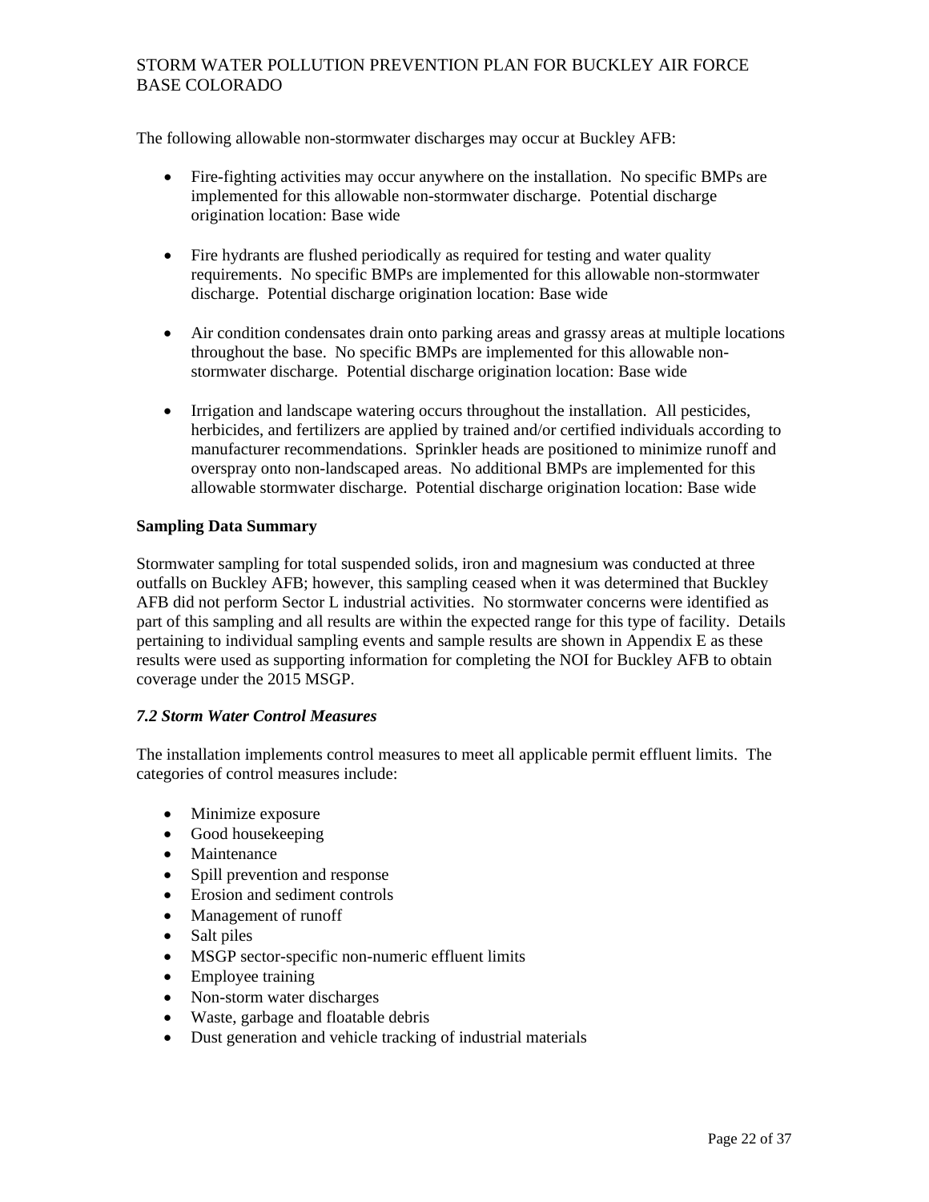The following allowable non-stormwater discharges may occur at Buckley AFB:

- Fire-fighting activities may occur anywhere on the installation. No specific BMPs are implemented for this allowable non-stormwater discharge. Potential discharge origination location: Base wide

- Fire hydrants are flushed periodically as required for testing and water quality requirements. No specific BMPs are implemented for this allowable non-stormwater discharge. Potential discharge origination location: Base wide

- Air condition condensates drain onto parking areas and grassy areas at multiple locations throughout the base. No specific BMPs are implemented for this allowable non-stormwater discharge. Potential discharge origination location: Base wide

- Irrigation and landscape watering occurs throughout the installation. All pesticides, herbicides, and fertilizers are applied by trained and/or certified individuals according to manufacturer recommendations. Sprinkler heads are positioned to minimize runoff and overspray onto non-landscaped areas. No additional BMPs are implemented for this allowable stormwater discharge. Potential discharge origination location: Base wide

**Sampling Data Summary**

Stormwater sampling for total suspended solids, iron and magnesium was conducted at three outfalls on Buckley AFB; however, this sampling ceased when it was determined that Buckley AFB did not perform Sector L industrial activities. No stormwater concerns were identified as part of this sampling and all results are within the expected range for this type of facility. Details pertaining to individual sampling events and sample results are shown in Appendix E as these results were used as supporting information for completing the NOI for Buckley AFB to obtain coverage under the 2015 MSGP.

### *7.2 Storm Water Control Measures*

The installation implements control measures to meet all applicable permit effluent limits. The categories of control measures include:

- Minimize exposure
- Good housekeeping
- Maintenance
- Spill prevention and response
- Erosion and sediment controls
- Management of runoff
- Salt piles
- MSGP sector-specific non-numeric effluent limits
- Employee training
- Non-storm water discharges
- Waste, garbage and floatable debris
- Dust generation and vehicle tracking of industrial materials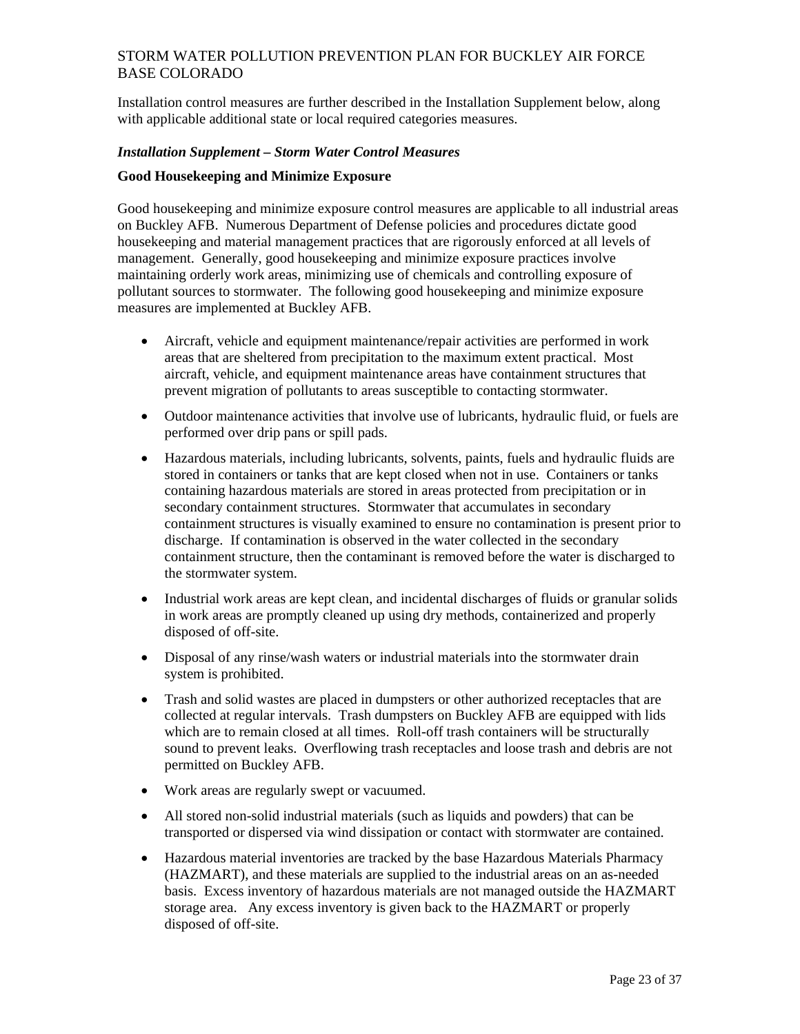Installation control measures are further described in the Installation Supplement below, along with applicable additional state or local required categories measures.

***Installation Supplement – Storm Water Control Measures***

**Good Housekeeping and Minimize Exposure**

Good housekeeping and minimize exposure control measures are applicable to all industrial areas on Buckley AFB. Numerous Department of Defense policies and procedures dictate good housekeeping and material management practices that are rigorously enforced at all levels of management. Generally, good housekeeping and minimize exposure practices involve maintaining orderly work areas, minimizing use of chemicals and controlling exposure of pollutant sources to stormwater. The following good housekeeping and minimize exposure measures are implemented at Buckley AFB.

- Aircraft, vehicle and equipment maintenance/repair activities are performed in work areas that are sheltered from precipitation to the maximum extent practical. Most aircraft, vehicle, and equipment maintenance areas have containment structures that prevent migration of pollutants to areas susceptible to contacting stormwater.
- Outdoor maintenance activities that involve use of lubricants, hydraulic fluid, or fuels are performed over drip pans or spill pads.
- Hazardous materials, including lubricants, solvents, paints, fuels and hydraulic fluids are stored in containers or tanks that are kept closed when not in use. Containers or tanks containing hazardous materials are stored in areas protected from precipitation or in secondary containment structures. Stormwater that accumulates in secondary containment structures is visually examined to ensure no contamination is present prior to discharge. If contamination is observed in the water collected in the secondary containment structure, then the contaminant is removed before the water is discharged to the stormwater system.
- Industrial work areas are kept clean, and incidental discharges of fluids or granular solids in work areas are promptly cleaned up using dry methods, containerized and properly disposed of off-site.
- Disposal of any rinse/wash waters or industrial materials into the stormwater drain system is prohibited.
- Trash and solid wastes are placed in dumpsters or other authorized receptacles that are collected at regular intervals. Trash dumpsters on Buckley AFB are equipped with lids which are to remain closed at all times. Roll-off trash containers will be structurally sound to prevent leaks. Overflowing trash receptacles and loose trash and debris are not permitted on Buckley AFB.
- Work areas are regularly swept or vacuumed.
- All stored non-solid industrial materials (such as liquids and powders) that can be transported or dispersed via wind dissipation or contact with stormwater are contained.
- Hazardous material inventories are tracked by the base Hazardous Materials Pharmacy (HAZMART), and these materials are supplied to the industrial areas on an as-needed basis. Excess inventory of hazardous materials are not managed outside the HAZMART storage area. Any excess inventory is given back to the HAZMART or properly disposed of off-site.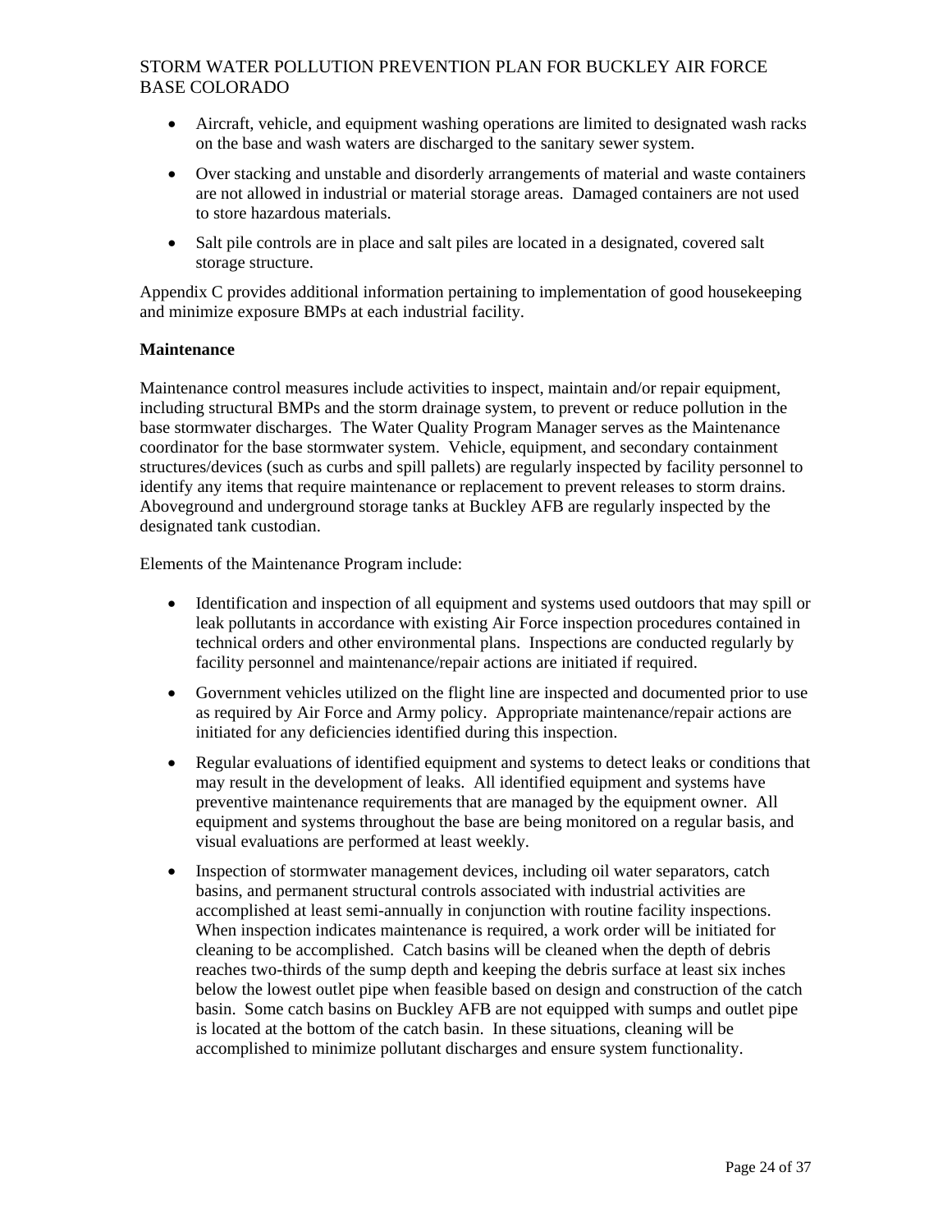- Aircraft, vehicle, and equipment washing operations are limited to designated wash racks on the base and wash waters are discharged to the sanitary sewer system.
- Over stacking and unstable and disorderly arrangements of material and waste containers are not allowed in industrial or material storage areas. Damaged containers are not used to store hazardous materials.
- Salt pile controls are in place and salt piles are located in a designated, covered salt storage structure.

Appendix C provides additional information pertaining to implementation of good housekeeping and minimize exposure BMPs at each industrial facility.

**Maintenance**

Maintenance control measures include activities to inspect, maintain and/or repair equipment, including structural BMPs and the storm drainage system, to prevent or reduce pollution in the base stormwater discharges. The Water Quality Program Manager serves as the Maintenance coordinator for the base stormwater system. Vehicle, equipment, and secondary containment structures/devices (such as curbs and spill pallets) are regularly inspected by facility personnel to identify any items that require maintenance or replacement to prevent releases to storm drains. Aboveground and underground storage tanks at Buckley AFB are regularly inspected by the designated tank custodian.

Elements of the Maintenance Program include:

- Identification and inspection of all equipment and systems used outdoors that may spill or leak pollutants in accordance with existing Air Force inspection procedures contained in technical orders and other environmental plans. Inspections are conducted regularly by facility personnel and maintenance/repair actions are initiated if required.
- Government vehicles utilized on the flight line are inspected and documented prior to use as required by Air Force and Army policy. Appropriate maintenance/repair actions are initiated for any deficiencies identified during this inspection.
- Regular evaluations of identified equipment and systems to detect leaks or conditions that may result in the development of leaks. All identified equipment and systems have preventive maintenance requirements that are managed by the equipment owner. All equipment and systems throughout the base are being monitored on a regular basis, and visual evaluations are performed at least weekly.
- Inspection of stormwater management devices, including oil water separators, catch basins, and permanent structural controls associated with industrial activities are accomplished at least semi-annually in conjunction with routine facility inspections. When inspection indicates maintenance is required, a work order will be initiated for cleaning to be accomplished. Catch basins will be cleaned when the depth of debris reaches two-thirds of the sump depth and keeping the debris surface at least six inches below the lowest outlet pipe when feasible based on design and construction of the catch basin. Some catch basins on Buckley AFB are not equipped with sumps and outlet pipe is located at the bottom of the catch basin. In these situations, cleaning will be accomplished to minimize pollutant discharges and ensure system functionality.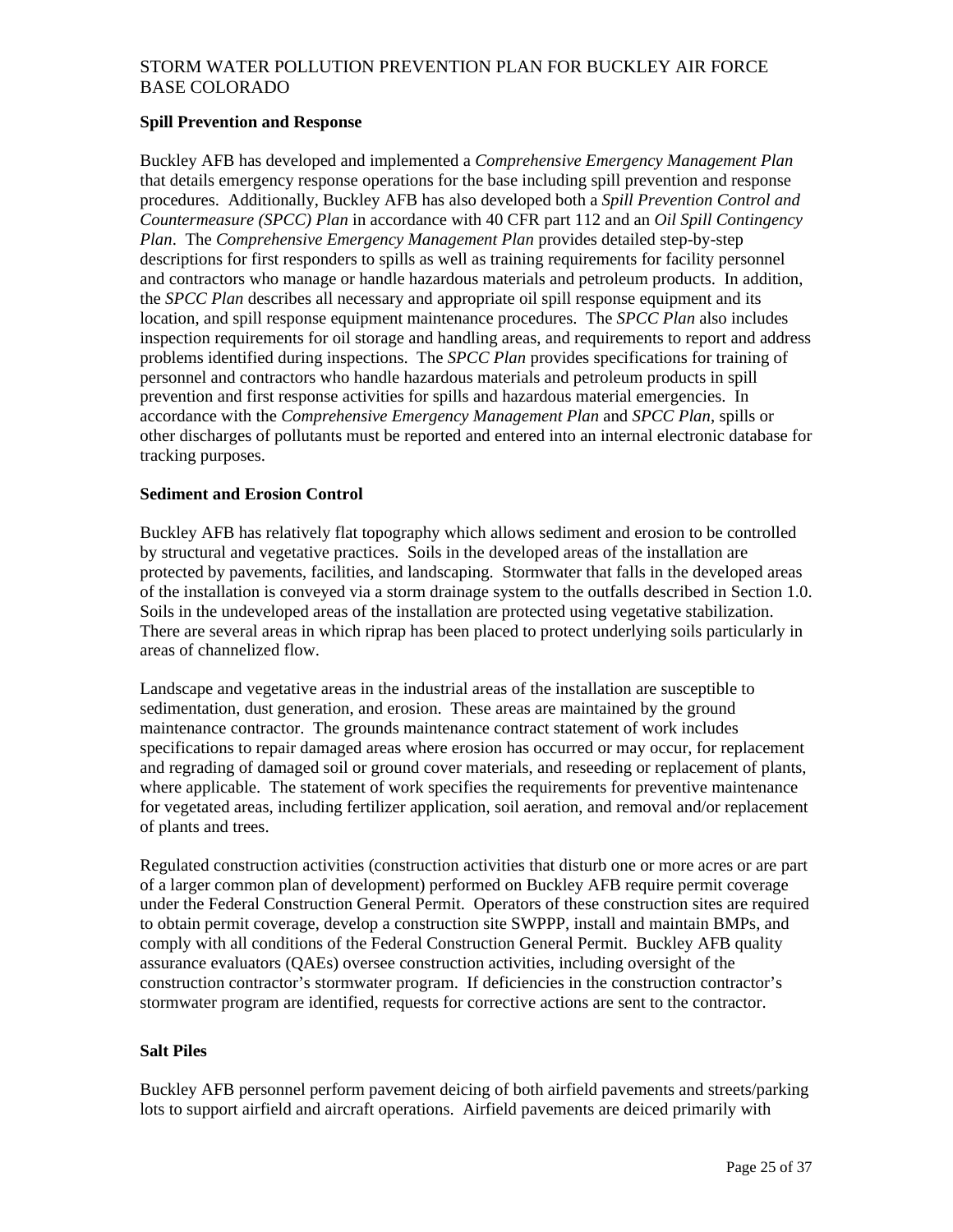### Spill Prevention and Response

Buckley AFB has developed and implemented a *Comprehensive Emergency Management Plan* that details emergency response operations for the base including spill prevention and response procedures. Additionally, Buckley AFB has also developed both a *Spill Prevention Control and Countermeasure (SPCC) Plan* in accordance with 40 CFR part 112 and an *Oil Spill Contingency Plan*. The *Comprehensive Emergency Management Plan* provides detailed step-by-step descriptions for first responders to spills as well as training requirements for facility personnel and contractors who manage or handle hazardous materials and petroleum products. In addition, the *SPCC Plan* describes all necessary and appropriate oil spill response equipment and its location, and spill response equipment maintenance procedures. The *SPCC Plan* also includes inspection requirements for oil storage and handling areas, and requirements to report and address problems identified during inspections. The *SPCC Plan* provides specifications for training of personnel and contractors who handle hazardous materials and petroleum products in spill prevention and first response activities for spills and hazardous material emergencies. In accordance with the *Comprehensive Emergency Management Plan* and *SPCC Plan*, spills or other discharges of pollutants must be reported and entered into an internal electronic database for tracking purposes.

### Sediment and Erosion Control

Buckley AFB has relatively flat topography which allows sediment and erosion to be controlled by structural and vegetative practices. Soils in the developed areas of the installation are protected by pavements, facilities, and landscaping. Stormwater that falls in the developed areas of the installation is conveyed via a storm drainage system to the outfalls described in Section 1.0. Soils in the undeveloped areas of the installation are protected using vegetative stabilization. There are several areas in which riprap has been placed to protect underlying soils particularly in areas of channelized flow.

Landscape and vegetative areas in the industrial areas of the installation are susceptible to sedimentation, dust generation, and erosion. These areas are maintained by the ground maintenance contractor. The grounds maintenance contract statement of work includes specifications to repair damaged areas where erosion has occurred or may occur, for replacement and regrading of damaged soil or ground cover materials, and reseeding or replacement of plants, where applicable. The statement of work specifies the requirements for preventive maintenance for vegetated areas, including fertilizer application, soil aeration, and removal and/or replacement of plants and trees.

Regulated construction activities (construction activities that disturb one or more acres or are part of a larger common plan of development) performed on Buckley AFB require permit coverage under the Federal Construction General Permit. Operators of these construction sites are required to obtain permit coverage, develop a construction site SWPPP, install and maintain BMPs, and comply with all conditions of the Federal Construction General Permit. Buckley AFB quality assurance evaluators (QAEs) oversee construction activities, including oversight of the construction contractor's stormwater program. If deficiencies in the construction contractor's stormwater program are identified, requests for corrective actions are sent to the contractor.

### Salt Piles

Buckley AFB personnel perform pavement deicing of both airfield pavements and streets/parking lots to support airfield and aircraft operations. Airfield pavements are deiced primarily with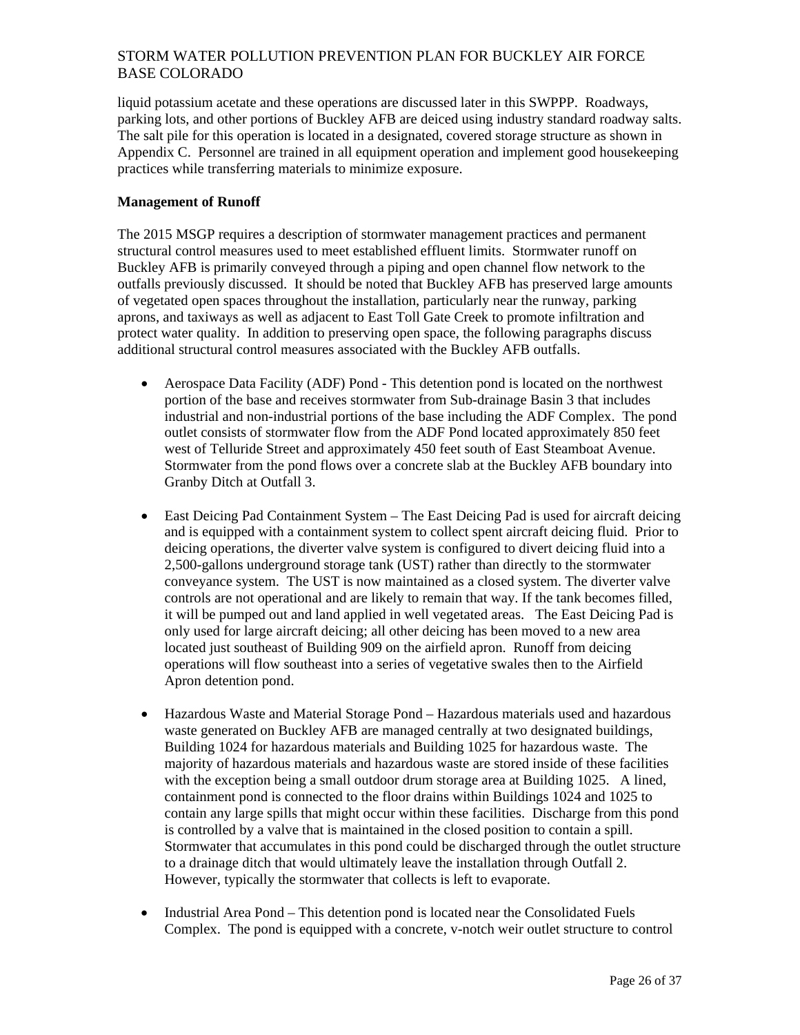liquid potassium acetate and these operations are discussed later in this SWPPP. Roadways, parking lots, and other portions of Buckley AFB are deiced using industry standard roadway salts. The salt pile for this operation is located in a designated, covered storage structure as shown in Appendix C. Personnel are trained in all equipment operation and implement good housekeeping practices while transferring materials to minimize exposure.

**Management of Runoff**

The 2015 MSGP requires a description of stormwater management practices and permanent structural control measures used to meet established effluent limits. Stormwater runoff on Buckley AFB is primarily conveyed through a piping and open channel flow network to the outfalls previously discussed. It should be noted that Buckley AFB has preserved large amounts of vegetated open spaces throughout the installation, particularly near the runway, parking aprons, and taxiways as well as adjacent to East Toll Gate Creek to promote infiltration and protect water quality. In addition to preserving open space, the following paragraphs discuss additional structural control measures associated with the Buckley AFB outfalls.

- Aerospace Data Facility (ADF) Pond - This detention pond is located on the northwest portion of the base and receives stormwater from Sub-drainage Basin 3 that includes industrial and non-industrial portions of the base including the ADF Complex. The pond outlet consists of stormwater flow from the ADF Pond located approximately 850 feet west of Telluride Street and approximately 450 feet south of East Steamboat Avenue. Stormwater from the pond flows over a concrete slab at the Buckley AFB boundary into Granby Ditch at Outfall 3.

- East Deicing Pad Containment System – The East Deicing Pad is used for aircraft deicing and is equipped with a containment system to collect spent aircraft deicing fluid. Prior to deicing operations, the diverter valve system is configured to divert deicing fluid into a 2,500-gallons underground storage tank (UST) rather than directly to the stormwater conveyance system. The UST is now maintained as a closed system. The diverter valve controls are not operational and are likely to remain that way. If the tank becomes filled, it will be pumped out and land applied in well vegetated areas. The East Deicing Pad is only used for large aircraft deicing; all other deicing has been moved to a new area located just southeast of Building 909 on the airfield apron. Runoff from deicing operations will flow southeast into a series of vegetative swales then to the Airfield Apron detention pond.

- Hazardous Waste and Material Storage Pond – Hazardous materials used and hazardous waste generated on Buckley AFB are managed centrally at two designated buildings, Building 1024 for hazardous materials and Building 1025 for hazardous waste. The majority of hazardous materials and hazardous waste are stored inside of these facilities with the exception being a small outdoor drum storage area at Building 1025. A lined, containment pond is connected to the floor drains within Buildings 1024 and 1025 to contain any large spills that might occur within these facilities. Discharge from this pond is controlled by a valve that is maintained in the closed position to contain a spill. Stormwater that accumulates in this pond could be discharged through the outlet structure to a drainage ditch that would ultimately leave the installation through Outfall 2. However, typically the stormwater that collects is left to evaporate.

- Industrial Area Pond – This detention pond is located near the Consolidated Fuels Complex. The pond is equipped with a concrete, v-notch weir outlet structure to control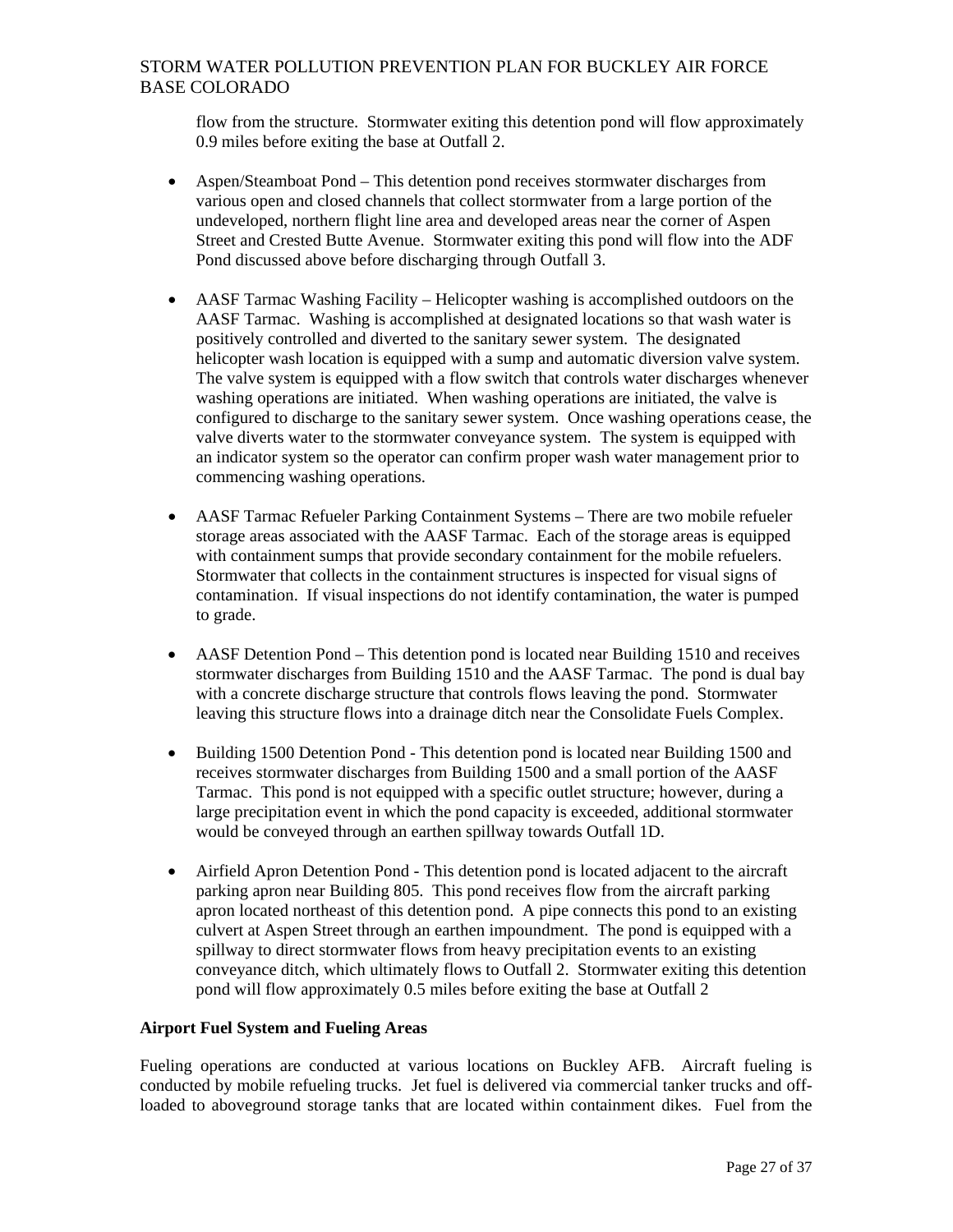flow from the structure. Stormwater exiting this detention pond will flow approximately 0.9 miles before exiting the base at Outfall 2.

- Aspen/Steamboat Pond – This detention pond receives stormwater discharges from various open and closed channels that collect stormwater from a large portion of the undeveloped, northern flight line area and developed areas near the corner of Aspen Street and Crested Butte Avenue. Stormwater exiting this pond will flow into the ADF Pond discussed above before discharging through Outfall 3.

- AASF Tarmac Washing Facility – Helicopter washing is accomplished outdoors on the AASF Tarmac. Washing is accomplished at designated locations so that wash water is positively controlled and diverted to the sanitary sewer system. The designated helicopter wash location is equipped with a sump and automatic diversion valve system. The valve system is equipped with a flow switch that controls water discharges whenever washing operations are initiated. When washing operations are initiated, the valve is configured to discharge to the sanitary sewer system. Once washing operations cease, the valve diverts water to the stormwater conveyance system. The system is equipped with an indicator system so the operator can confirm proper wash water management prior to commencing washing operations.

- AASF Tarmac Refueler Parking Containment Systems – There are two mobile refueler storage areas associated with the AASF Tarmac. Each of the storage areas is equipped with containment sumps that provide secondary containment for the mobile refuelers. Stormwater that collects in the containment structures is inspected for visual signs of contamination. If visual inspections do not identify contamination, the water is pumped to grade.

- AASF Detention Pond – This detention pond is located near Building 1510 and receives stormwater discharges from Building 1510 and the AASF Tarmac. The pond is dual bay with a concrete discharge structure that controls flows leaving the pond. Stormwater leaving this structure flows into a drainage ditch near the Consolidate Fuels Complex.

- Building 1500 Detention Pond - This detention pond is located near Building 1500 and receives stormwater discharges from Building 1500 and a small portion of the AASF Tarmac. This pond is not equipped with a specific outlet structure; however, during a large precipitation event in which the pond capacity is exceeded, additional stormwater would be conveyed through an earthen spillway towards Outfall 1D.

- Airfield Apron Detention Pond - This detention pond is located adjacent to the aircraft parking apron near Building 805. This pond receives flow from the aircraft parking apron located northeast of this detention pond. A pipe connects this pond to an existing culvert at Aspen Street through an earthen impoundment. The pond is equipped with a spillway to direct stormwater flows from heavy precipitation events to an existing conveyance ditch, which ultimately flows to Outfall 2. Stormwater exiting this detention pond will flow approximately 0.5 miles before exiting the base at Outfall 2

**Airport Fuel System and Fueling Areas**

Fueling operations are conducted at various locations on Buckley AFB. Aircraft fueling is conducted by mobile refueling trucks. Jet fuel is delivered via commercial tanker trucks and off-loaded to aboveground storage tanks that are located within containment dikes. Fuel from the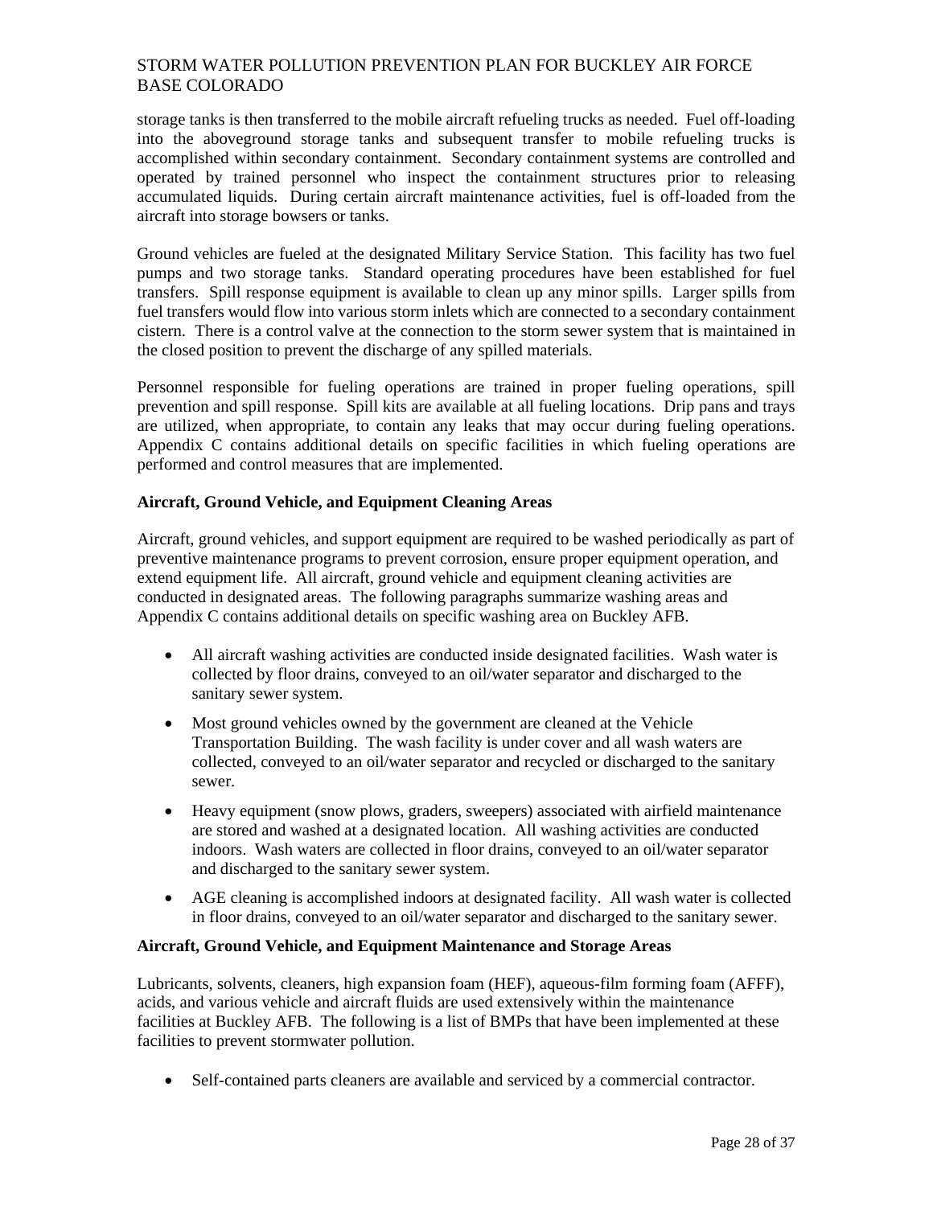storage tanks is then transferred to the mobile aircraft refueling trucks as needed. Fuel off-loading into the aboveground storage tanks and subsequent transfer to mobile refueling trucks is accomplished within secondary containment. Secondary containment systems are controlled and operated by trained personnel who inspect the containment structures prior to releasing accumulated liquids. During certain aircraft maintenance activities, fuel is off-loaded from the aircraft into storage bowsers or tanks.

Ground vehicles are fueled at the designated Military Service Station. This facility has two fuel pumps and two storage tanks. Standard operating procedures have been established for fuel transfers. Spill response equipment is available to clean up any minor spills. Larger spills from fuel transfers would flow into various storm inlets which are connected to a secondary containment cistern. There is a control valve at the connection to the storm sewer system that is maintained in the closed position to prevent the discharge of any spilled materials.

Personnel responsible for fueling operations are trained in proper fueling operations, spill prevention and spill response. Spill kits are available at all fueling locations. Drip pans and trays are utilized, when appropriate, to contain any leaks that may occur during fueling operations. Appendix C contains additional details on specific facilities in which fueling operations are performed and control measures that are implemented.

**Aircraft, Ground Vehicle, and Equipment Cleaning Areas**

Aircraft, ground vehicles, and support equipment are required to be washed periodically as part of preventive maintenance programs to prevent corrosion, ensure proper equipment operation, and extend equipment life. All aircraft, ground vehicle and equipment cleaning activities are conducted in designated areas. The following paragraphs summarize washing areas and Appendix C contains additional details on specific washing area on Buckley AFB.

- All aircraft washing activities are conducted inside designated facilities. Wash water is collected by floor drains, conveyed to an oil/water separator and discharged to the sanitary sewer system.
- Most ground vehicles owned by the government are cleaned at the Vehicle Transportation Building. The wash facility is under cover and all wash waters are collected, conveyed to an oil/water separator and recycled or discharged to the sanitary sewer.
- Heavy equipment (snow plows, graders, sweepers) associated with airfield maintenance are stored and washed at a designated location. All washing activities are conducted indoors. Wash waters are collected in floor drains, conveyed to an oil/water separator and discharged to the sanitary sewer system.
- AGE cleaning is accomplished indoors at designated facility. All wash water is collected in floor drains, conveyed to an oil/water separator and discharged to the sanitary sewer.

**Aircraft, Ground Vehicle, and Equipment Maintenance and Storage Areas**

Lubricants, solvents, cleaners, high expansion foam (HEF), aqueous-film forming foam (AFFF), acids, and various vehicle and aircraft fluids are used extensively within the maintenance facilities at Buckley AFB. The following is a list of BMPs that have been implemented at these facilities to prevent stormwater pollution.

- Self-contained parts cleaners are available and serviced by a commercial contractor.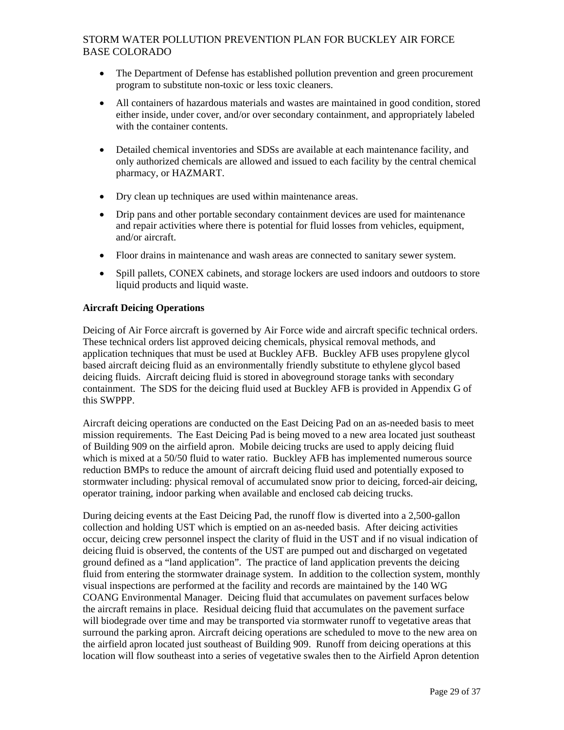- The Department of Defense has established pollution prevention and green procurement program to substitute non-toxic or less toxic cleaners.
- All containers of hazardous materials and wastes are maintained in good condition, stored either inside, under cover, and/or over secondary containment, and appropriately labeled with the container contents.
- Detailed chemical inventories and SDSs are available at each maintenance facility, and only authorized chemicals are allowed and issued to each facility by the central chemical pharmacy, or HAZMART.
- Dry clean up techniques are used within maintenance areas.
- Drip pans and other portable secondary containment devices are used for maintenance and repair activities where there is potential for fluid losses from vehicles, equipment, and/or aircraft.
- Floor drains in maintenance and wash areas are connected to sanitary sewer system.
- Spill pallets, CONEX cabinets, and storage lockers are used indoors and outdoors to store liquid products and liquid waste.

**Aircraft Deicing Operations**

Deicing of Air Force aircraft is governed by Air Force wide and aircraft specific technical orders. These technical orders list approved deicing chemicals, physical removal methods, and application techniques that must be used at Buckley AFB. Buckley AFB uses propylene glycol based aircraft deicing fluid as an environmentally friendly substitute to ethylene glycol based deicing fluids. Aircraft deicing fluid is stored in aboveground storage tanks with secondary containment. The SDS for the deicing fluid used at Buckley AFB is provided in Appendix G of this SWPPP.

Aircraft deicing operations are conducted on the East Deicing Pad on an as-needed basis to meet mission requirements. The East Deicing Pad is being moved to a new area located just southeast of Building 909 on the airfield apron. Mobile deicing trucks are used to apply deicing fluid which is mixed at a 50/50 fluid to water ratio. Buckley AFB has implemented numerous source reduction BMPs to reduce the amount of aircraft deicing fluid used and potentially exposed to stormwater including: physical removal of accumulated snow prior to deicing, forced-air deicing, operator training, indoor parking when available and enclosed cab deicing trucks.

During deicing events at the East Deicing Pad, the runoff flow is diverted into a 2,500-gallon collection and holding UST which is emptied on an as-needed basis. After deicing activities occur, deicing crew personnel inspect the clarity of fluid in the UST and if no visual indication of deicing fluid is observed, the contents of the UST are pumped out and discharged on vegetated ground defined as a "land application". The practice of land application prevents the deicing fluid from entering the stormwater drainage system. In addition to the collection system, monthly visual inspections are performed at the facility and records are maintained by the 140 WG COANG Environmental Manager. Deicing fluid that accumulates on pavement surfaces below the aircraft remains in place. Residual deicing fluid that accumulates on the pavement surface will biodegrade over time and may be transported via stormwater runoff to vegetative areas that surround the parking apron. Aircraft deicing operations are scheduled to move to the new area on the airfield apron located just southeast of Building 909. Runoff from deicing operations at this location will flow southeast into a series of vegetative swales then to the Airfield Apron detention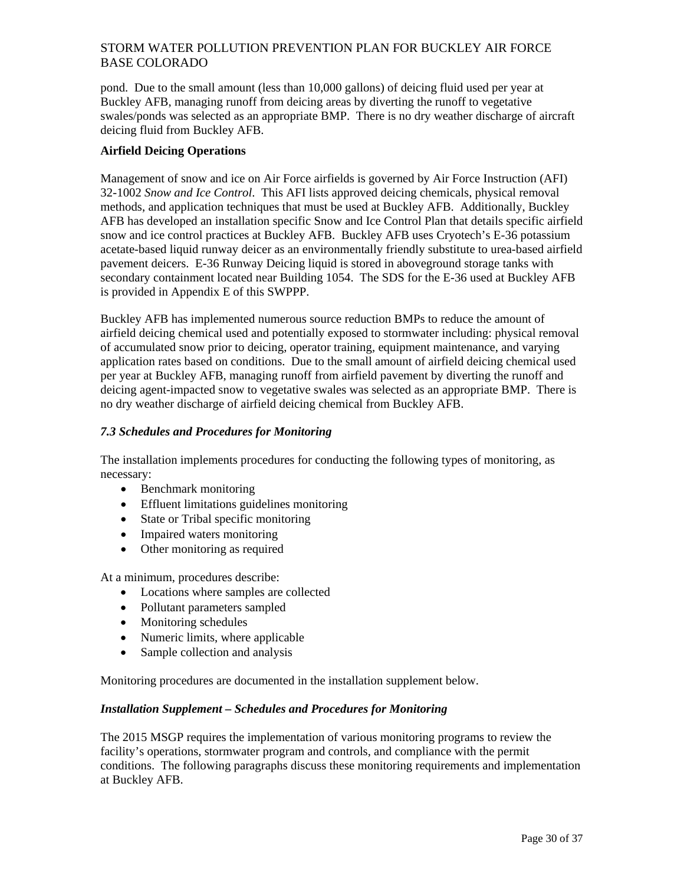pond. Due to the small amount (less than 10,000 gallons) of deicing fluid used per year at Buckley AFB, managing runoff from deicing areas by diverting the runoff to vegetative swales/ponds was selected as an appropriate BMP. There is no dry weather discharge of aircraft deicing fluid from Buckley AFB.

**Airfield Deicing Operations**

Management of snow and ice on Air Force airfields is governed by Air Force Instruction (AFI) 32-1002 *Snow and Ice Control*. This AFI lists approved deicing chemicals, physical removal methods, and application techniques that must be used at Buckley AFB. Additionally, Buckley AFB has developed an installation specific Snow and Ice Control Plan that details specific airfield snow and ice control practices at Buckley AFB. Buckley AFB uses Cryotech's E-36 potassium acetate-based liquid runway deicer as an environmentally friendly substitute to urea-based airfield pavement deicers. E-36 Runway Deicing liquid is stored in aboveground storage tanks with secondary containment located near Building 1054. The SDS for the E-36 used at Buckley AFB is provided in Appendix E of this SWPPP.

Buckley AFB has implemented numerous source reduction BMPs to reduce the amount of airfield deicing chemical used and potentially exposed to stormwater including: physical removal of accumulated snow prior to deicing, operator training, equipment maintenance, and varying application rates based on conditions. Due to the small amount of airfield deicing chemical used per year at Buckley AFB, managing runoff from airfield pavement by diverting the runoff and deicing agent-impacted snow to vegetative swales was selected as an appropriate BMP. There is no dry weather discharge of airfield deicing chemical from Buckley AFB.

### *7.3 Schedules and Procedures for Monitoring*

The installation implements procedures for conducting the following types of monitoring, as necessary:

- Benchmark monitoring
- Effluent limitations guidelines monitoring
- State or Tribal specific monitoring
- Impaired waters monitoring
- Other monitoring as required

At a minimum, procedures describe:

- Locations where samples are collected
- Pollutant parameters sampled
- Monitoring schedules
- Numeric limits, where applicable
- Sample collection and analysis

Monitoring procedures are documented in the installation supplement below.

### *Installation Supplement – Schedules and Procedures for Monitoring*

The 2015 MSGP requires the implementation of various monitoring programs to review the facility's operations, stormwater program and controls, and compliance with the permit conditions. The following paragraphs discuss these monitoring requirements and implementation at Buckley AFB.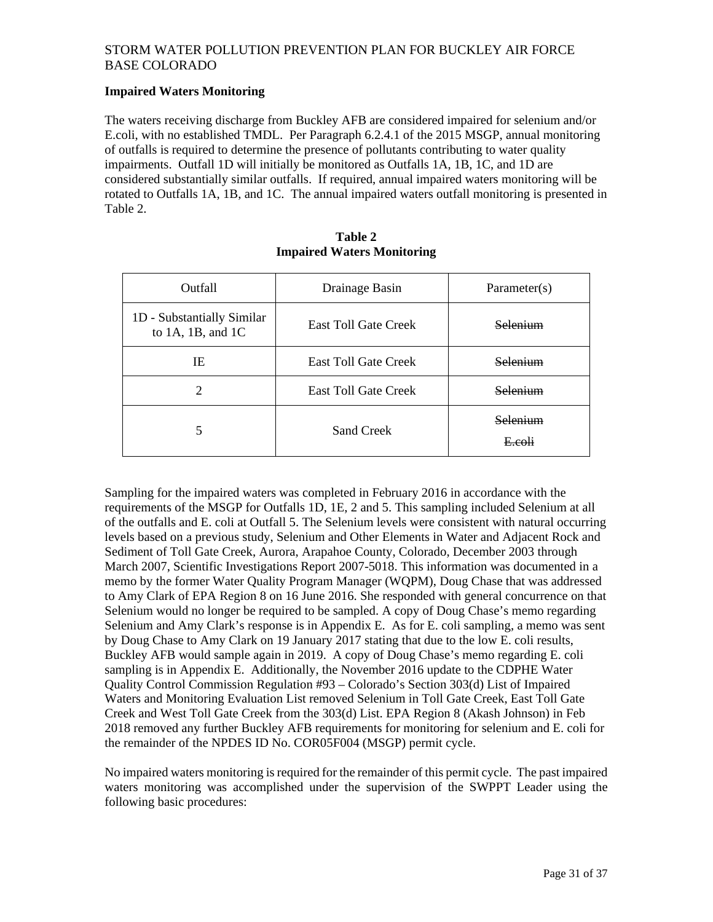### Impaired Waters Monitoring

The waters receiving discharge from Buckley AFB are considered impaired for selenium and/or E.coli, with no established TMDL. Per Paragraph 6.2.4.1 of the 2015 MSGP, annual monitoring of outfalls is required to determine the presence of pollutants contributing to water quality impairments. Outfall 1D will initially be monitored as Outfalls 1A, 1B, 1C, and 1D are considered substantially similar outfalls. If required, annual impaired waters monitoring will be rotated to Outfalls 1A, 1B, and 1C. The annual impaired waters outfall monitoring is presented in Table 2.

**Table 2**
**Impaired Waters Monitoring**

| Outfall | Drainage Basin | Parameter(s) |
|---|---|---|
| 1D - Substantially Similar to 1A, 1B, and 1C | East Toll Gate Creek | ~~Selenium~~ |
| IE | East Toll Gate Creek | ~~Selenium~~ |
| 2 | East Toll Gate Creek | ~~Selenium~~ |
| 5 | Sand Creek | ~~Selenium~~<br>~~E.coli~~ |

Sampling for the impaired waters was completed in February 2016 in accordance with the requirements of the MSGP for Outfalls 1D, 1E, 2 and 5. This sampling included Selenium at all of the outfalls and E. coli at Outfall 5. The Selenium levels were consistent with natural occurring levels based on a previous study, Selenium and Other Elements in Water and Adjacent Rock and Sediment of Toll Gate Creek, Aurora, Arapahoe County, Colorado, December 2003 through March 2007, Scientific Investigations Report 2007-5018. This information was documented in a memo by the former Water Quality Program Manager (WQPM), Doug Chase that was addressed to Amy Clark of EPA Region 8 on 16 June 2016. She responded with general concurrence on that Selenium would no longer be required to be sampled. A copy of Doug Chase's memo regarding Selenium and Amy Clark's response is in Appendix E. As for E. coli sampling, a memo was sent by Doug Chase to Amy Clark on 19 January 2017 stating that due to the low E. coli results, Buckley AFB would sample again in 2019. A copy of Doug Chase's memo regarding E. coli sampling is in Appendix E. Additionally, the November 2016 update to the CDPHE Water Quality Control Commission Regulation #93 – Colorado's Section 303(d) List of Impaired Waters and Monitoring Evaluation List removed Selenium in Toll Gate Creek, East Toll Gate Creek and West Toll Gate Creek from the 303(d) List. EPA Region 8 (Akash Johnson) in Feb 2018 removed any further Buckley AFB requirements for monitoring for selenium and E. coli for the remainder of the NPDES ID No. COR05F004 (MSGP) permit cycle.

No impaired waters monitoring is required for the remainder of this permit cycle. The past impaired waters monitoring was accomplished under the supervision of the SWPPT Leader using the following basic procedures: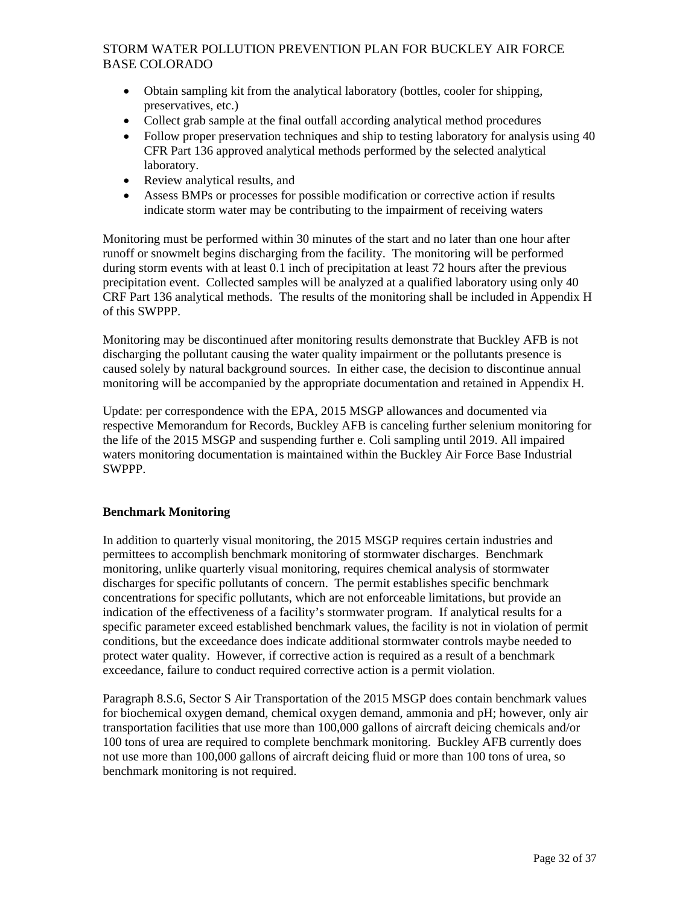- Obtain sampling kit from the analytical laboratory (bottles, cooler for shipping, preservatives, etc.)
- Collect grab sample at the final outfall according analytical method procedures
- Follow proper preservation techniques and ship to testing laboratory for analysis using 40 CFR Part 136 approved analytical methods performed by the selected analytical laboratory.
- Review analytical results, and
- Assess BMPs or processes for possible modification or corrective action if results indicate storm water may be contributing to the impairment of receiving waters

Monitoring must be performed within 30 minutes of the start and no later than one hour after runoff or snowmelt begins discharging from the facility. The monitoring will be performed during storm events with at least 0.1 inch of precipitation at least 72 hours after the previous precipitation event. Collected samples will be analyzed at a qualified laboratory using only 40 CRF Part 136 analytical methods. The results of the monitoring shall be included in Appendix H of this SWPPP.

Monitoring may be discontinued after monitoring results demonstrate that Buckley AFB is not discharging the pollutant causing the water quality impairment or the pollutants presence is caused solely by natural background sources. In either case, the decision to discontinue annual monitoring will be accompanied by the appropriate documentation and retained in Appendix H.

Update: per correspondence with the EPA, 2015 MSGP allowances and documented via respective Memorandum for Records, Buckley AFB is canceling further selenium monitoring for the life of the 2015 MSGP and suspending further e. Coli sampling until 2019. All impaired waters monitoring documentation is maintained within the Buckley Air Force Base Industrial SWPPP.

**Benchmark Monitoring**

In addition to quarterly visual monitoring, the 2015 MSGP requires certain industries and permittees to accomplish benchmark monitoring of stormwater discharges. Benchmark monitoring, unlike quarterly visual monitoring, requires chemical analysis of stormwater discharges for specific pollutants of concern. The permit establishes specific benchmark concentrations for specific pollutants, which are not enforceable limitations, but provide an indication of the effectiveness of a facility's stormwater program. If analytical results for a specific parameter exceed established benchmark values, the facility is not in violation of permit conditions, but the exceedance does indicate additional stormwater controls maybe needed to protect water quality. However, if corrective action is required as a result of a benchmark exceedance, failure to conduct required corrective action is a permit violation.

Paragraph 8.S.6, Sector S Air Transportation of the 2015 MSGP does contain benchmark values for biochemical oxygen demand, chemical oxygen demand, ammonia and pH; however, only air transportation facilities that use more than 100,000 gallons of aircraft deicing chemicals and/or 100 tons of urea are required to complete benchmark monitoring. Buckley AFB currently does not use more than 100,000 gallons of aircraft deicing fluid or more than 100 tons of urea, so benchmark monitoring is not required.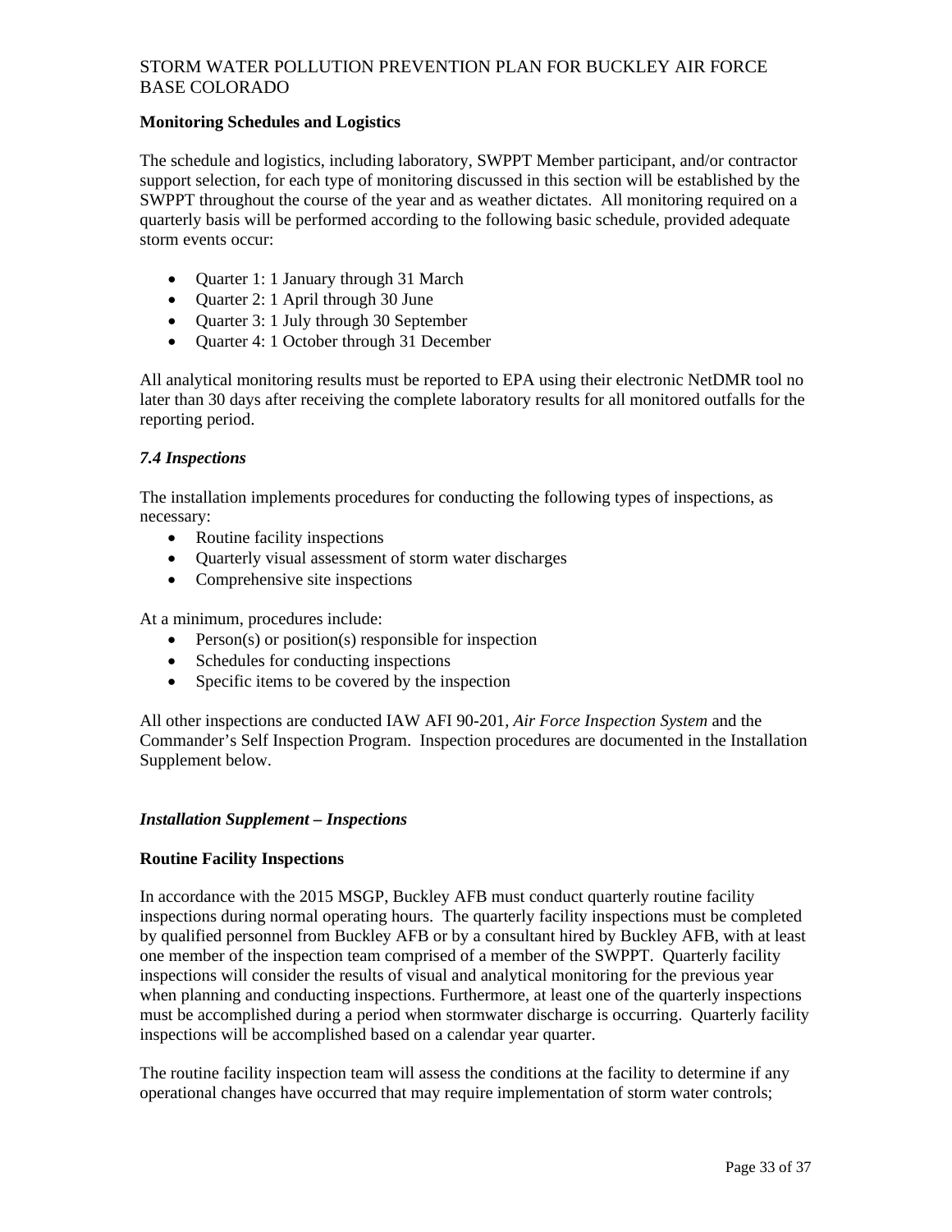**Monitoring Schedules and Logistics**

The schedule and logistics, including laboratory, SWPPT Member participant, and/or contractor support selection, for each type of monitoring discussed in this section will be established by the SWPPT throughout the course of the year and as weather dictates. All monitoring required on a quarterly basis will be performed according to the following basic schedule, provided adequate storm events occur:

- Quarter 1: 1 January through 31 March
- Quarter 2: 1 April through 30 June
- Quarter 3: 1 July through 30 September
- Quarter 4: 1 October through 31 December

All analytical monitoring results must be reported to EPA using their electronic NetDMR tool no later than 30 days after receiving the complete laboratory results for all monitored outfalls for the reporting period.

### *7.4 Inspections*

The installation implements procedures for conducting the following types of inspections, as necessary:

- Routine facility inspections
- Quarterly visual assessment of storm water discharges
- Comprehensive site inspections

At a minimum, procedures include:

- Person(s) or position(s) responsible for inspection
- Schedules for conducting inspections
- Specific items to be covered by the inspection

All other inspections are conducted IAW AFI 90-201, *Air Force Inspection System* and the Commander's Self Inspection Program. Inspection procedures are documented in the Installation Supplement below.

### *Installation Supplement – Inspections*

**Routine Facility Inspections**

In accordance with the 2015 MSGP, Buckley AFB must conduct quarterly routine facility inspections during normal operating hours. The quarterly facility inspections must be completed by qualified personnel from Buckley AFB or by a consultant hired by Buckley AFB, with at least one member of the inspection team comprised of a member of the SWPPT. Quarterly facility inspections will consider the results of visual and analytical monitoring for the previous year when planning and conducting inspections. Furthermore, at least one of the quarterly inspections must be accomplished during a period when stormwater discharge is occurring. Quarterly facility inspections will be accomplished based on a calendar year quarter.

The routine facility inspection team will assess the conditions at the facility to determine if any operational changes have occurred that may require implementation of storm water controls;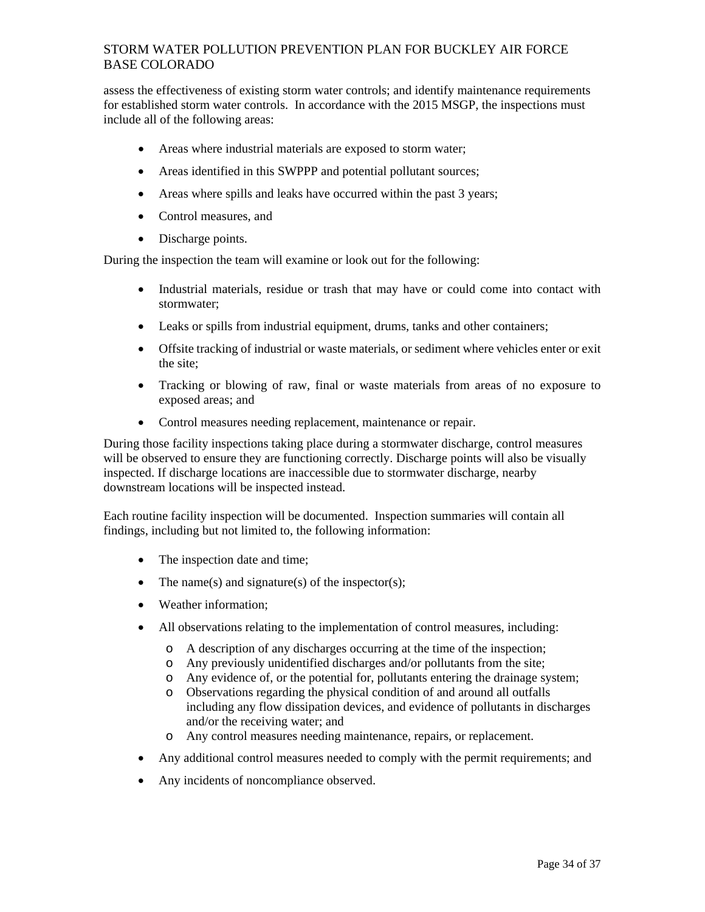assess the effectiveness of existing storm water controls; and identify maintenance requirements for established storm water controls. In accordance with the 2015 MSGP, the inspections must include all of the following areas:

- Areas where industrial materials are exposed to storm water;
- Areas identified in this SWPPP and potential pollutant sources;
- Areas where spills and leaks have occurred within the past 3 years;
- Control measures, and
- Discharge points.

During the inspection the team will examine or look out for the following:

- Industrial materials, residue or trash that may have or could come into contact with stormwater;
- Leaks or spills from industrial equipment, drums, tanks and other containers;
- Offsite tracking of industrial or waste materials, or sediment where vehicles enter or exit the site;
- Tracking or blowing of raw, final or waste materials from areas of no exposure to exposed areas; and
- Control measures needing replacement, maintenance or repair.

During those facility inspections taking place during a stormwater discharge, control measures will be observed to ensure they are functioning correctly. Discharge points will also be visually inspected. If discharge locations are inaccessible due to stormwater discharge, nearby downstream locations will be inspected instead.

Each routine facility inspection will be documented. Inspection summaries will contain all findings, including but not limited to, the following information:

- The inspection date and time;
- The name(s) and signature(s) of the inspector(s);
- Weather information;
- All observations relating to the implementation of control measures, including:
  - A description of any discharges occurring at the time of the inspection;
  - Any previously unidentified discharges and/or pollutants from the site;
  - Any evidence of, or the potential for, pollutants entering the drainage system;
  - Observations regarding the physical condition of and around all outfalls including any flow dissipation devices, and evidence of pollutants in discharges and/or the receiving water; and
  - Any control measures needing maintenance, repairs, or replacement.
- Any additional control measures needed to comply with the permit requirements; and
- Any incidents of noncompliance observed.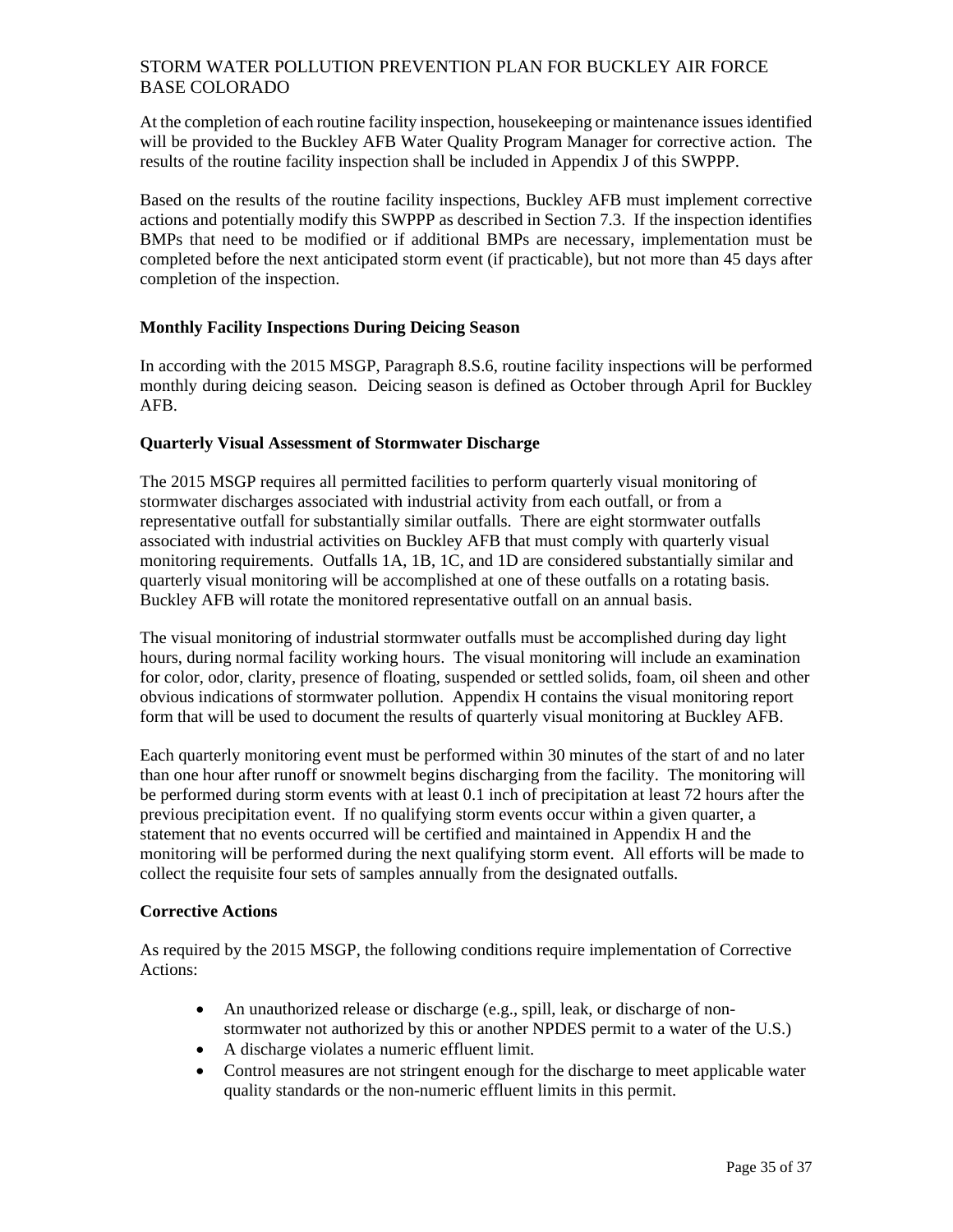At the completion of each routine facility inspection, housekeeping or maintenance issues identified will be provided to the Buckley AFB Water Quality Program Manager for corrective action. The results of the routine facility inspection shall be included in Appendix J of this SWPPP.

Based on the results of the routine facility inspections, Buckley AFB must implement corrective actions and potentially modify this SWPPP as described in Section 7.3. If the inspection identifies BMPs that need to be modified or if additional BMPs are necessary, implementation must be completed before the next anticipated storm event (if practicable), but not more than 45 days after completion of the inspection.

**Monthly Facility Inspections During Deicing Season**

In according with the 2015 MSGP, Paragraph 8.S.6, routine facility inspections will be performed monthly during deicing season. Deicing season is defined as October through April for Buckley AFB.

**Quarterly Visual Assessment of Stormwater Discharge**

The 2015 MSGP requires all permitted facilities to perform quarterly visual monitoring of stormwater discharges associated with industrial activity from each outfall, or from a representative outfall for substantially similar outfalls. There are eight stormwater outfalls associated with industrial activities on Buckley AFB that must comply with quarterly visual monitoring requirements. Outfalls 1A, 1B, 1C, and 1D are considered substantially similar and quarterly visual monitoring will be accomplished at one of these outfalls on a rotating basis. Buckley AFB will rotate the monitored representative outfall on an annual basis.

The visual monitoring of industrial stormwater outfalls must be accomplished during day light hours, during normal facility working hours. The visual monitoring will include an examination for color, odor, clarity, presence of floating, suspended or settled solids, foam, oil sheen and other obvious indications of stormwater pollution. Appendix H contains the visual monitoring report form that will be used to document the results of quarterly visual monitoring at Buckley AFB.

Each quarterly monitoring event must be performed within 30 minutes of the start of and no later than one hour after runoff or snowmelt begins discharging from the facility. The monitoring will be performed during storm events with at least 0.1 inch of precipitation at least 72 hours after the previous precipitation event. If no qualifying storm events occur within a given quarter, a statement that no events occurred will be certified and maintained in Appendix H and the monitoring will be performed during the next qualifying storm event. All efforts will be made to collect the requisite four sets of samples annually from the designated outfalls.

**Corrective Actions**

As required by the 2015 MSGP, the following conditions require implementation of Corrective Actions:

- An unauthorized release or discharge (e.g., spill, leak, or discharge of non-stormwater not authorized by this or another NPDES permit to a water of the U.S.)
- A discharge violates a numeric effluent limit.
- Control measures are not stringent enough for the discharge to meet applicable water quality standards or the non-numeric effluent limits in this permit.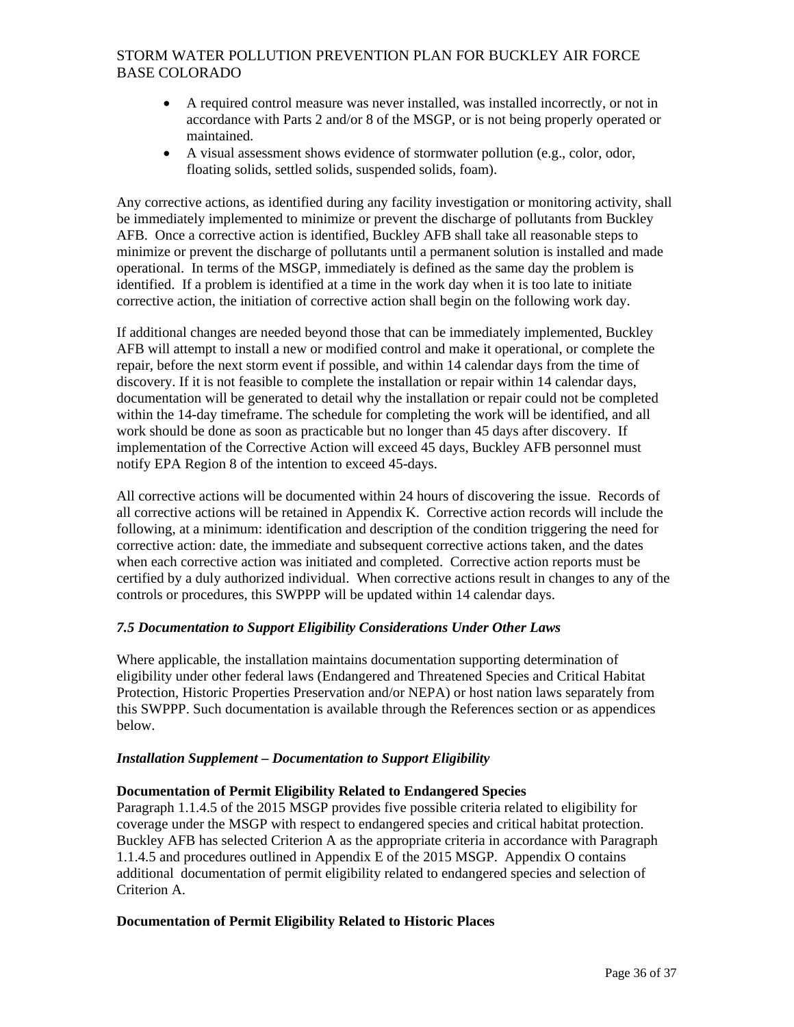- A required control measure was never installed, was installed incorrectly, or not in accordance with Parts 2 and/or 8 of the MSGP, or is not being properly operated or maintained.
- A visual assessment shows evidence of stormwater pollution (e.g., color, odor, floating solids, settled solids, suspended solids, foam).

Any corrective actions, as identified during any facility investigation or monitoring activity, shall be immediately implemented to minimize or prevent the discharge of pollutants from Buckley AFB. Once a corrective action is identified, Buckley AFB shall take all reasonable steps to minimize or prevent the discharge of pollutants until a permanent solution is installed and made operational. In terms of the MSGP, immediately is defined as the same day the problem is identified. If a problem is identified at a time in the work day when it is too late to initiate corrective action, the initiation of corrective action shall begin on the following work day.

If additional changes are needed beyond those that can be immediately implemented, Buckley AFB will attempt to install a new or modified control and make it operational, or complete the repair, before the next storm event if possible, and within 14 calendar days from the time of discovery. If it is not feasible to complete the installation or repair within 14 calendar days, documentation will be generated to detail why the installation or repair could not be completed within the 14-day timeframe. The schedule for completing the work will be identified, and all work should be done as soon as practicable but no longer than 45 days after discovery. If implementation of the Corrective Action will exceed 45 days, Buckley AFB personnel must notify EPA Region 8 of the intention to exceed 45-days.

All corrective actions will be documented within 24 hours of discovering the issue. Records of all corrective actions will be retained in Appendix K. Corrective action records will include the following, at a minimum: identification and description of the condition triggering the need for corrective action: date, the immediate and subsequent corrective actions taken, and the dates when each corrective action was initiated and completed. Corrective action reports must be certified by a duly authorized individual. When corrective actions result in changes to any of the controls or procedures, this SWPPP will be updated within 14 calendar days.

### *7.5 Documentation to Support Eligibility Considerations Under Other Laws*

Where applicable, the installation maintains documentation supporting determination of eligibility under other federal laws (Endangered and Threatened Species and Critical Habitat Protection, Historic Properties Preservation and/or NEPA) or host nation laws separately from this SWPPP. Such documentation is available through the References section or as appendices below.

#### *Installation Supplement – Documentation to Support Eligibility*

**Documentation of Permit Eligibility Related to Endangered Species**

Paragraph 1.1.4.5 of the 2015 MSGP provides five possible criteria related to eligibility for coverage under the MSGP with respect to endangered species and critical habitat protection. Buckley AFB has selected Criterion A as the appropriate criteria in accordance with Paragraph 1.1.4.5 and procedures outlined in Appendix E of the 2015 MSGP. Appendix O contains additional documentation of permit eligibility related to endangered species and selection of Criterion A.

**Documentation of Permit Eligibility Related to Historic Places**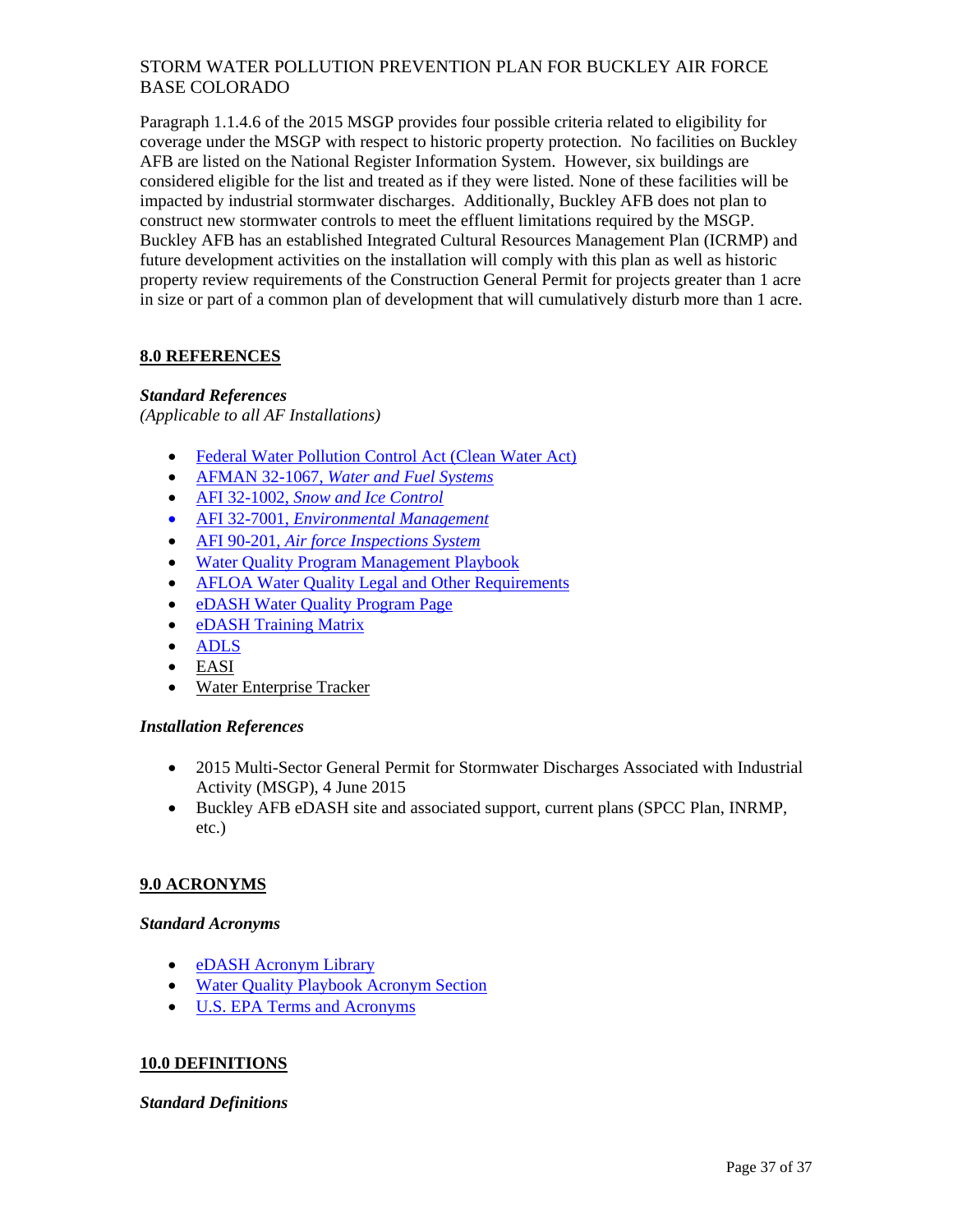Paragraph 1.1.4.6 of the 2015 MSGP provides four possible criteria related to eligibility for coverage under the MSGP with respect to historic property protection. No facilities on Buckley AFB are listed on the National Register Information System. However, six buildings are considered eligible for the list and treated as if they were listed. None of these facilities will be impacted by industrial stormwater discharges. Additionally, Buckley AFB does not plan to construct new stormwater controls to meet the effluent limitations required by the MSGP. Buckley AFB has an established Integrated Cultural Resources Management Plan (ICRMP) and future development activities on the installation will comply with this plan as well as historic property review requirements of the Construction General Permit for projects greater than 1 acre in size or part of a common plan of development that will cumulatively disturb more than 1 acre.

## 8.0 REFERENCES

***Standard References***
*(Applicable to all AF Installations)*

- Federal Water Pollution Control Act (Clean Water Act)
- AFMAN 32-1067, *Water and Fuel Systems*
- AFI 32-1002, *Snow and Ice Control*
- AFI 32-7001, *Environmental Management*
- AFI 90-201, *Air force Inspections System*
- Water Quality Program Management Playbook
- AFLOA Water Quality Legal and Other Requirements
- eDASH Water Quality Program Page
- eDASH Training Matrix
- ADLS
- EASI
- Water Enterprise Tracker

***Installation References***

- 2015 Multi-Sector General Permit for Stormwater Discharges Associated with Industrial Activity (MSGP), 4 June 2015
- Buckley AFB eDASH site and associated support, current plans (SPCC Plan, INRMP, etc.)

## 9.0 ACRONYMS

***Standard Acronyms***

- eDASH Acronym Library
- Water Quality Playbook Acronym Section
- U.S. EPA Terms and Acronyms

## 10.0 DEFINITIONS

***Standard Definitions***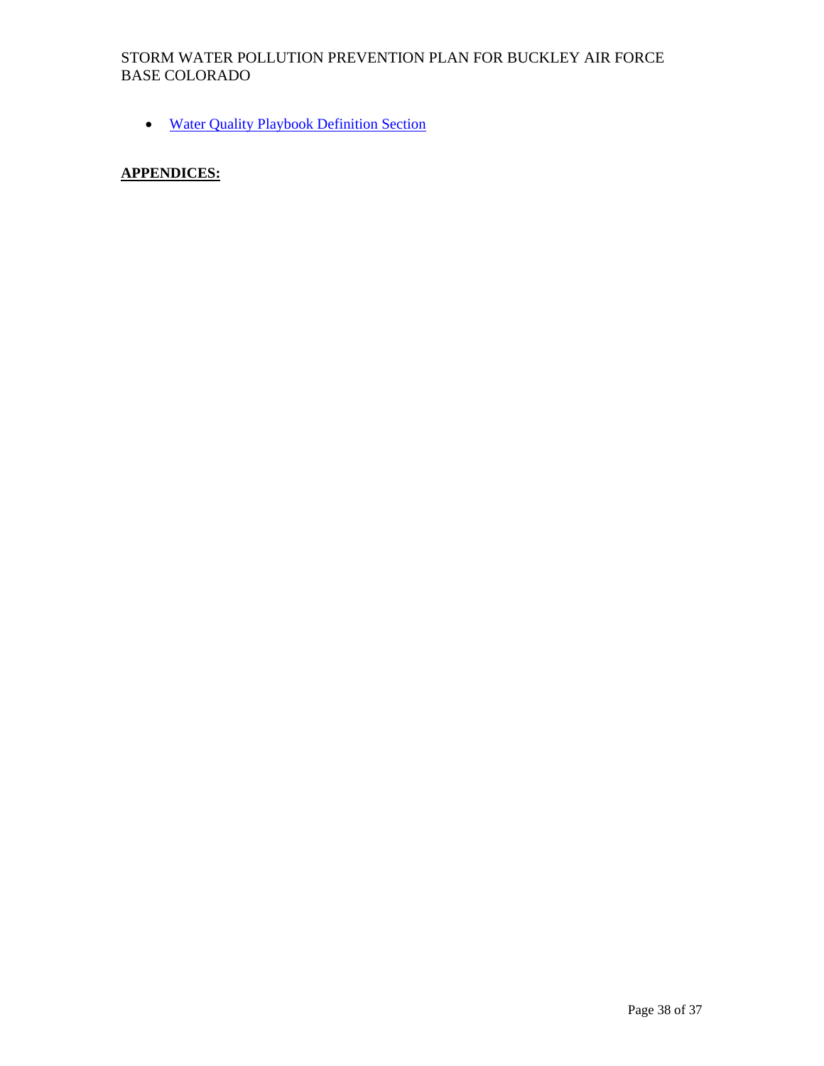- [Water Quality Playbook Definition Section]

**APPENDICES:**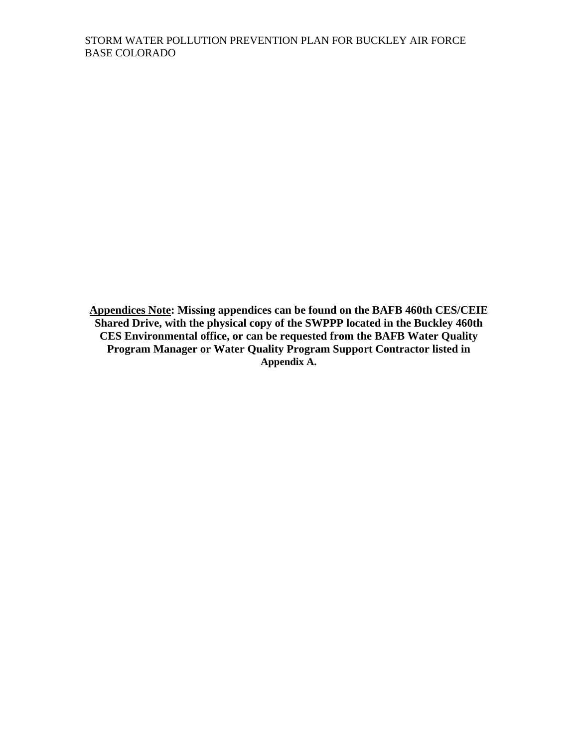**<u>Appendices Note</u>: Missing appendices can be found on the BAFB 460th CES/CEIE Shared Drive, with the physical copy of the SWPPP located in the Buckley 460th CES Environmental office, or can be requested from the BAFB Water Quality Program Manager or Water Quality Program Support Contractor listed in Appendix A.**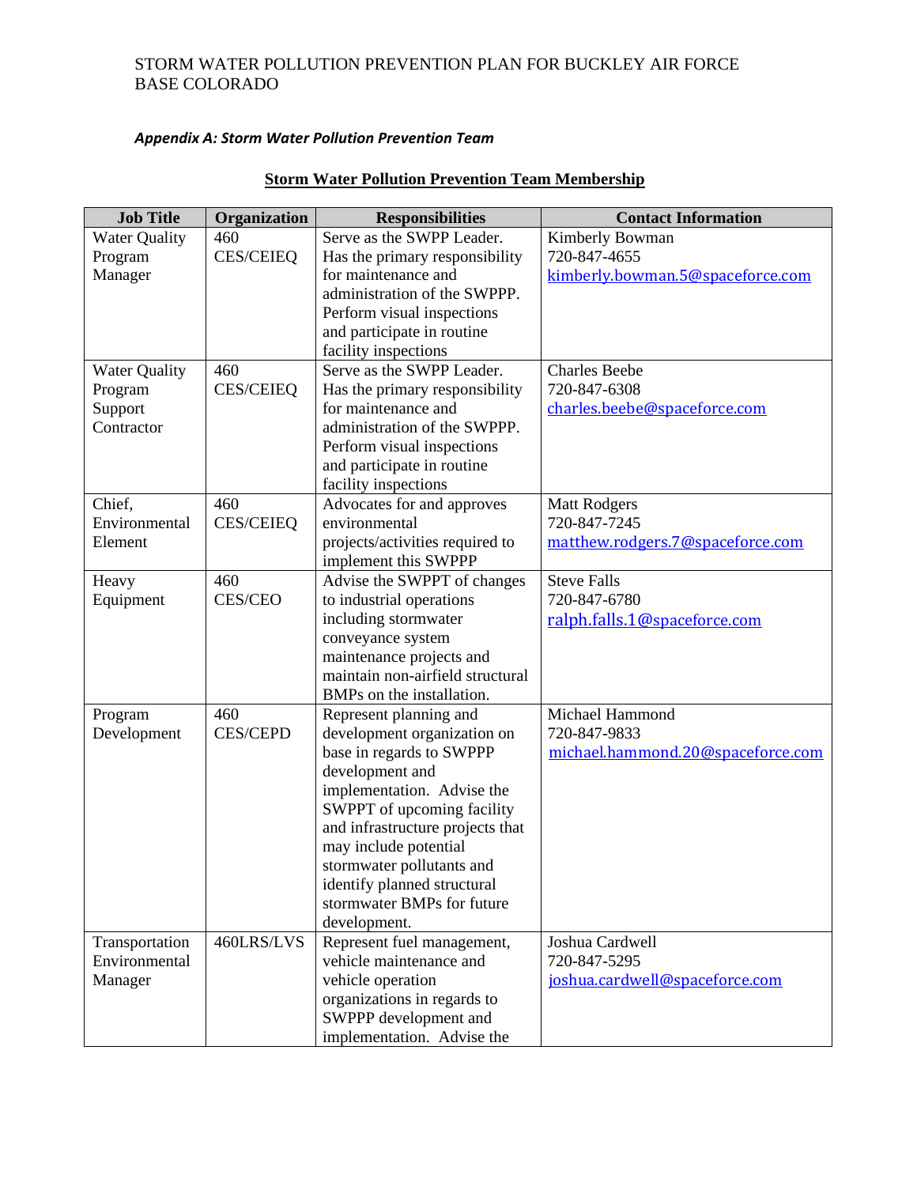STORM WATER POLLUTION PREVENTION PLAN FOR BUCKLEY AIR FORCE BASE COLORADO

***Appendix A: Storm Water Pollution Prevention Team***

**Storm Water Pollution Prevention Team Membership**

| Job Title | Organization | Responsibilities | Contact Information |
|---|---|---|---|
| Water Quality Program Manager | 460 CES/CEIEQ | Serve as the SWPP Leader. Has the primary responsibility for maintenance and administration of the SWPPP. Perform visual inspections and participate in routine facility inspections | Kimberly Bowman 720-847-4655 kimberly.bowman.5@spaceforce.com |
| Water Quality Program Support Contractor | 460 CES/CEIEQ | Serve as the SWPP Leader. Has the primary responsibility for maintenance and administration of the SWPPP. Perform visual inspections and participate in routine facility inspections | Charles Beebe 720-847-6308 charles.beebe@spaceforce.com |
| Chief, Environmental Element | 460 CES/CEIEQ | Advocates for and approves environmental projects/activities required to implement this SWPPP | Matt Rodgers 720-847-7245 matthew.rodgers.7@spaceforce.com |
| Heavy Equipment | 460 CES/CEO | Advise the SWPPP of changes to industrial operations including stormwater conveyance system maintenance projects and maintain non-airfield structural BMPs on the installation. | Steve Falls 720-847-6780 ralph.falls.1@spaceforce.com |
| Program Development | 460 CES/CEPD | Represent planning and development organization on base in regards to SWPPP development and implementation. Advise the SWPPT of upcoming facility and infrastructure projects that may include potential stormwater pollutants and identify planned structural stormwater BMPs for future development. | Michael Hammond 720-847-9833 michael.hammond.20@spaceforce.com |
| Transportation Environmental Manager | 460LRS/LVS | Represent fuel management, vehicle maintenance and vehicle operation organizations in regards to SWPPP development and implementation. Advise the | Joshua Cardwell 720-847-5295 joshua.cardwell@spaceforce.com |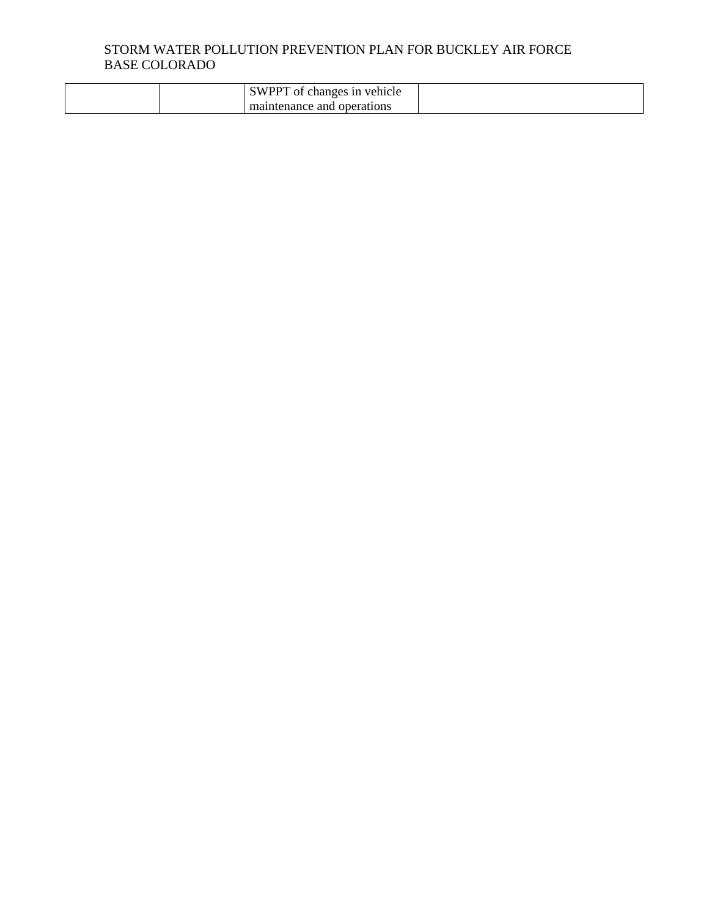| | | SWPPT of changes in vehicle maintenance and operations | |
|---|---|---|---|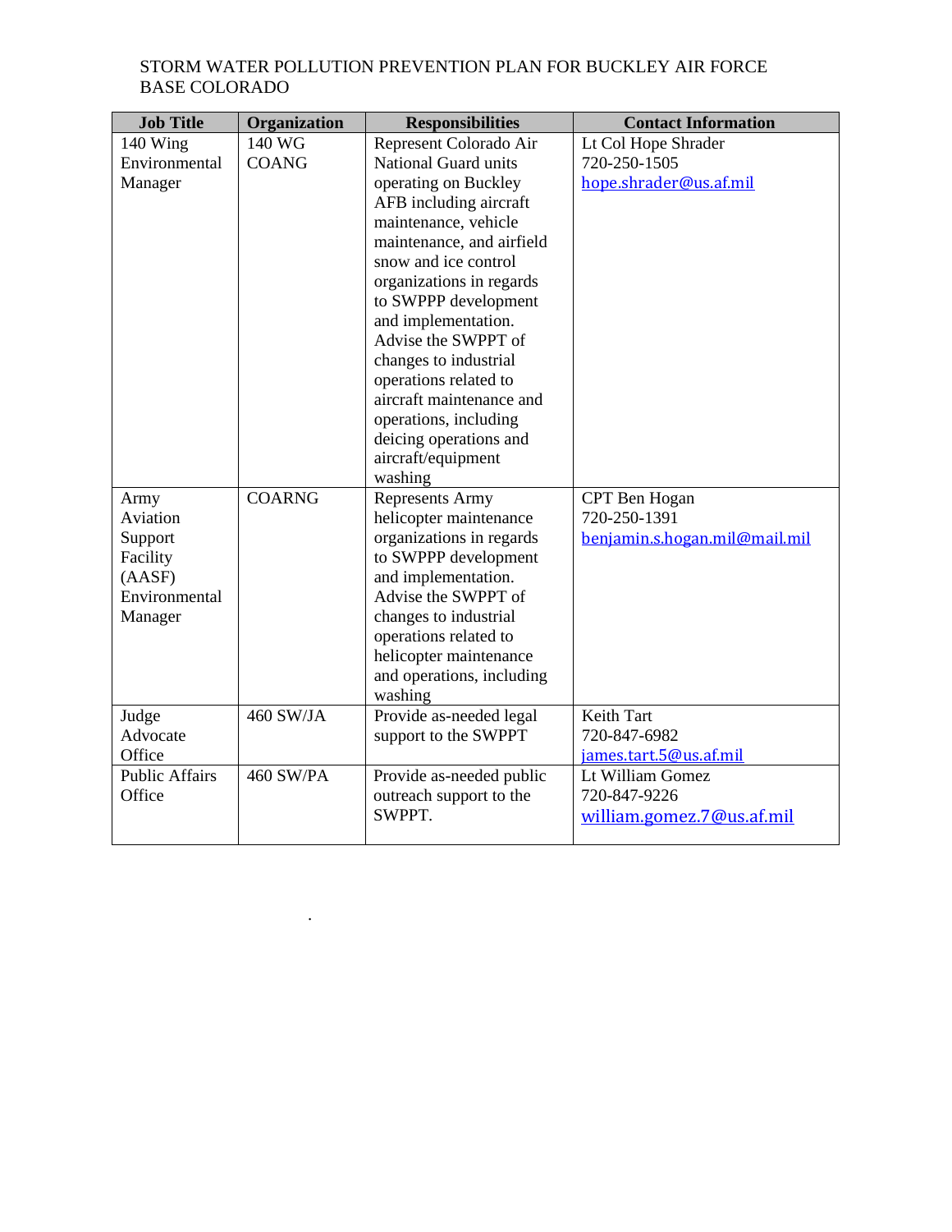| Job Title | Organization | Responsibilities | Contact Information |
|---|---|---|---|
| 140 Wing Environmental Manager | 140 WG COANG | Represent Colorado Air National Guard units operating on Buckley AFB including aircraft maintenance, vehicle maintenance, and airfield snow and ice control organizations in regards to SWPPP development and implementation. Advise the SWPPT of changes to industrial operations related to aircraft maintenance and operations, including deicing operations and aircraft/equipment washing | Lt Col Hope Shrader<br>720-250-1505<br>hope.shrader@us.af.mil |
| Army Aviation Support Facility (AASF) Environmental Manager | COARNG | Represents Army helicopter maintenance organizations in regards to SWPPP development and implementation. Advise the SWPPT of changes to industrial operations related to helicopter maintenance and operations, including washing | CPT Ben Hogan<br>720-250-1391<br>benjamin.s.hogan.mil@mail.mil |
| Judge Advocate Office | 460 SW/JA | Provide as-needed legal support to the SWPPT | Keith Tart<br>720-847-6982<br>james.tart.5@us.af.mil |
| Public Affairs Office | 460 SW/PA | Provide as-needed public outreach support to the SWPPT. | Lt William Gomez<br>720-847-9226<br>william.gomez.7@us.af.mil |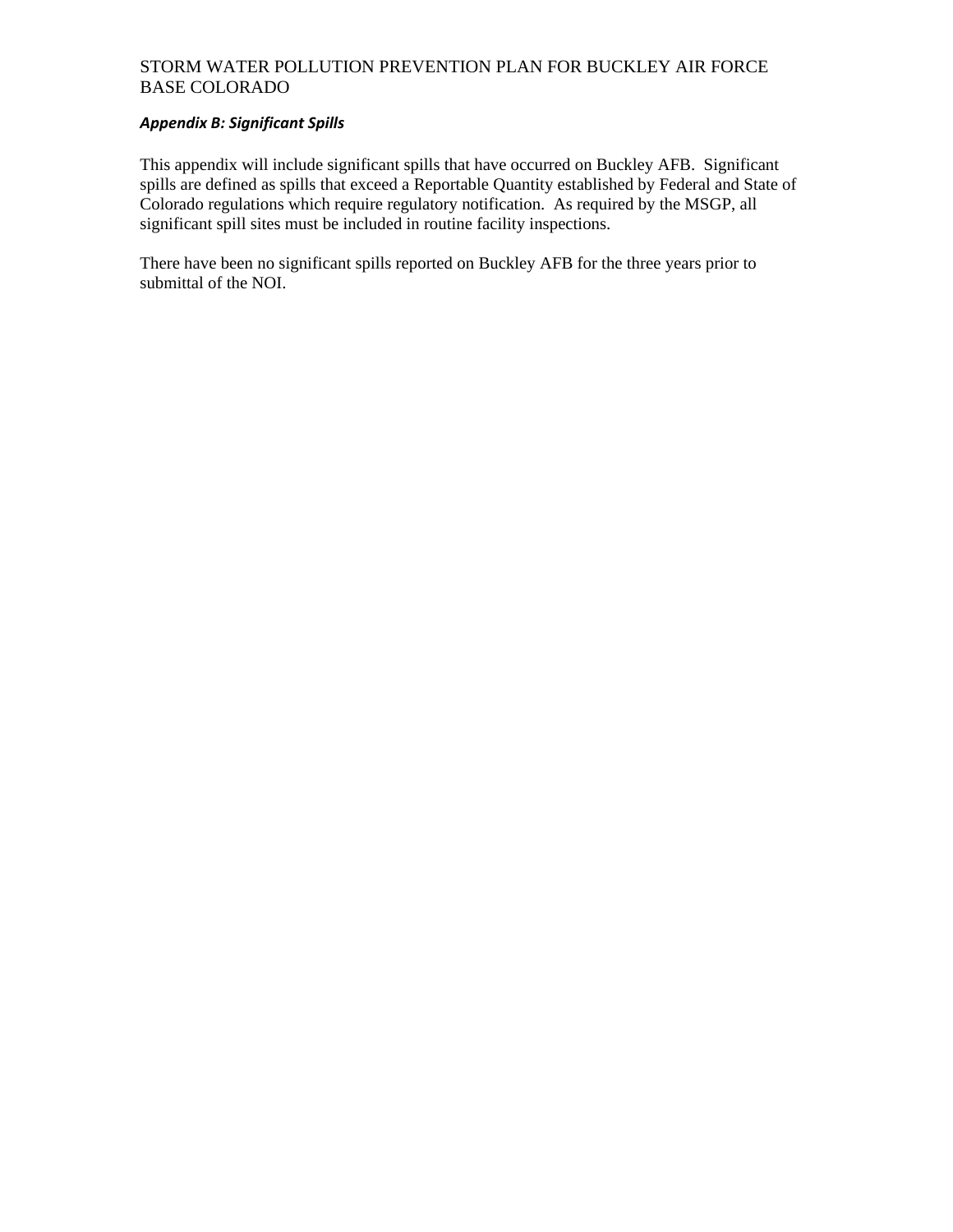## *Appendix B: Significant Spills*

This appendix will include significant spills that have occurred on Buckley AFB. Significant spills are defined as spills that exceed a Reportable Quantity established by Federal and State of Colorado regulations which require regulatory notification. As required by the MSGP, all significant spill sites must be included in routine facility inspections.

There have been no significant spills reported on Buckley AFB for the three years prior to submittal of the NOI.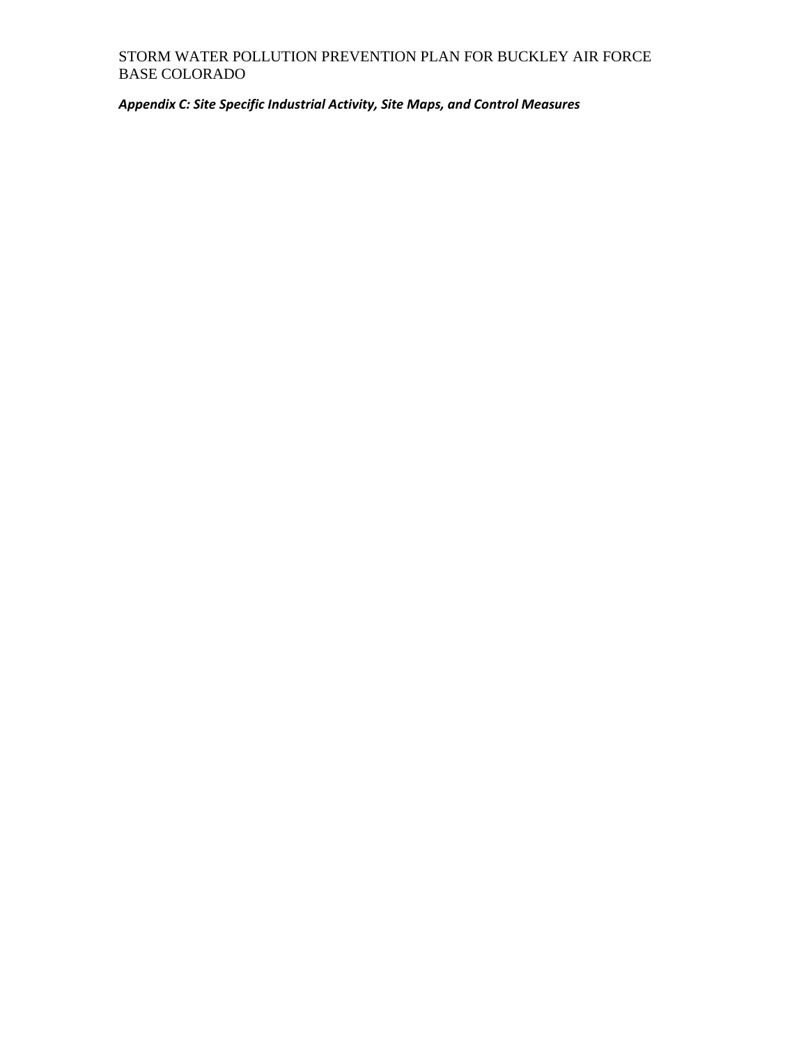***Appendix C: Site Specific Industrial Activity, Site Maps, and Control Measures***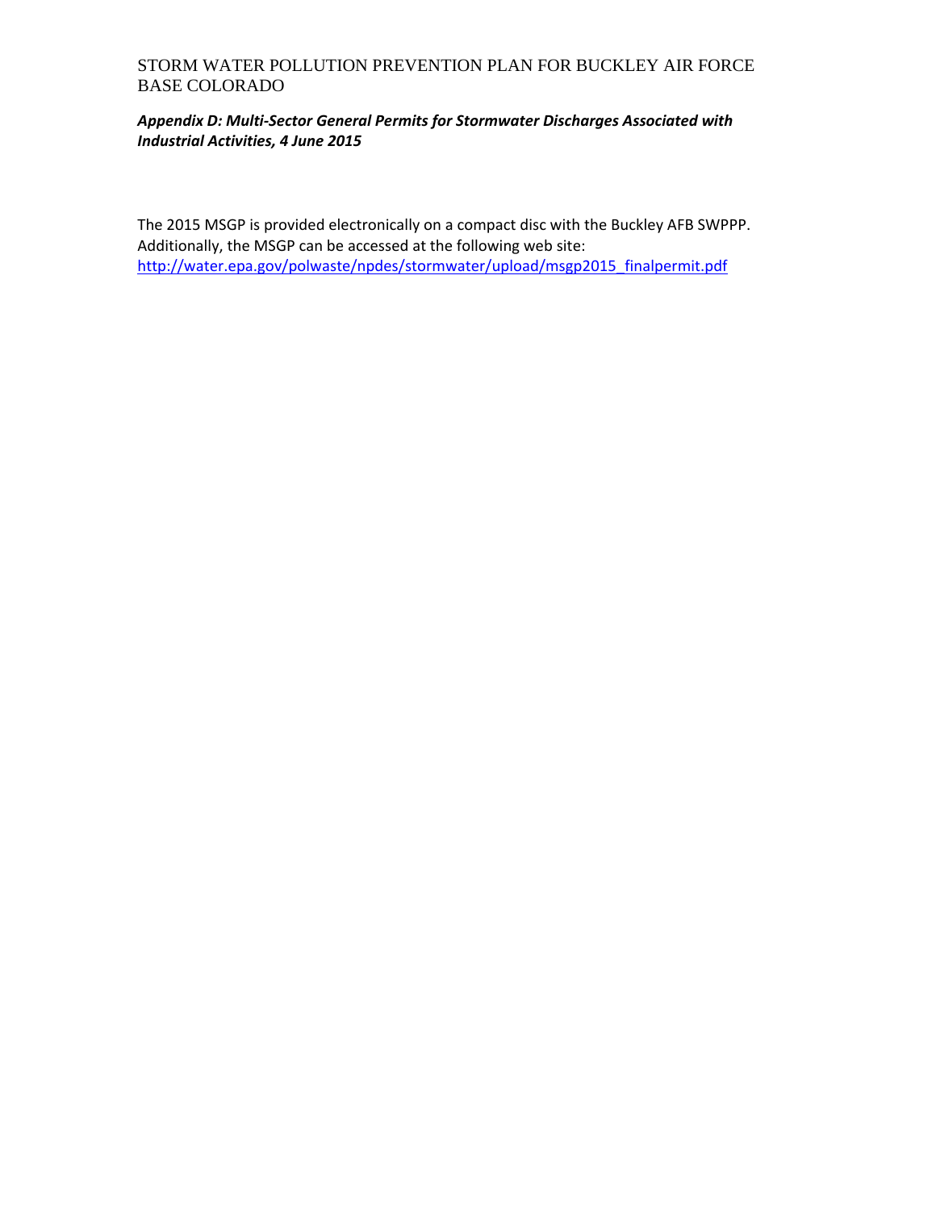## *Appendix D: Multi-Sector General Permits for Stormwater Discharges Associated with Industrial Activities, 4 June 2015*

The 2015 MSGP is provided electronically on a compact disc with the Buckley AFB SWPPP. Additionally, the MSGP can be accessed at the following web site: http://water.epa.gov/polwaste/npdes/stormwater/upload/msgp2015_finalpermit.pdf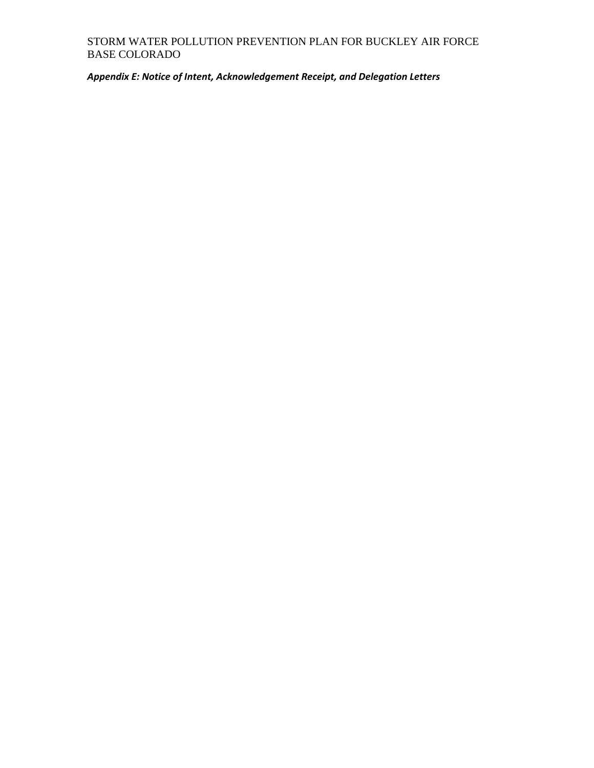***Appendix E: Notice of Intent, Acknowledgement Receipt, and Delegation Letters***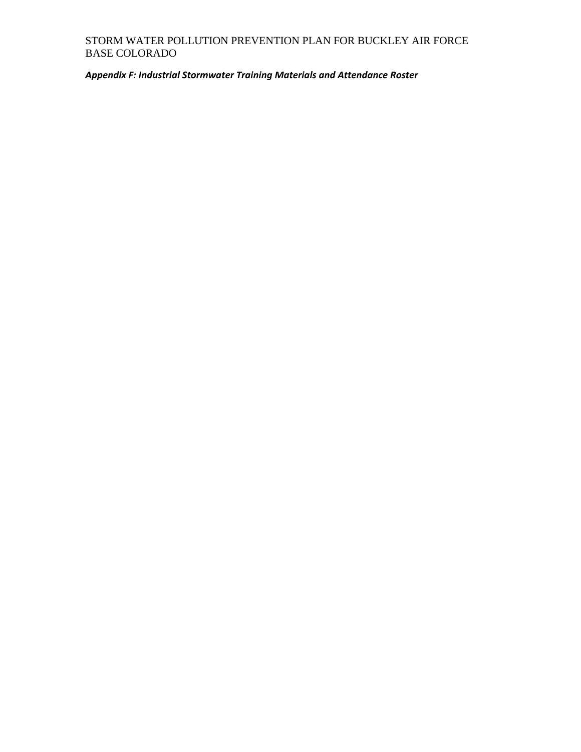*Appendix F: Industrial Stormwater Training Materials and Attendance Roster*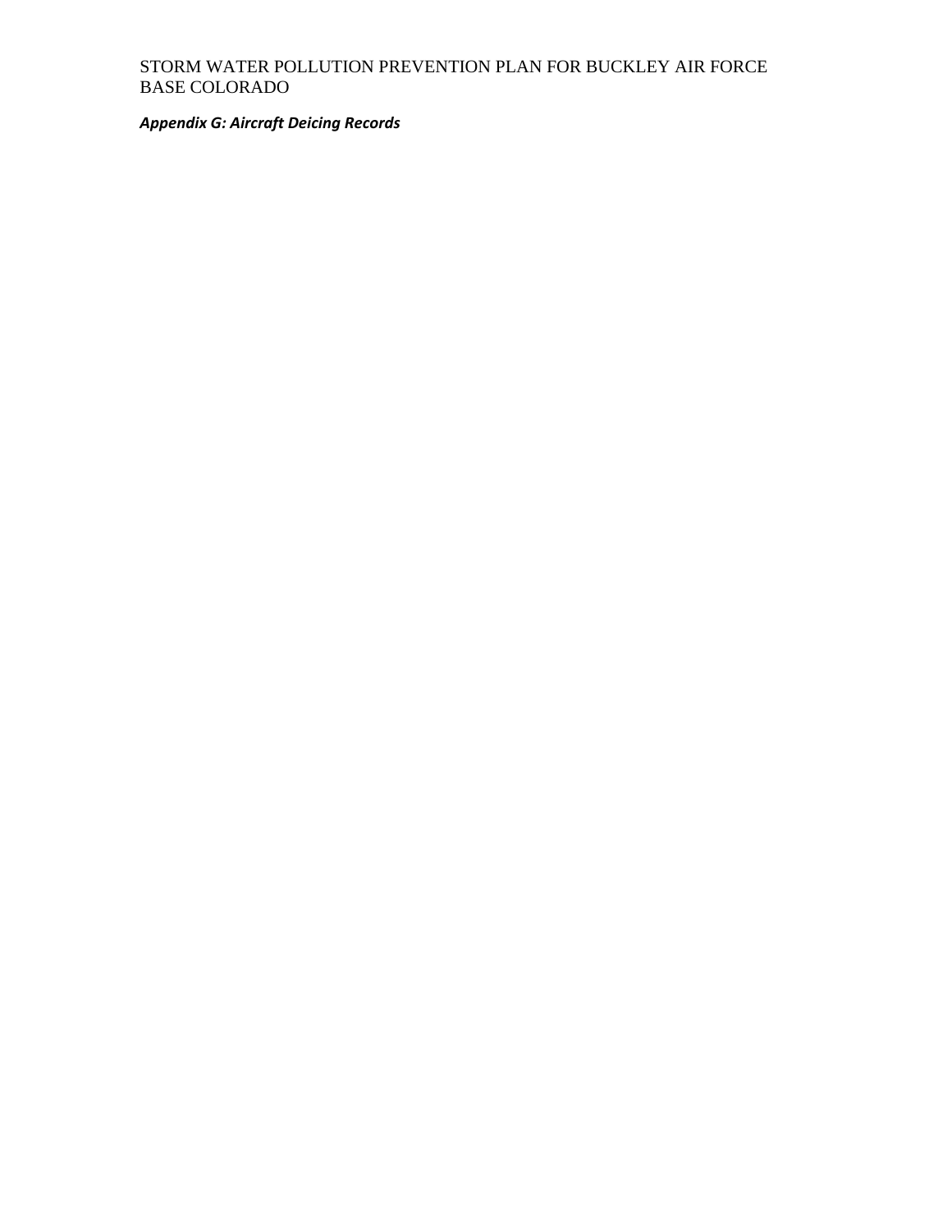***Appendix G: Aircraft Deicing Records***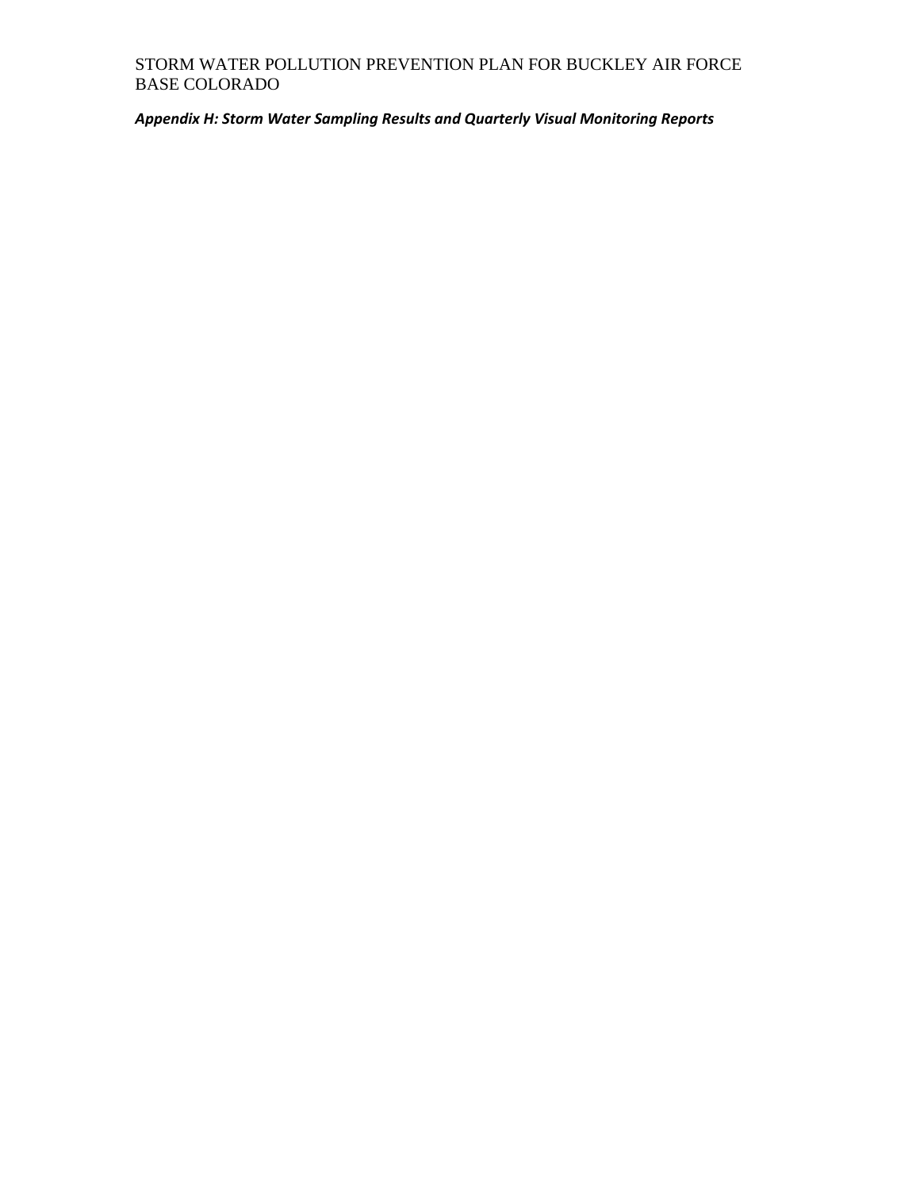*Appendix H: Storm Water Sampling Results and Quarterly Visual Monitoring Reports*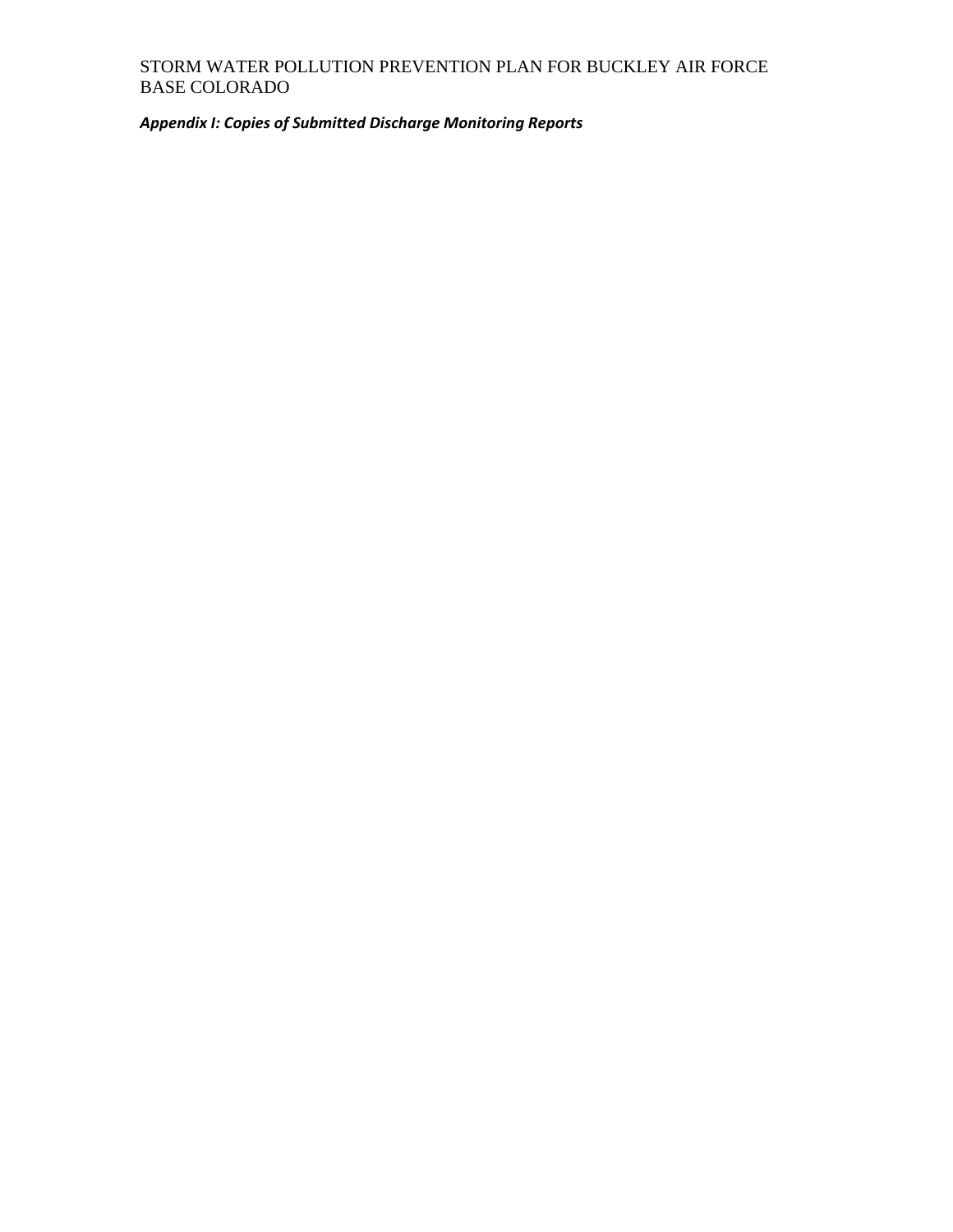***Appendix I: Copies of Submitted Discharge Monitoring Reports***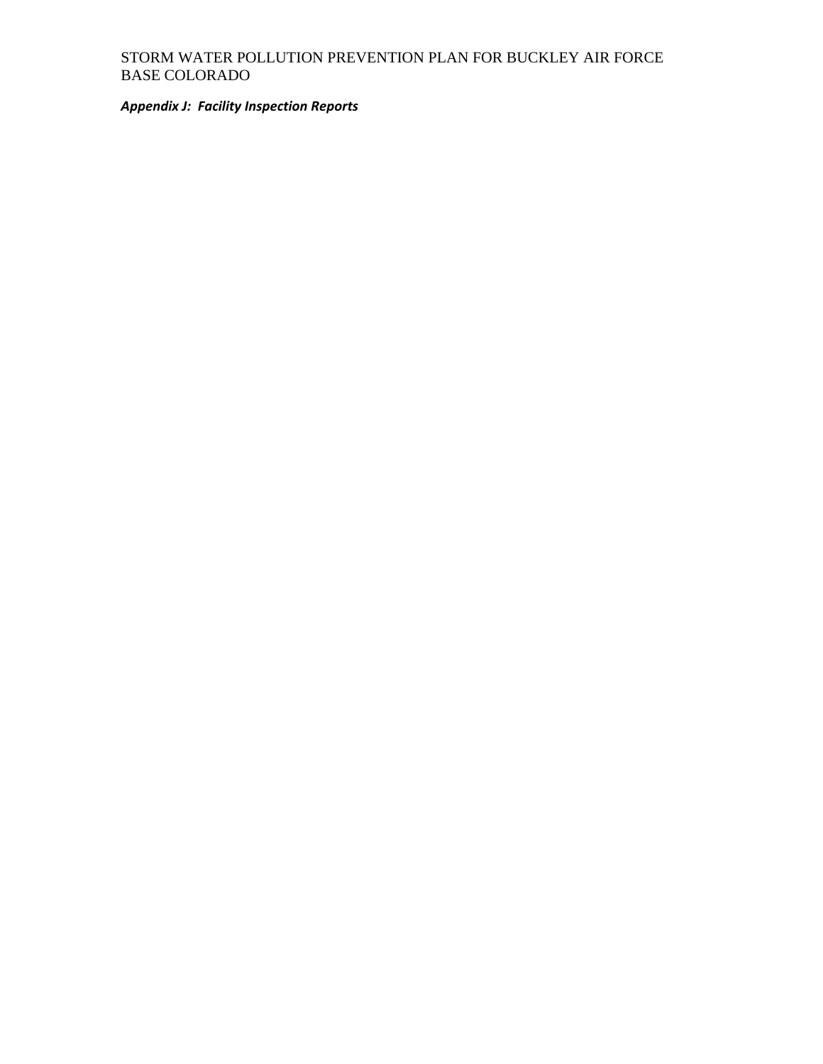*Appendix J: Facility Inspection Reports*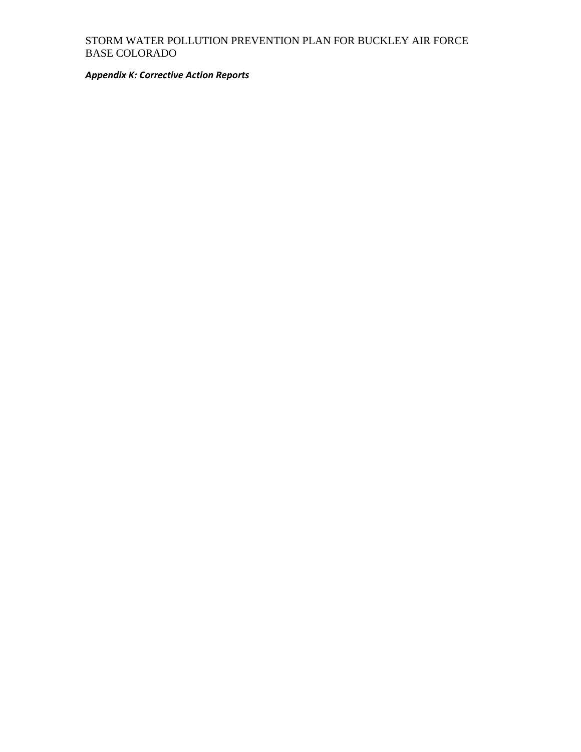***Appendix K: Corrective Action Reports***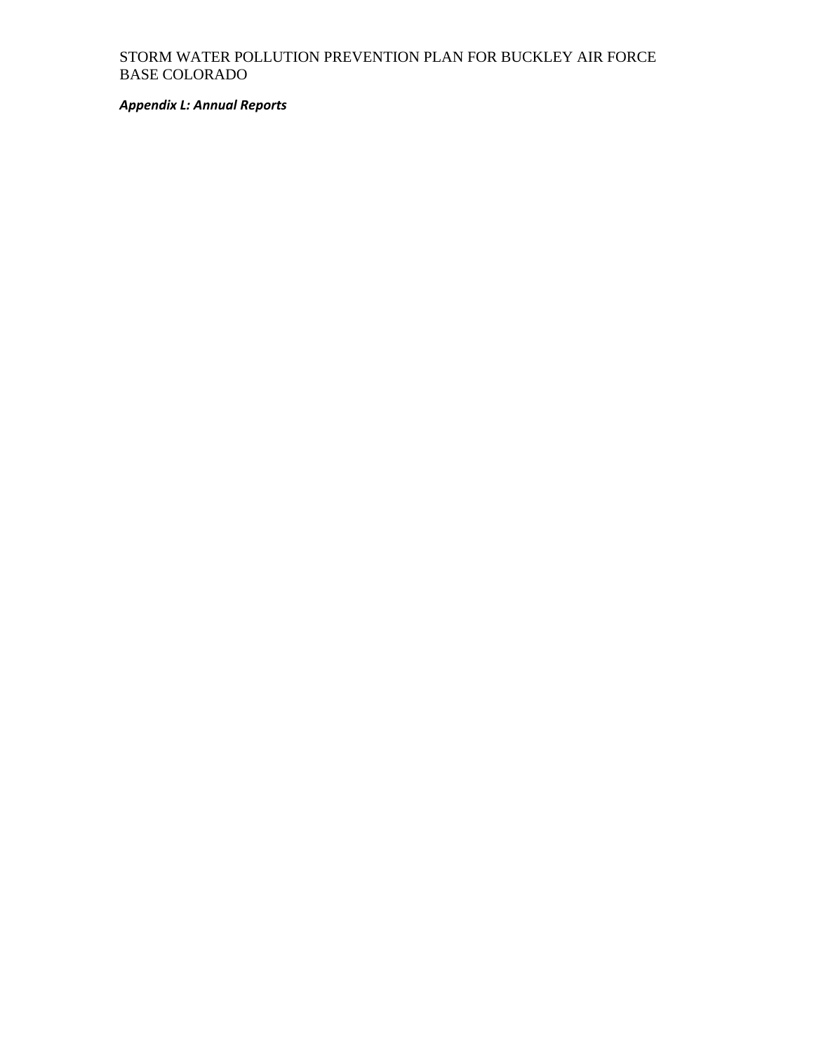***Appendix L: Annual Reports***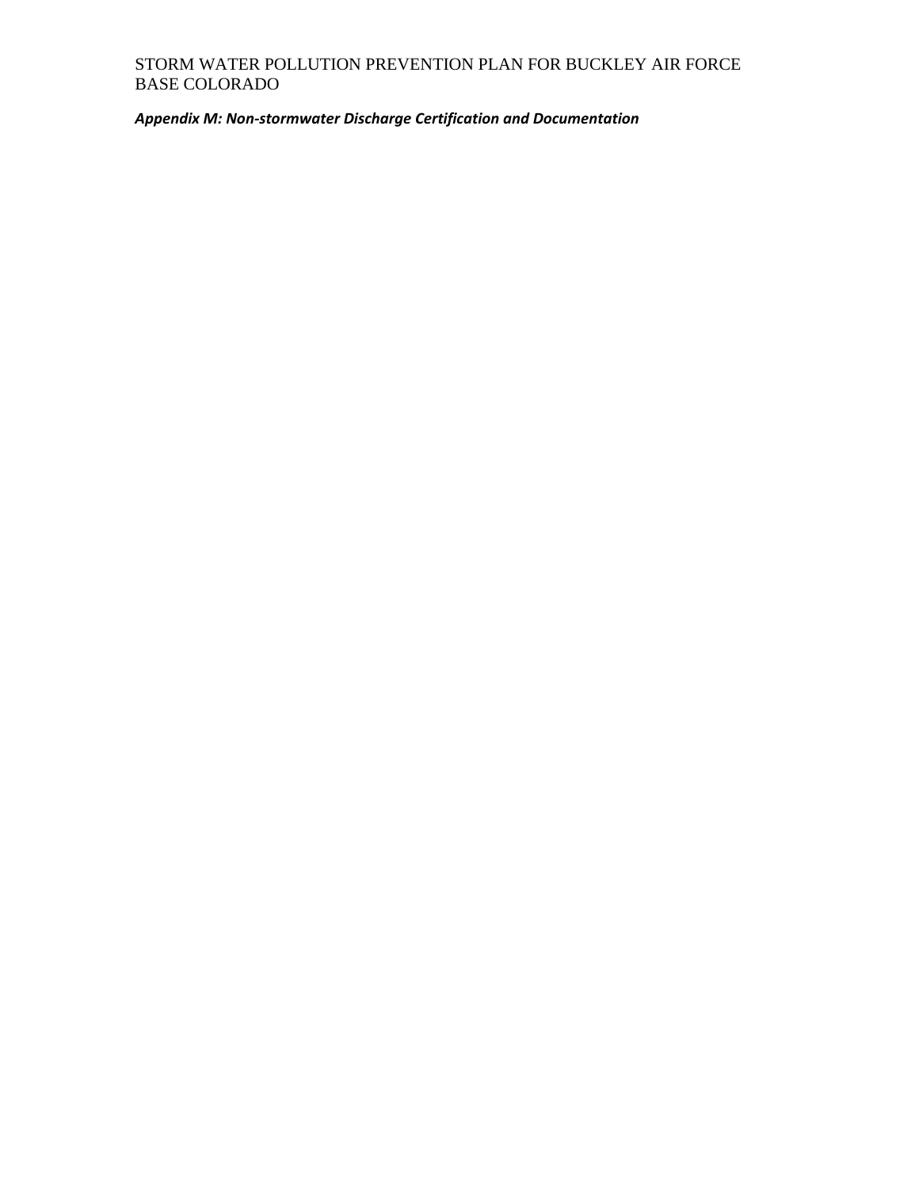***Appendix M: Non-stormwater Discharge Certification and Documentation***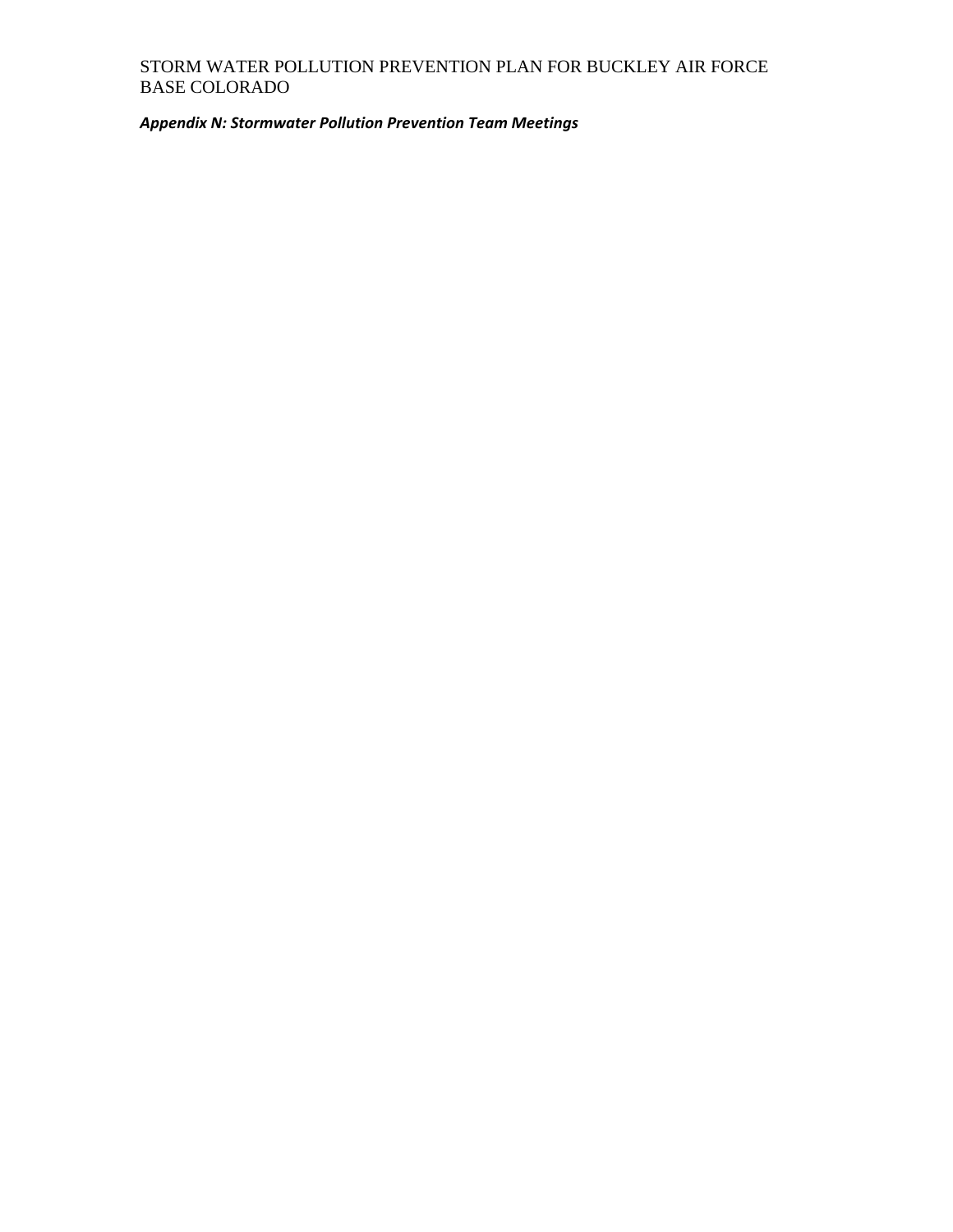***Appendix N: Stormwater Pollution Prevention Team Meetings***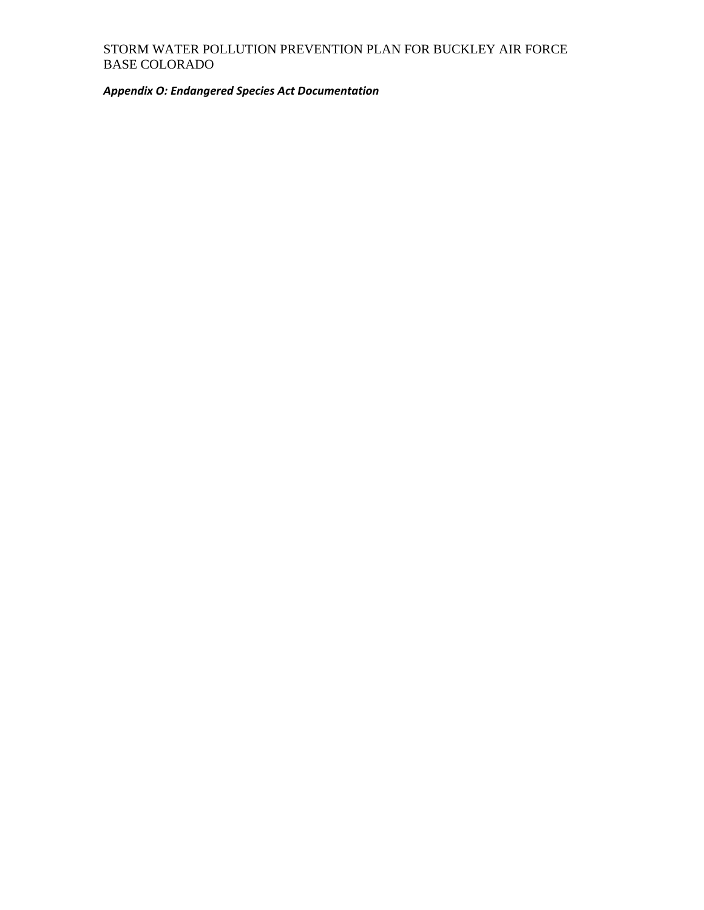***Appendix O: Endangered Species Act Documentation***